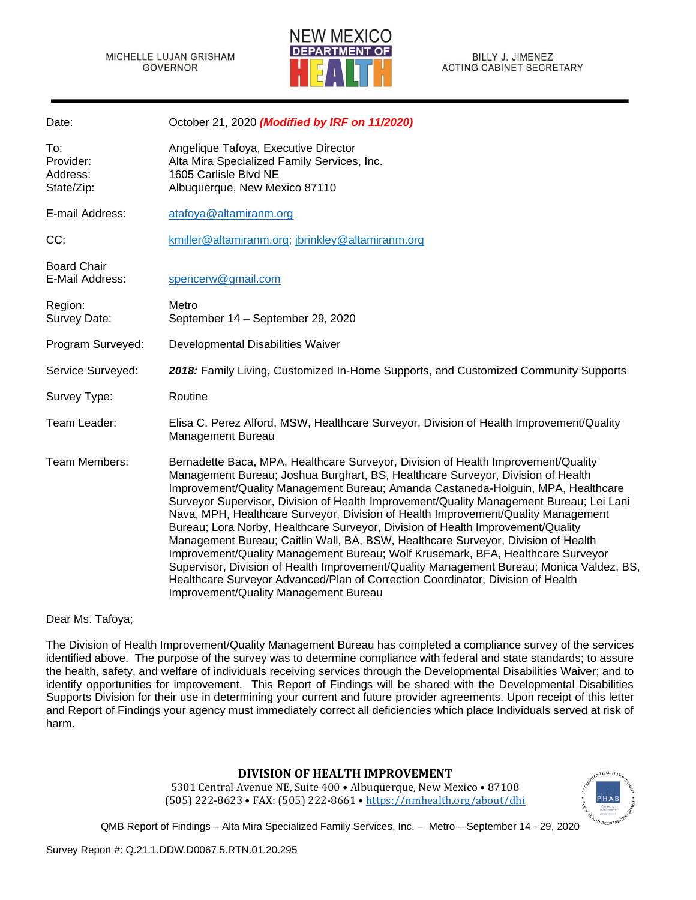MICHELLE LUJAN GRISHAM
GOVERNOR

NEW MEXICO DEPARTMENT OF HEALTH

BILLY J. JIMENEZ
ACTING CABINET SECRETARY

| | |
|---|---|
| Date: | October 21, 2020 ***(Modified by IRF on 11/2020)*** |
| To: | Angelique Tafoya, Executive Director |
| Provider: | Alta Mira Specialized Family Services, Inc. |
| Address: | 1605 Carlisle Blvd NE |
| State/Zip: | Albuquerque, New Mexico 87110 |
| E-mail Address: | atafoya@altamiranm.org |
| CC: | kmiller@altamiranm.org; jbrinkley@altamiranm.org |
| Board Chair E-Mail Address: | spencerw@gmail.com |
| Region: | Metro |
| Survey Date: | September 14 – September 29, 2020 |
| Program Surveyed: | Developmental Disabilities Waiver |
| Service Surveyed: | ***2018:*** Family Living, Customized In-Home Supports, and Customized Community Supports |
| Survey Type: | Routine |
| Team Leader: | Elisa C. Perez Alford, MSW, Healthcare Surveyor, Division of Health Improvement/Quality Management Bureau |
| Team Members: | Bernadette Baca, MPA, Healthcare Surveyor, Division of Health Improvement/Quality Management Bureau; Joshua Burghart, BS, Healthcare Surveyor, Division of Health Improvement/Quality Management Bureau; Amanda Castaneda-Holguin, MPA, Healthcare Surveyor Supervisor, Division of Health Improvement/Quality Management Bureau; Lei Lani Nava, MPH, Healthcare Surveyor, Division of Health Improvement/Quality Management Bureau; Lora Norby, Healthcare Surveyor, Division of Health Improvement/Quality Management Bureau; Caitlin Wall, BA, BSW, Healthcare Surveyor, Division of Health Improvement/Quality Management Bureau; Wolf Krusemark, BFA, Healthcare Surveyor Supervisor, Division of Health Improvement/Quality Management Bureau; Monica Valdez, BS, Healthcare Surveyor Advanced/Plan of Correction Coordinator, Division of Health Improvement/Quality Management Bureau |

Dear Ms. Tafoya;

The Division of Health Improvement/Quality Management Bureau has completed a compliance survey of the services identified above. The purpose of the survey was to determine compliance with federal and state standards; to assure the health, safety, and welfare of individuals receiving services through the Developmental Disabilities Waiver; and to identify opportunities for improvement. This Report of Findings will be shared with the Developmental Disabilities Supports Division for their use in determining your current and future provider agreements. Upon receipt of this letter and Report of Findings your agency must immediately correct all deficiencies which place Individuals served at risk of harm.

**DIVISION OF HEALTH IMPROVEMENT**
5301 Central Avenue NE, Suite 400 • Albuquerque, New Mexico • 87108
(505) 222-8623 • FAX: (505) 222-8661 • https://nmhealth.org/about/dhi

Survey Report #: Q.21.1.DDW.D0067.5.RTN.01.20.295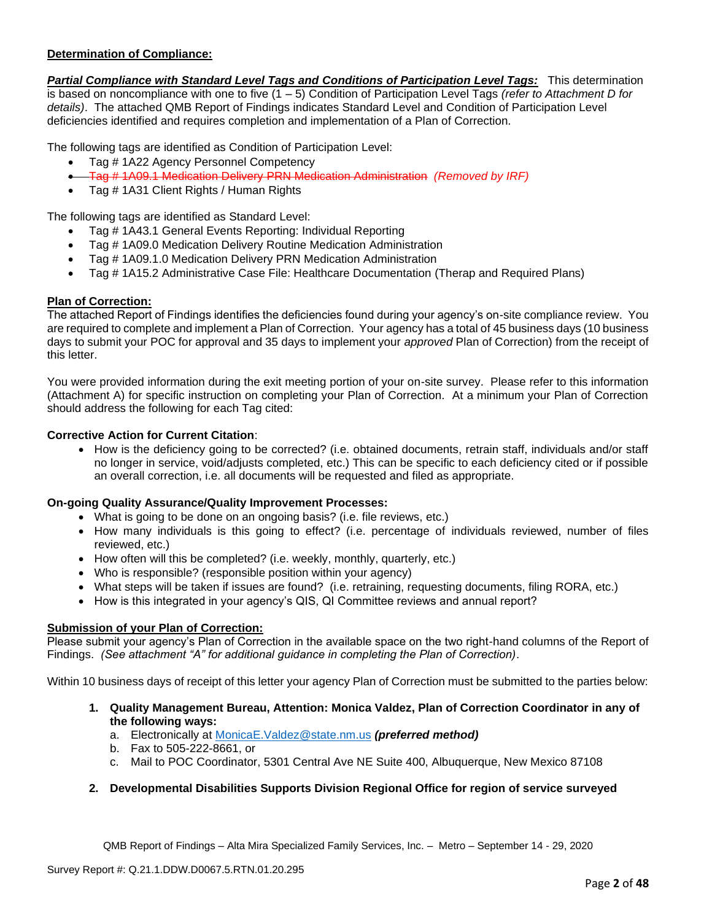**Determination of Compliance:**

***Partial Compliance with Standard Level Tags and Conditions of Participation Level Tags:*** This determination is based on noncompliance with one to five (1 – 5) Condition of Participation Level Tags *(refer to Attachment D for details)*. The attached QMB Report of Findings indicates Standard Level and Condition of Participation Level deficiencies identified and requires completion and implementation of a Plan of Correction.

The following tags are identified as Condition of Participation Level:

- Tag # 1A22 Agency Personnel Competency
- ~~Tag # 1A09.1 Medication Delivery PRN Medication Administration~~ *(Removed by IRF)*
- Tag # 1A31 Client Rights / Human Rights

The following tags are identified as Standard Level:

- Tag # 1A43.1 General Events Reporting: Individual Reporting
- Tag # 1A09.0 Medication Delivery Routine Medication Administration
- Tag # 1A09.1.0 Medication Delivery PRN Medication Administration
- Tag # 1A15.2 Administrative Case File: Healthcare Documentation (Therap and Required Plans)

**Plan of Correction:**

The attached Report of Findings identifies the deficiencies found during your agency's on-site compliance review. You are required to complete and implement a Plan of Correction. Your agency has a total of 45 business days (10 business days to submit your POC for approval and 35 days to implement your *approved* Plan of Correction) from the receipt of this letter.

You were provided information during the exit meeting portion of your on-site survey. Please refer to this information (Attachment A) for specific instruction on completing your Plan of Correction. At a minimum your Plan of Correction should address the following for each Tag cited:

**Corrective Action for Current Citation**:

- How is the deficiency going to be corrected? (i.e. obtained documents, retrain staff, individuals and/or staff no longer in service, void/adjusts completed, etc.) This can be specific to each deficiency cited or if possible an overall correction, i.e. all documents will be requested and filed as appropriate.

**On-going Quality Assurance/Quality Improvement Processes:**

- What is going to be done on an ongoing basis? (i.e. file reviews, etc.)
- How many individuals is this going to effect? (i.e. percentage of individuals reviewed, number of files reviewed, etc.)
- How often will this be completed? (i.e. weekly, monthly, quarterly, etc.)
- Who is responsible? (responsible position within your agency)
- What steps will be taken if issues are found? (i.e. retraining, requesting documents, filing RORA, etc.)
- How is this integrated in your agency's QIS, QI Committee reviews and annual report?

**Submission of your Plan of Correction:**

Please submit your agency's Plan of Correction in the available space on the two right-hand columns of the Report of Findings. *(See attachment "A" for additional guidance in completing the Plan of Correction)*.

Within 10 business days of receipt of this letter your agency Plan of Correction must be submitted to the parties below:

1. **Quality Management Bureau, Attention: Monica Valdez, Plan of Correction Coordinator in any of the following ways:**
   a. Electronically at MonicaE.Valdez@state.nm.us ***(preferred method)***
   b. Fax to 505-222-8661, or
   c. Mail to POC Coordinator, 5301 Central Ave NE Suite 400, Albuquerque, New Mexico 87108

2. **Developmental Disabilities Supports Division Regional Office for region of service surveyed**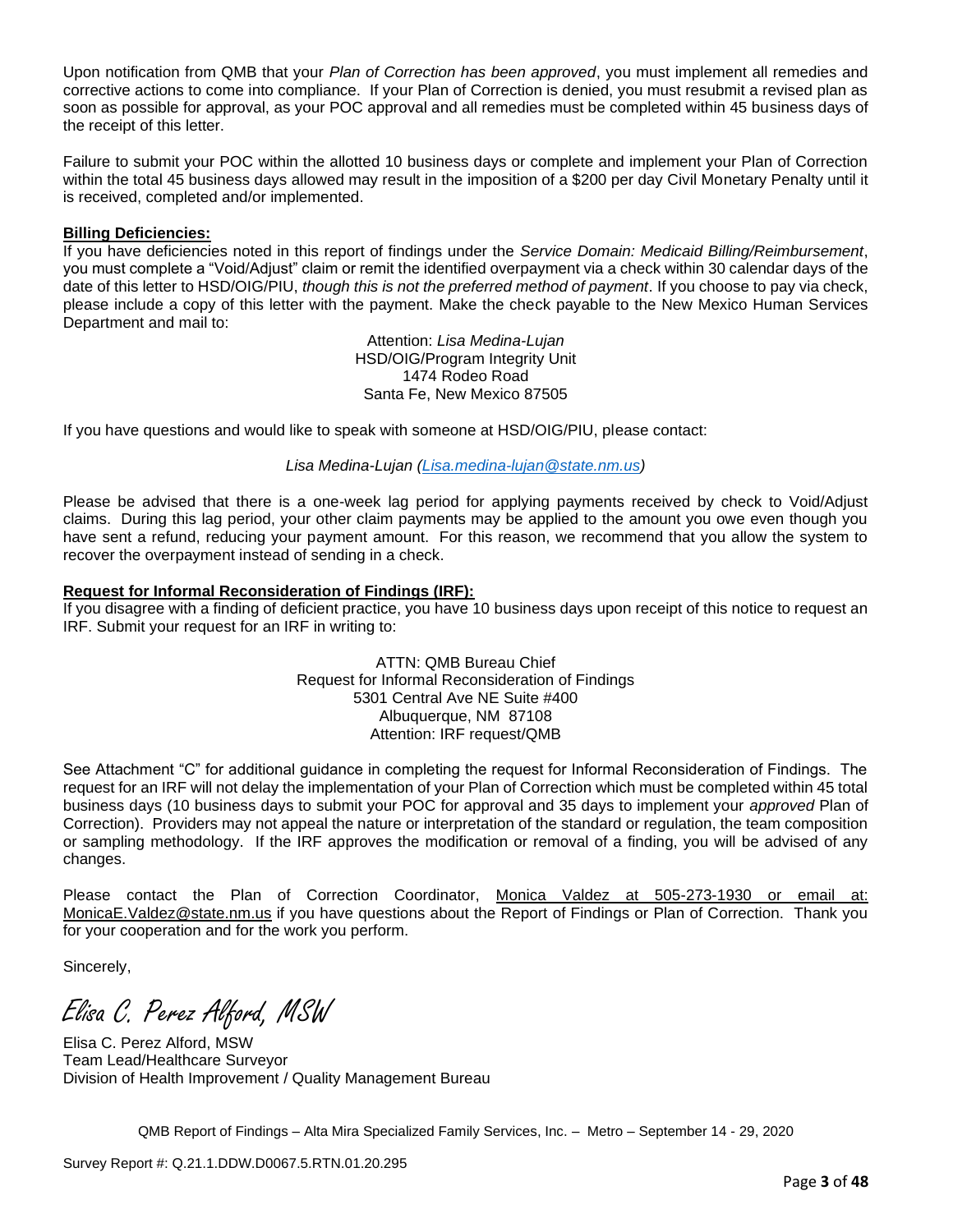Upon notification from QMB that your *Plan of Correction has been approved*, you must implement all remedies and corrective actions to come into compliance. If your Plan of Correction is denied, you must resubmit a revised plan as soon as possible for approval, as your POC approval and all remedies must be completed within 45 business days of the receipt of this letter.

Failure to submit your POC within the allotted 10 business days or complete and implement your Plan of Correction within the total 45 business days allowed may result in the imposition of a $200 per day Civil Monetary Penalty until it is received, completed and/or implemented.

**Billing Deficiencies:**
If you have deficiencies noted in this report of findings under the *Service Domain: Medicaid Billing/Reimbursement*, you must complete a "Void/Adjust" claim or remit the identified overpayment via a check within 30 calendar days of the date of this letter to HSD/OIG/PIU, *though this is not the preferred method of payment*. If you choose to pay via check, please include a copy of this letter with the payment. Make the check payable to the New Mexico Human Services Department and mail to:

Attention: *Lisa Medina-Lujan*
HSD/OIG/Program Integrity Unit
1474 Rodeo Road
Santa Fe, New Mexico 87505

If you have questions and would like to speak with someone at HSD/OIG/PIU, please contact:

*Lisa Medina-Lujan (Lisa.medina-lujan@state.nm.us)*

Please be advised that there is a one-week lag period for applying payments received by check to Void/Adjust claims. During this lag period, your other claim payments may be applied to the amount you owe even though you have sent a refund, reducing your payment amount. For this reason, we recommend that you allow the system to recover the overpayment instead of sending in a check.

**Request for Informal Reconsideration of Findings (IRF):**
If you disagree with a finding of deficient practice, you have 10 business days upon receipt of this notice to request an IRF. Submit your request for an IRF in writing to:

ATTN: QMB Bureau Chief
Request for Informal Reconsideration of Findings
5301 Central Ave NE Suite #400
Albuquerque, NM 87108
Attention: IRF request/QMB

See Attachment "C" for additional guidance in completing the request for Informal Reconsideration of Findings. The request for an IRF will not delay the implementation of your Plan of Correction which must be completed within 45 total business days (10 business days to submit your POC for approval and 35 days to implement your *approved* Plan of Correction). Providers may not appeal the nature or interpretation of the standard or regulation, the team composition or sampling methodology. If the IRF approves the modification or removal of a finding, you will be advised of any changes.

Please contact the Plan of Correction Coordinator, Monica Valdez at 505-273-1930 or email at: MonicaE.Valdez@state.nm.us if you have questions about the Report of Findings or Plan of Correction. Thank you for your cooperation and for the work you perform.

Sincerely,

*Elisa C. Perez Alford, MSW*

Elisa C. Perez Alford, MSW
Team Lead/Healthcare Surveyor
Division of Health Improvement / Quality Management Bureau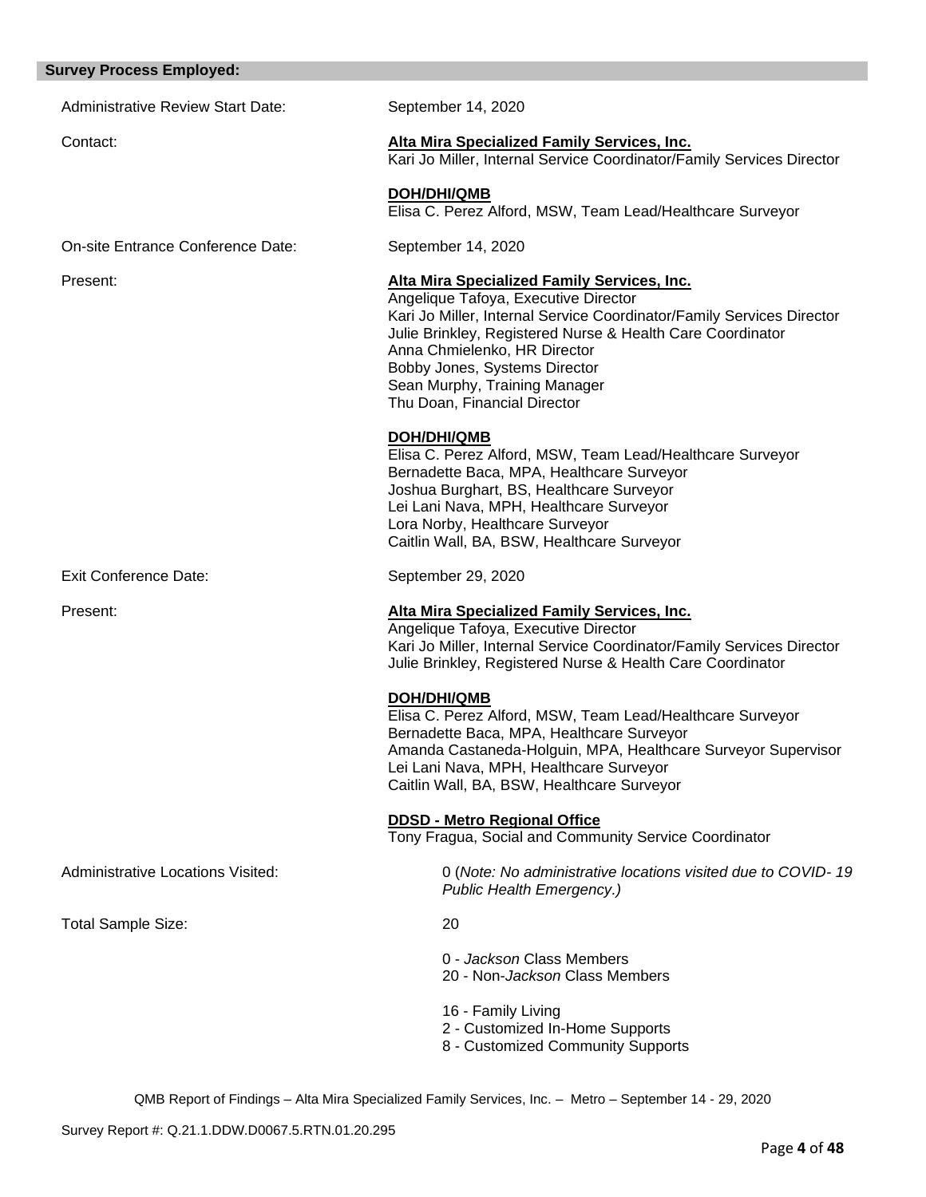**Survey Process Employed:**

Administrative Review Start Date: September 14, 2020

Contact:

**Alta Mira Specialized Family Services, Inc.**
Kari Jo Miller, Internal Service Coordinator/Family Services Director

**DOH/DHI/QMB**
Elisa C. Perez Alford, MSW, Team Lead/Healthcare Surveyor

On-site Entrance Conference Date: September 14, 2020

Present:

**Alta Mira Specialized Family Services, Inc.**
Angelique Tafoya, Executive Director
Kari Jo Miller, Internal Service Coordinator/Family Services Director
Julie Brinkley, Registered Nurse & Health Care Coordinator
Anna Chmielenko, HR Director
Bobby Jones, Systems Director
Sean Murphy, Training Manager
Thu Doan, Financial Director

**DOH/DHI/QMB**
Elisa C. Perez Alford, MSW, Team Lead/Healthcare Surveyor
Bernadette Baca, MPA, Healthcare Surveyor
Joshua Burghart, BS, Healthcare Surveyor
Lei Lani Nava, MPH, Healthcare Surveyor
Lora Norby, Healthcare Surveyor
Caitlin Wall, BA, BSW, Healthcare Surveyor

Exit Conference Date: September 29, 2020

Present:

**Alta Mira Specialized Family Services, Inc.**
Angelique Tafoya, Executive Director
Kari Jo Miller, Internal Service Coordinator/Family Services Director
Julie Brinkley, Registered Nurse & Health Care Coordinator

**DOH/DHI/QMB**
Elisa C. Perez Alford, MSW, Team Lead/Healthcare Surveyor
Bernadette Baca, MPA, Healthcare Surveyor
Amanda Castaneda-Holguin, MPA, Healthcare Surveyor Supervisor
Lei Lani Nava, MPH, Healthcare Surveyor
Caitlin Wall, BA, BSW, Healthcare Surveyor

**DDSD - Metro Regional Office**
Tony Fragua, Social and Community Service Coordinator

Administrative Locations Visited: 0 (*Note: No administrative locations visited due to COVID- 19 Public Health Emergency.)*

Total Sample Size: 20

0 - *Jackson* Class Members
20 - Non-*Jackson* Class Members

16 - Family Living
2 - Customized In-Home Supports
8 - Customized Community Supports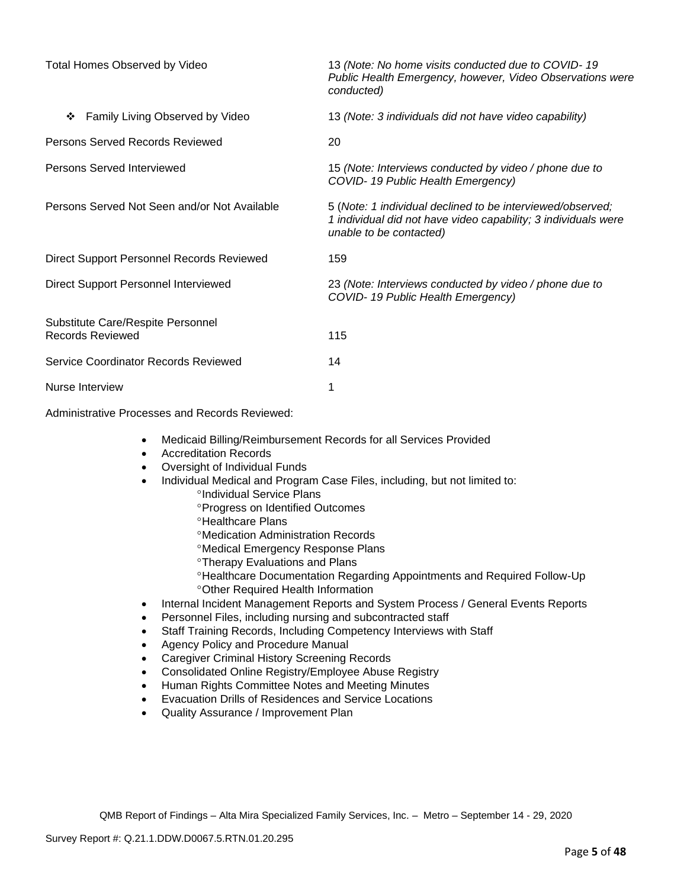| | |
|---|---|
| Total Homes Observed by Video | 13 *(Note: No home visits conducted due to COVID- 19 Public Health Emergency, however, Video Observations were conducted)* |
| ❖ Family Living Observed by Video | 13 *(Note: 3 individuals did not have video capability)* |
| Persons Served Records Reviewed | 20 |
| Persons Served Interviewed | 15 *(Note: Interviews conducted by video / phone due to COVID- 19 Public Health Emergency)* |
| Persons Served Not Seen and/or Not Available | 5 (*Note: 1 individual declined to be interviewed/observed; 1 individual did not have video capability; 3 individuals were unable to be contacted)* |
| Direct Support Personnel Records Reviewed | 159 |
| Direct Support Personnel Interviewed | 23 *(Note: Interviews conducted by video / phone due to COVID- 19 Public Health Emergency)* |
| Substitute Care/Respite Personnel Records Reviewed | 115 |
| Service Coordinator Records Reviewed | 14 |
| Nurse Interview | 1 |

Administrative Processes and Records Reviewed:

- Medicaid Billing/Reimbursement Records for all Services Provided
- Accreditation Records
- Oversight of Individual Funds
- Individual Medical and Program Case Files, including, but not limited to:
  - °Individual Service Plans
  - °Progress on Identified Outcomes
  - °Healthcare Plans
  - °Medication Administration Records
  - °Medical Emergency Response Plans
  - °Therapy Evaluations and Plans
  - °Healthcare Documentation Regarding Appointments and Required Follow-Up
  - °Other Required Health Information
- Internal Incident Management Reports and System Process / General Events Reports
- Personnel Files, including nursing and subcontracted staff
- Staff Training Records, Including Competency Interviews with Staff
- Agency Policy and Procedure Manual
- Caregiver Criminal History Screening Records
- Consolidated Online Registry/Employee Abuse Registry
- Human Rights Committee Notes and Meeting Minutes
- Evacuation Drills of Residences and Service Locations
- Quality Assurance / Improvement Plan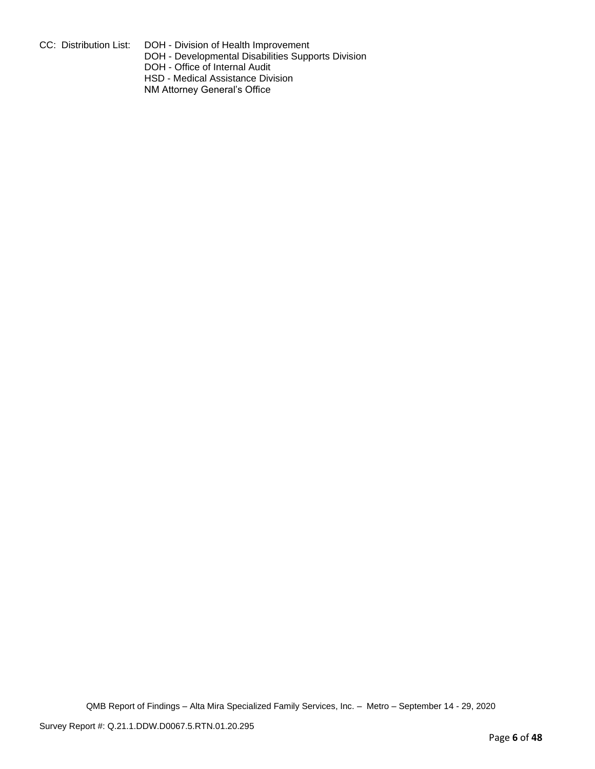CC: Distribution List: DOH - Division of Health Improvement
DOH - Developmental Disabilities Supports Division
DOH - Office of Internal Audit
HSD - Medical Assistance Division
NM Attorney General's Office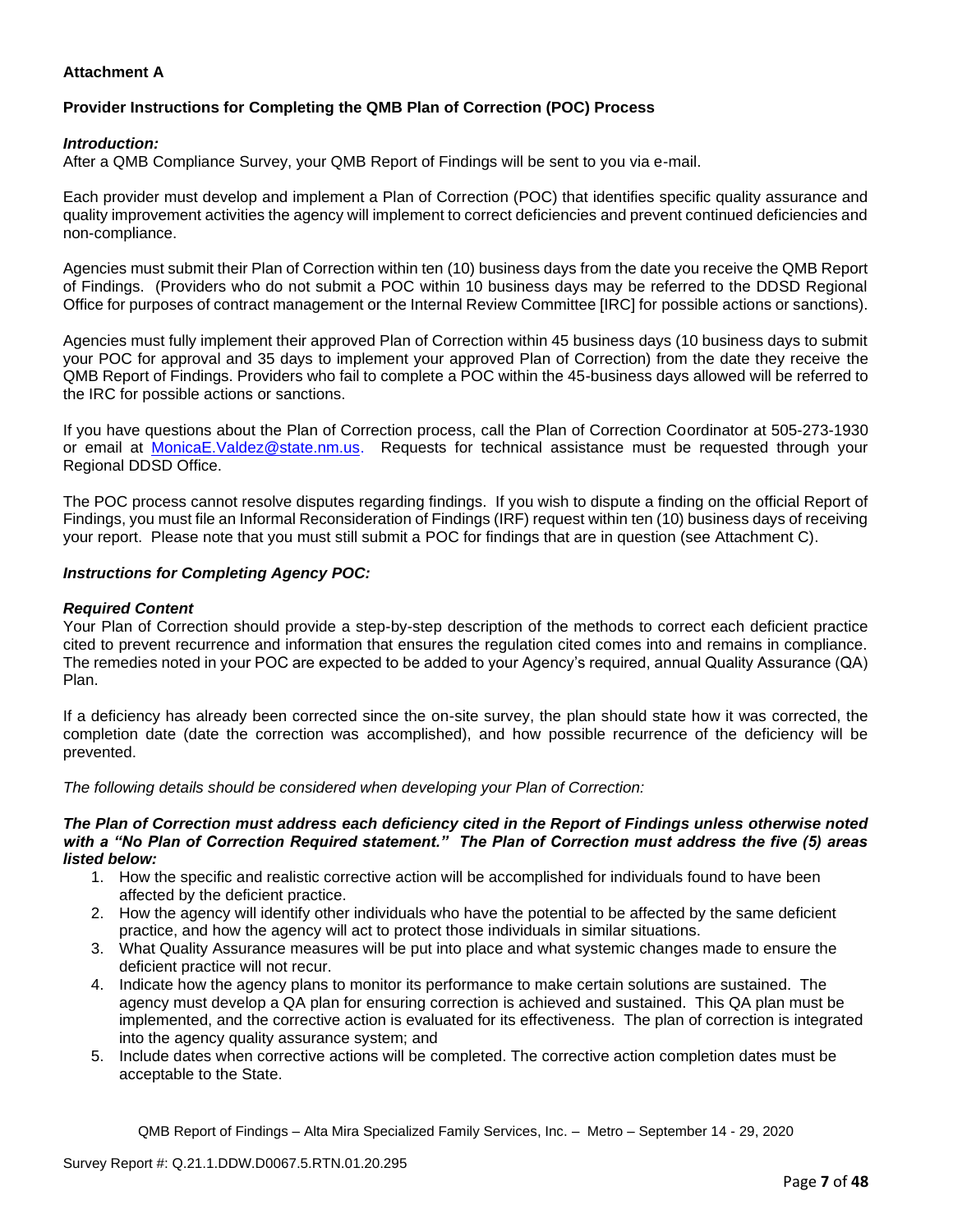**Attachment A**

**Provider Instructions for Completing the QMB Plan of Correction (POC) Process**

***Introduction:***

After a QMB Compliance Survey, your QMB Report of Findings will be sent to you via e-mail.

Each provider must develop and implement a Plan of Correction (POC) that identifies specific quality assurance and quality improvement activities the agency will implement to correct deficiencies and prevent continued deficiencies and non-compliance.

Agencies must submit their Plan of Correction within ten (10) business days from the date you receive the QMB Report of Findings. (Providers who do not submit a POC within 10 business days may be referred to the DDSD Regional Office for purposes of contract management or the Internal Review Committee [IRC] for possible actions or sanctions).

Agencies must fully implement their approved Plan of Correction within 45 business days (10 business days to submit your POC for approval and 35 days to implement your approved Plan of Correction) from the date they receive the QMB Report of Findings. Providers who fail to complete a POC within the 45-business days allowed will be referred to the IRC for possible actions or sanctions.

If you have questions about the Plan of Correction process, call the Plan of Correction Coordinator at 505-273-1930 or email at MonicaE.Valdez@state.nm.us. Requests for technical assistance must be requested through your Regional DDSD Office.

The POC process cannot resolve disputes regarding findings. If you wish to dispute a finding on the official Report of Findings, you must file an Informal Reconsideration of Findings (IRF) request within ten (10) business days of receiving your report. Please note that you must still submit a POC for findings that are in question (see Attachment C).

***Instructions for Completing Agency POC:***

***Required Content***

Your Plan of Correction should provide a step-by-step description of the methods to correct each deficient practice cited to prevent recurrence and information that ensures the regulation cited comes into and remains in compliance. The remedies noted in your POC are expected to be added to your Agency's required, annual Quality Assurance (QA) Plan.

If a deficiency has already been corrected since the on-site survey, the plan should state how it was corrected, the completion date (date the correction was accomplished), and how possible recurrence of the deficiency will be prevented.

*The following details should be considered when developing your Plan of Correction:*

***The Plan of Correction must address each deficiency cited in the Report of Findings unless otherwise noted with a "No Plan of Correction Required statement." The Plan of Correction must address the five (5) areas listed below:***

1. How the specific and realistic corrective action will be accomplished for individuals found to have been affected by the deficient practice.
2. How the agency will identify other individuals who have the potential to be affected by the same deficient practice, and how the agency will act to protect those individuals in similar situations.
3. What Quality Assurance measures will be put into place and what systemic changes made to ensure the deficient practice will not recur.
4. Indicate how the agency plans to monitor its performance to make certain solutions are sustained. The agency must develop a QA plan for ensuring correction is achieved and sustained. This QA plan must be implemented, and the corrective action is evaluated for its effectiveness. The plan of correction is integrated into the agency quality assurance system; and
5. Include dates when corrective actions will be completed. The corrective action completion dates must be acceptable to the State.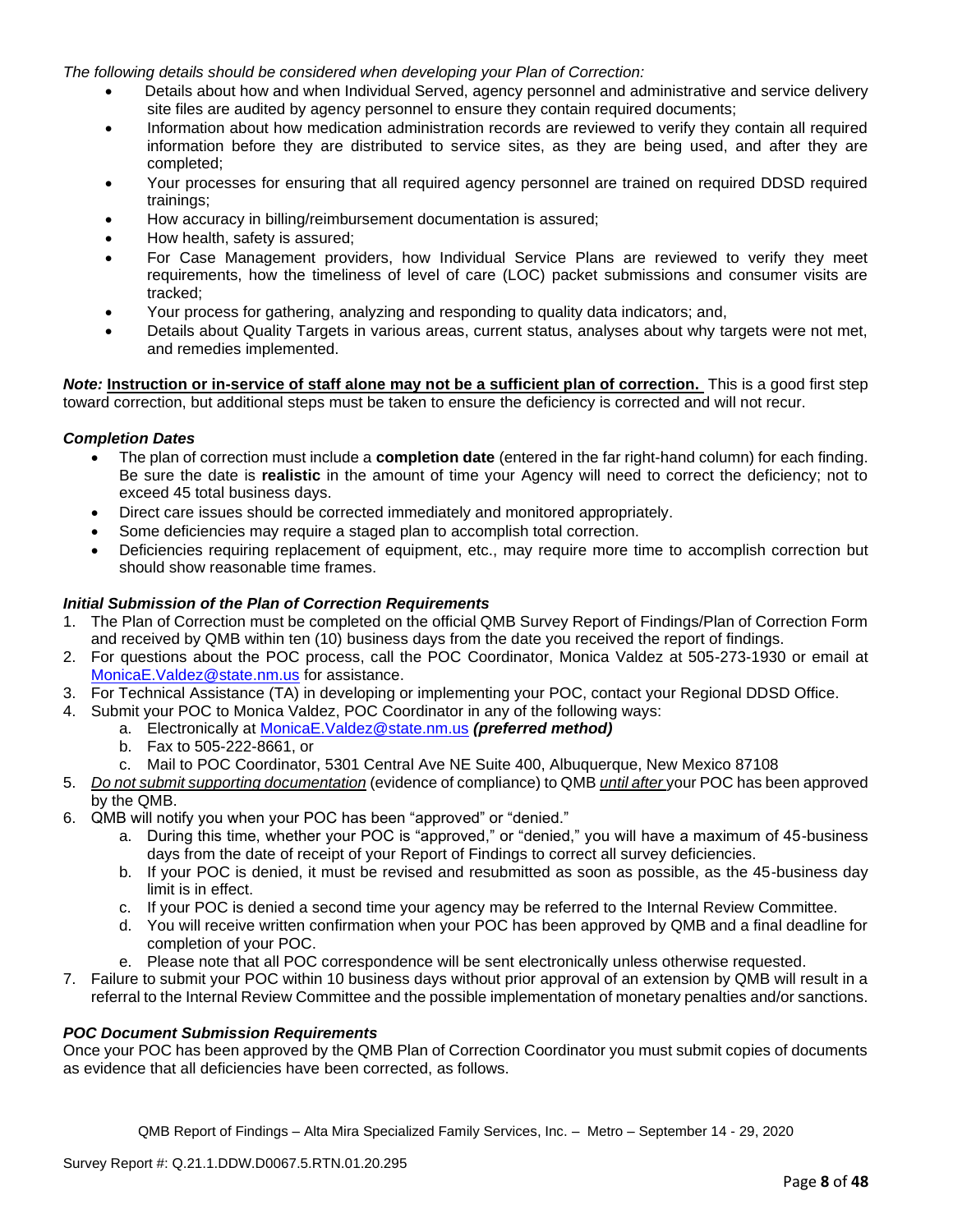*The following details should be considered when developing your Plan of Correction:*

- Details about how and when Individual Served, agency personnel and administrative and service delivery site files are audited by agency personnel to ensure they contain required documents;
- Information about how medication administration records are reviewed to verify they contain all required information before they are distributed to service sites, as they are being used, and after they are completed;
- Your processes for ensuring that all required agency personnel are trained on required DDSD required trainings;
- How accuracy in billing/reimbursement documentation is assured;
- How health, safety is assured;
- For Case Management providers, how Individual Service Plans are reviewed to verify they meet requirements, how the timeliness of level of care (LOC) packet submissions and consumer visits are tracked;
- Your process for gathering, analyzing and responding to quality data indicators; and,
- Details about Quality Targets in various areas, current status, analyses about why targets were not met, and remedies implemented.

***Note:*** **<u>Instruction or in-service of staff alone may not be a sufficient plan of correction.</u>** This is a good first step toward correction, but additional steps must be taken to ensure the deficiency is corrected and will not recur.

### *Completion Dates*

- The plan of correction must include a **completion date** (entered in the far right-hand column) for each finding. Be sure the date is **realistic** in the amount of time your Agency will need to correct the deficiency; not to exceed 45 total business days.
- Direct care issues should be corrected immediately and monitored appropriately.
- Some deficiencies may require a staged plan to accomplish total correction.
- Deficiencies requiring replacement of equipment, etc., may require more time to accomplish correction but should show reasonable time frames.

### *Initial Submission of the Plan of Correction Requirements*

1. The Plan of Correction must be completed on the official QMB Survey Report of Findings/Plan of Correction Form and received by QMB within ten (10) business days from the date you received the report of findings.
2. For questions about the POC process, call the POC Coordinator, Monica Valdez at 505-273-1930 or email at MonicaE.Valdez@state.nm.us for assistance.
3. For Technical Assistance (TA) in developing or implementing your POC, contact your Regional DDSD Office.
4. Submit your POC to Monica Valdez, POC Coordinator in any of the following ways:
   a. Electronically at MonicaE.Valdez@state.nm.us ***(preferred method)***
   b. Fax to 505-222-8661, or
   c. Mail to POC Coordinator, 5301 Central Ave NE Suite 400, Albuquerque, New Mexico 87108
5. *<u>Do not submit supporting documentation</u>* (evidence of compliance) to QMB *<u>until after</u>* your POC has been approved by the QMB.
6. QMB will notify you when your POC has been "approved" or "denied."
   a. During this time, whether your POC is "approved," or "denied," you will have a maximum of 45-business days from the date of receipt of your Report of Findings to correct all survey deficiencies.
   b. If your POC is denied, it must be revised and resubmitted as soon as possible, as the 45-business day limit is in effect.
   c. If your POC is denied a second time your agency may be referred to the Internal Review Committee.
   d. You will receive written confirmation when your POC has been approved by QMB and a final deadline for completion of your POC.
   e. Please note that all POC correspondence will be sent electronically unless otherwise requested.
7. Failure to submit your POC within 10 business days without prior approval of an extension by QMB will result in a referral to the Internal Review Committee and the possible implementation of monetary penalties and/or sanctions.

### *POC Document Submission Requirements*

Once your POC has been approved by the QMB Plan of Correction Coordinator you must submit copies of documents as evidence that all deficiencies have been corrected, as follows.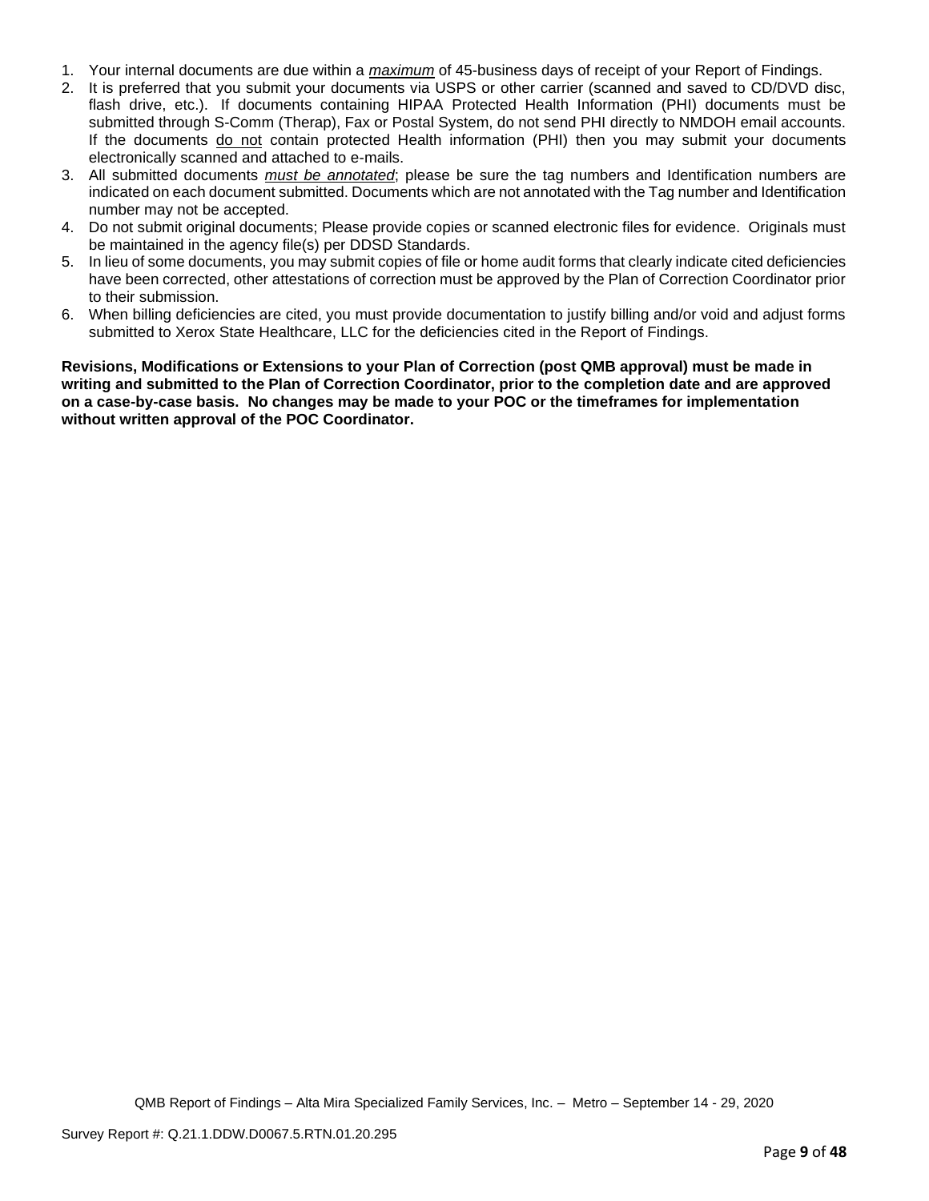1. Your internal documents are due within a *__maximum__* of 45-business days of receipt of your Report of Findings.
2. It is preferred that you submit your documents via USPS or other carrier (scanned and saved to CD/DVD disc, flash drive, etc.). If documents containing HIPAA Protected Health Information (PHI) documents must be submitted through S-Comm (Therap), Fax or Postal System, do not send PHI directly to NMDOH email accounts. If the documents do not contain protected Health information (PHI) then you may submit your documents electronically scanned and attached to e-mails.
3. All submitted documents *__must be annotated__*; please be sure the tag numbers and Identification numbers are indicated on each document submitted. Documents which are not annotated with the Tag number and Identification number may not be accepted.
4. Do not submit original documents; Please provide copies or scanned electronic files for evidence. Originals must be maintained in the agency file(s) per DDSD Standards.
5. In lieu of some documents, you may submit copies of file or home audit forms that clearly indicate cited deficiencies have been corrected, other attestations of correction must be approved by the Plan of Correction Coordinator prior to their submission.
6. When billing deficiencies are cited, you must provide documentation to justify billing and/or void and adjust forms submitted to Xerox State Healthcare, LLC for the deficiencies cited in the Report of Findings.

**Revisions, Modifications or Extensions to your Plan of Correction (post QMB approval) must be made in writing and submitted to the Plan of Correction Coordinator, prior to the completion date and are approved on a case-by-case basis. No changes may be made to your POC or the timeframes for implementation without written approval of the POC Coordinator.**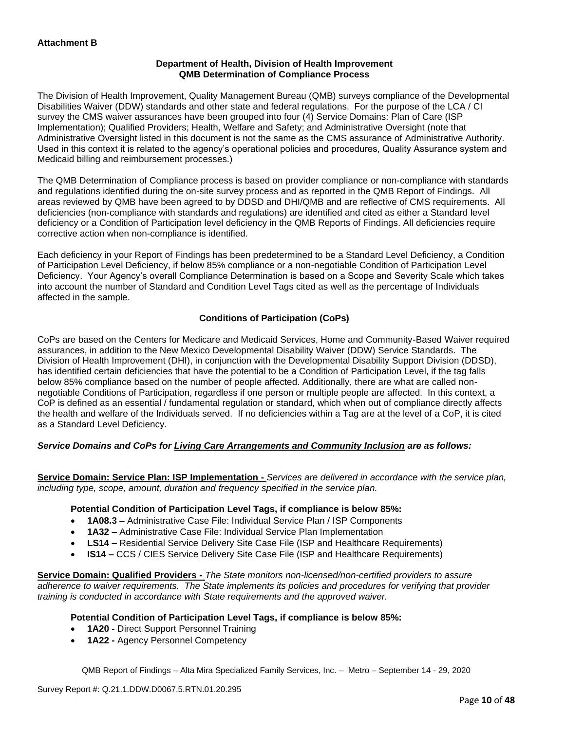**Attachment B**

**Department of Health, Division of Health Improvement**
**QMB Determination of Compliance Process**

The Division of Health Improvement, Quality Management Bureau (QMB) surveys compliance of the Developmental Disabilities Waiver (DDW) standards and other state and federal regulations. For the purpose of the LCA / CI survey the CMS waiver assurances have been grouped into four (4) Service Domains: Plan of Care (ISP Implementation); Qualified Providers; Health, Welfare and Safety; and Administrative Oversight (note that Administrative Oversight listed in this document is not the same as the CMS assurance of Administrative Authority. Used in this context it is related to the agency's operational policies and procedures, Quality Assurance system and Medicaid billing and reimbursement processes.)

The QMB Determination of Compliance process is based on provider compliance or non-compliance with standards and regulations identified during the on-site survey process and as reported in the QMB Report of Findings. All areas reviewed by QMB have been agreed to by DDSD and DHI/QMB and are reflective of CMS requirements. All deficiencies (non-compliance with standards and regulations) are identified and cited as either a Standard level deficiency or a Condition of Participation level deficiency in the QMB Reports of Findings. All deficiencies require corrective action when non-compliance is identified.

Each deficiency in your Report of Findings has been predetermined to be a Standard Level Deficiency, a Condition of Participation Level Deficiency, if below 85% compliance or a non-negotiable Condition of Participation Level Deficiency. Your Agency's overall Compliance Determination is based on a Scope and Severity Scale which takes into account the number of Standard and Condition Level Tags cited as well as the percentage of Individuals affected in the sample.

**Conditions of Participation (CoPs)**

CoPs are based on the Centers for Medicare and Medicaid Services, Home and Community-Based Waiver required assurances, in addition to the New Mexico Developmental Disability Waiver (DDW) Service Standards. The Division of Health Improvement (DHI), in conjunction with the Developmental Disability Support Division (DDSD), has identified certain deficiencies that have the potential to be a Condition of Participation Level, if the tag falls below 85% compliance based on the number of people affected. Additionally, there are what are called non-negotiable Conditions of Participation, regardless if one person or multiple people are affected. In this context, a CoP is defined as an essential / fundamental regulation or standard, which when out of compliance directly affects the health and welfare of the Individuals served. If no deficiencies within a Tag are at the level of a CoP, it is cited as a Standard Level Deficiency.

***Service Domains and CoPs for Living Care Arrangements and Community Inclusion are as follows:***

**Service Domain: Service Plan: ISP Implementation -** *Services are delivered in accordance with the service plan, including type, scope, amount, duration and frequency specified in the service plan.*

**Potential Condition of Participation Level Tags, if compliance is below 85%:**

- **1A08.3 –** Administrative Case File: Individual Service Plan / ISP Components
- **1A32 –** Administrative Case File: Individual Service Plan Implementation
- **LS14 –** Residential Service Delivery Site Case File (ISP and Healthcare Requirements)
- **IS14 –** CCS / CIES Service Delivery Site Case File (ISP and Healthcare Requirements)

**Service Domain: Qualified Providers -** *The State monitors non-licensed/non-certified providers to assure adherence to waiver requirements. The State implements its policies and procedures for verifying that provider training is conducted in accordance with State requirements and the approved waiver.*

**Potential Condition of Participation Level Tags, if compliance is below 85%:**

- **1A20 -** Direct Support Personnel Training
- **1A22 -** Agency Personnel Competency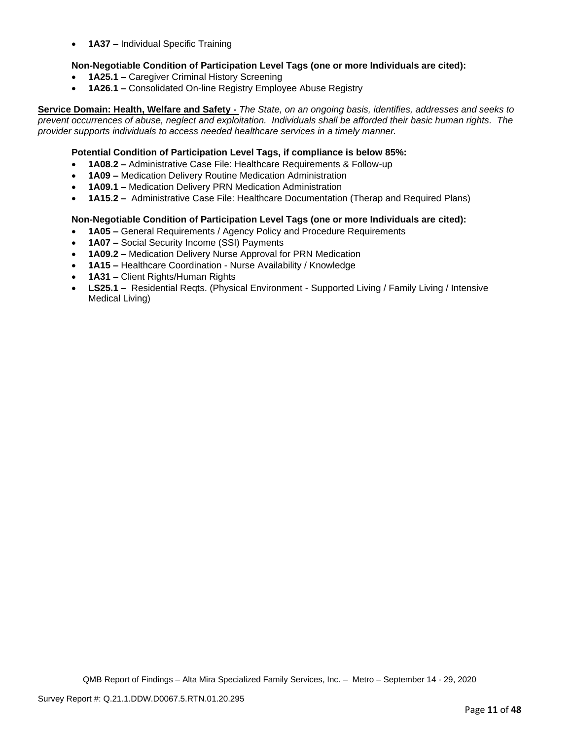- **1A37 –** Individual Specific Training

**Non-Negotiable Condition of Participation Level Tags (one or more Individuals are cited):**

- **1A25.1 –** Caregiver Criminal History Screening
- **1A26.1 –** Consolidated On-line Registry Employee Abuse Registry

**Service Domain: Health, Welfare and Safety -** *The State, on an ongoing basis, identifies, addresses and seeks to prevent occurrences of abuse, neglect and exploitation. Individuals shall be afforded their basic human rights. The provider supports individuals to access needed healthcare services in a timely manner.*

**Potential Condition of Participation Level Tags, if compliance is below 85%:**

- **1A08.2 –** Administrative Case File: Healthcare Requirements & Follow-up
- **1A09 –** Medication Delivery Routine Medication Administration
- **1A09.1 –** Medication Delivery PRN Medication Administration
- **1A15.2 –** Administrative Case File: Healthcare Documentation (Therap and Required Plans)

**Non-Negotiable Condition of Participation Level Tags (one or more Individuals are cited):**

- **1A05 –** General Requirements / Agency Policy and Procedure Requirements
- **1A07 –** Social Security Income (SSI) Payments
- **1A09.2 –** Medication Delivery Nurse Approval for PRN Medication
- **1A15 –** Healthcare Coordination - Nurse Availability / Knowledge
- **1A31 –** Client Rights/Human Rights
- **LS25.1 –** Residential Reqts. (Physical Environment - Supported Living / Family Living / Intensive Medical Living)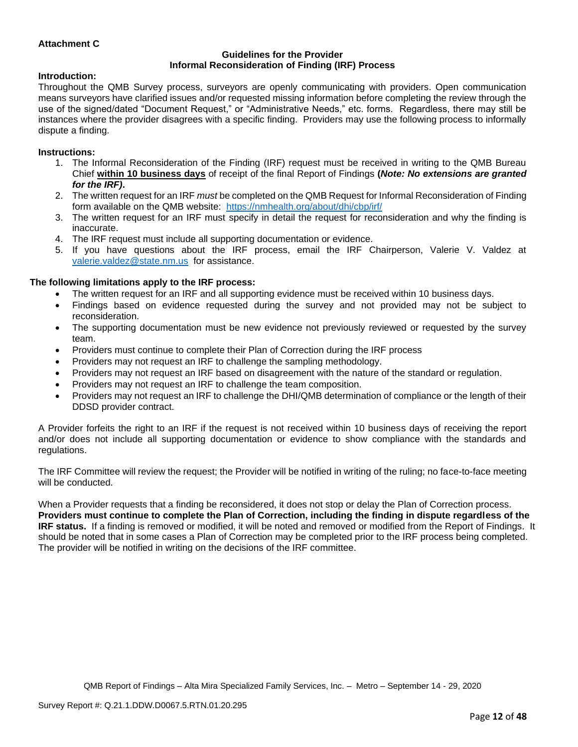**Attachment C**

**Guidelines for the Provider**
**Informal Reconsideration of Finding (IRF) Process**

**Introduction:**

Throughout the QMB Survey process, surveyors are openly communicating with providers. Open communication means surveyors have clarified issues and/or requested missing information before completing the review through the use of the signed/dated "Document Request," or "Administrative Needs," etc. forms. Regardless, there may still be instances where the provider disagrees with a specific finding. Providers may use the following process to informally dispute a finding.

**Instructions:**

1. The Informal Reconsideration of the Finding (IRF) request must be received in writing to the QMB Bureau Chief **within 10 business days** of receipt of the final Report of Findings **(*Note: No extensions are granted for the IRF)*.**
2. The written request for an IRF *must* be completed on the QMB Request for Informal Reconsideration of Finding form available on the QMB website: https://nmhealth.org/about/dhi/cbp/irf/
3. The written request for an IRF must specify in detail the request for reconsideration and why the finding is inaccurate.
4. The IRF request must include all supporting documentation or evidence.
5. If you have questions about the IRF process, email the IRF Chairperson, Valerie V. Valdez at valerie.valdez@state.nm.us for assistance.

**The following limitations apply to the IRF process:**

- The written request for an IRF and all supporting evidence must be received within 10 business days.
- Findings based on evidence requested during the survey and not provided may not be subject to reconsideration.
- The supporting documentation must be new evidence not previously reviewed or requested by the survey team.
- Providers must continue to complete their Plan of Correction during the IRF process
- Providers may not request an IRF to challenge the sampling methodology.
- Providers may not request an IRF based on disagreement with the nature of the standard or regulation.
- Providers may not request an IRF to challenge the team composition.
- Providers may not request an IRF to challenge the DHI/QMB determination of compliance or the length of their DDSD provider contract.

A Provider forfeits the right to an IRF if the request is not received within 10 business days of receiving the report and/or does not include all supporting documentation or evidence to show compliance with the standards and regulations.

The IRF Committee will review the request; the Provider will be notified in writing of the ruling; no face-to-face meeting will be conducted.

When a Provider requests that a finding be reconsidered, it does not stop or delay the Plan of Correction process. **Providers must continue to complete the Plan of Correction, including the finding in dispute regardless of the IRF status.** If a finding is removed or modified, it will be noted and removed or modified from the Report of Findings. It should be noted that in some cases a Plan of Correction may be completed prior to the IRF process being completed. The provider will be notified in writing on the decisions of the IRF committee.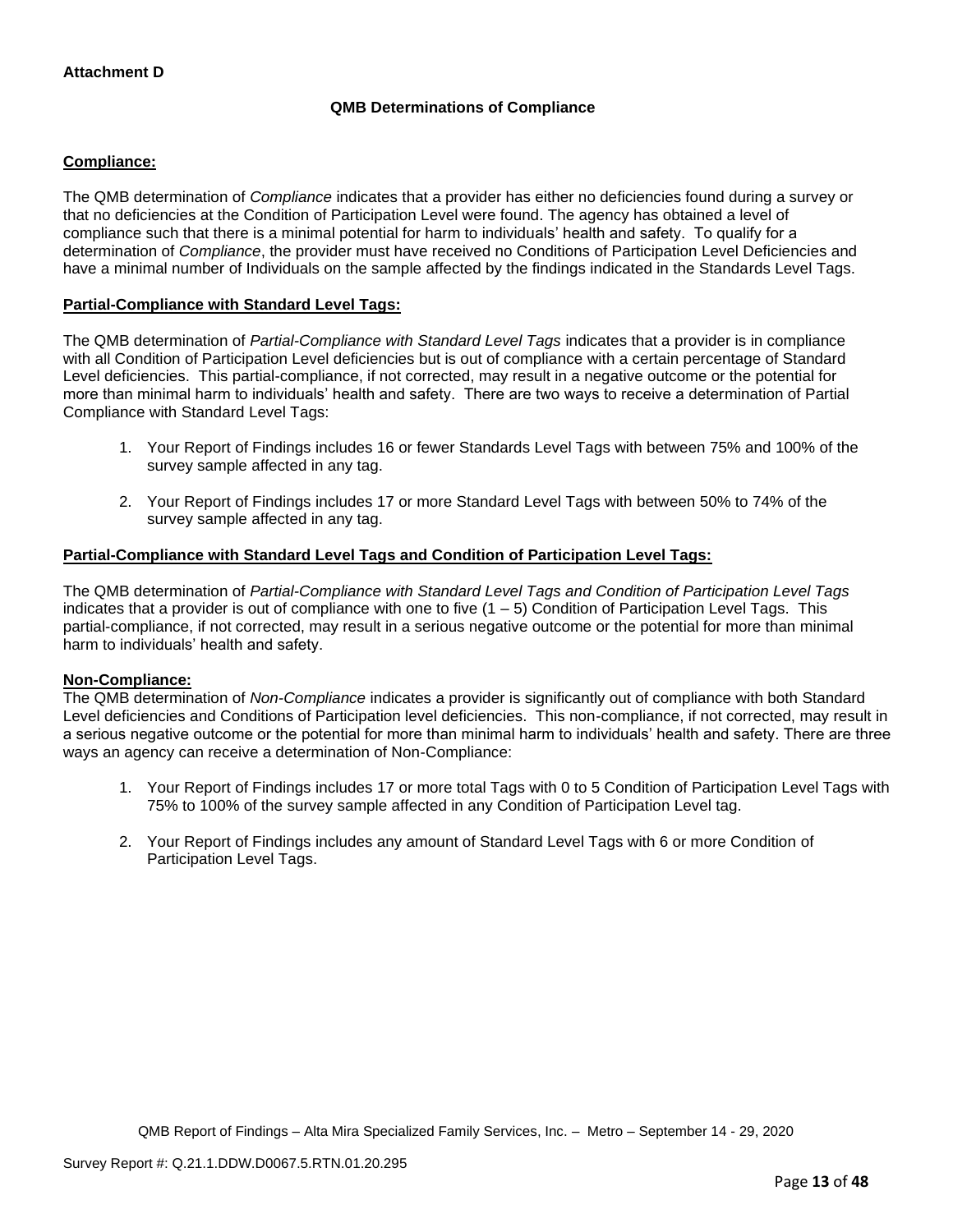**Attachment D**

## QMB Determinations of Compliance

**Compliance:**

The QMB determination of *Compliance* indicates that a provider has either no deficiencies found during a survey or that no deficiencies at the Condition of Participation Level were found. The agency has obtained a level of compliance such that there is a minimal potential for harm to individuals' health and safety. To qualify for a determination of *Compliance*, the provider must have received no Conditions of Participation Level Deficiencies and have a minimal number of Individuals on the sample affected by the findings indicated in the Standards Level Tags.

**Partial-Compliance with Standard Level Tags:**

The QMB determination of *Partial-Compliance with Standard Level Tags* indicates that a provider is in compliance with all Condition of Participation Level deficiencies but is out of compliance with a certain percentage of Standard Level deficiencies. This partial-compliance, if not corrected, may result in a negative outcome or the potential for more than minimal harm to individuals' health and safety. There are two ways to receive a determination of Partial Compliance with Standard Level Tags:

1. Your Report of Findings includes 16 or fewer Standards Level Tags with between 75% and 100% of the survey sample affected in any tag.

2. Your Report of Findings includes 17 or more Standard Level Tags with between 50% to 74% of the survey sample affected in any tag.

**Partial-Compliance with Standard Level Tags and Condition of Participation Level Tags:**

The QMB determination of *Partial-Compliance with Standard Level Tags and Condition of Participation Level Tags* indicates that a provider is out of compliance with one to five (1 – 5) Condition of Participation Level Tags. This partial-compliance, if not corrected, may result in a serious negative outcome or the potential for more than minimal harm to individuals' health and safety.

**Non-Compliance:**

The QMB determination of *Non-Compliance* indicates a provider is significantly out of compliance with both Standard Level deficiencies and Conditions of Participation level deficiencies. This non-compliance, if not corrected, may result in a serious negative outcome or the potential for more than minimal harm to individuals' health and safety. There are three ways an agency can receive a determination of Non-Compliance:

1. Your Report of Findings includes 17 or more total Tags with 0 to 5 Condition of Participation Level Tags with 75% to 100% of the survey sample affected in any Condition of Participation Level tag.

2. Your Report of Findings includes any amount of Standard Level Tags with 6 or more Condition of Participation Level Tags.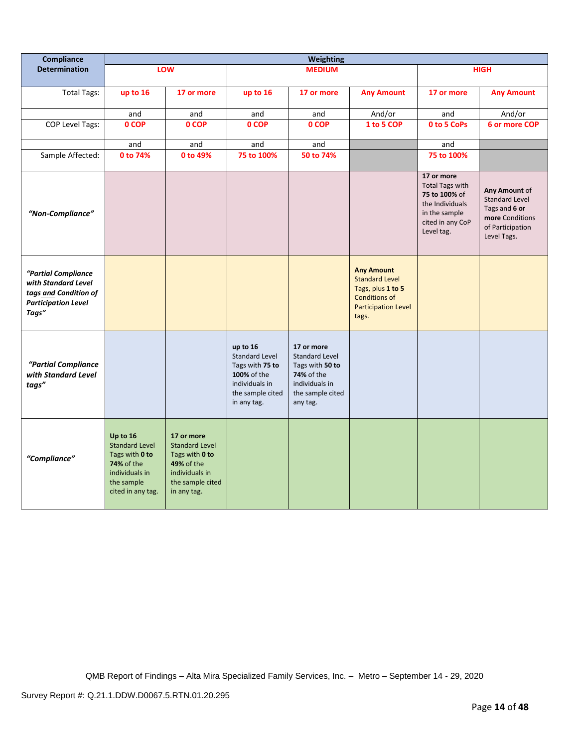| Compliance Determination | Weighting | | | | | | |
|---|---|---|---|---|---|---|---|
| | LOW | | MEDIUM | | | HIGH | |
| Total Tags: | up to 16 | 17 or more | up to 16 | 17 or more | Any Amount | 17 or more | Any Amount |
| | and | and | and | and | And/or | and | And/or |
| COP Level Tags: | 0 COP | 0 COP | 0 COP | 0 COP | 1 to 5 COP | 0 to 5 CoPs | 6 or more COP |
| | and | and | and | and | | and | |
| Sample Affected: | 0 to 74% | 0 to 49% | 75 to 100% | 50 to 74% | | 75 to 100% | |
| ***"Non-Compliance"*** | | | | | | **17 or more** Total Tags with **75 to 100%** of the Individuals in the sample cited in any CoP Level tag. | **Any Amount** of Standard Level Tags and **6 or more** Conditions of Participation Level Tags. |
| ***"Partial Compliance with Standard Level tags and Condition of Participation Level Tags"*** | | | | | **Any Amount** Standard Level Tags, plus **1 to 5** Conditions of Participation Level tags. | | |
| ***"Partial Compliance with Standard Level tags"*** | | | **up to 16** Standard Level Tags with **75 to 100%** of the individuals in the sample cited in any tag. | **17 or more** Standard Level Tags with **50 to 74%** of the individuals in the sample cited any tag. | | | |
| ***"Compliance"*** | **Up to 16** Standard Level Tags with **0 to 74%** of the individuals in the sample cited in any tag. | **17 or more** Standard Level Tags with **0 to 49%** of the individuals in the sample cited in any tag. | | | | | |

QMB Report of Findings – Alta Mira Specialized Family Services, Inc. – Metro – September 14 - 29, 2020

Survey Report #: Q.21.1.DDW.D0067.5.RTN.01.20.295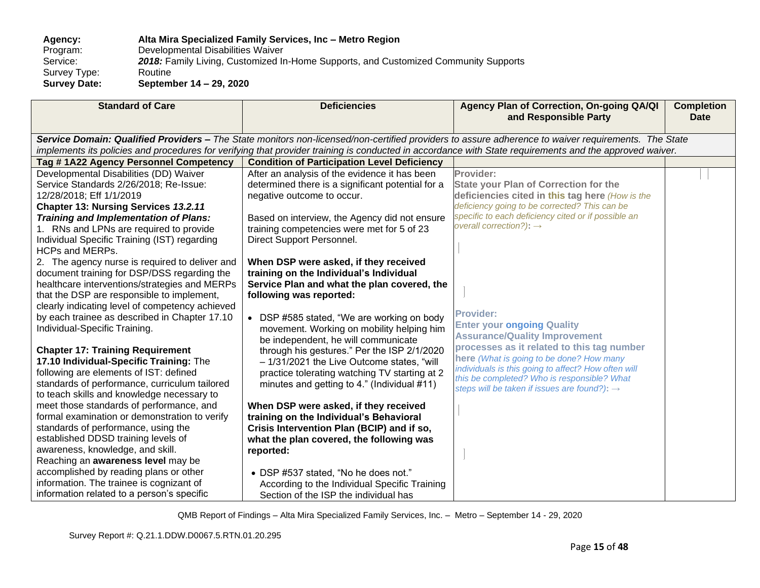**Agency:** **Alta Mira Specialized Family Services, Inc – Metro Region**
Program: Developmental Disabilities Waiver
Service: ***2018:*** Family Living, Customized In-Home Supports, and Customized Community Supports
Survey Type: Routine
**Survey Date:** **September 14 – 29, 2020**

| Standard of Care | Deficiencies | Agency Plan of Correction, On-going QA/QI and Responsible Party | Completion Date |
|---|---|---|---|
| ***Service Domain: Qualified Providers –*** *The State monitors non-licensed/non-certified providers to assure adherence to waiver requirements. The State implements its policies and procedures for verifying that provider training is conducted in accordance with State requirements and the approved waiver.* | | | |
| **Tag # 1A22 Agency Personnel Competency** | **Condition of Participation Level Deficiency** | | |
| Developmental Disabilities (DD) Waiver Service Standards 2/26/2018; Re-Issue: 12/28/2018; Eff 1/1/2019<br>**Chapter 13: Nursing Services *13.2.11 Training and Implementation of Plans:***<br>1. RNs and LPNs are required to provide Individual Specific Training (IST) regarding HCPs and MERPs.<br>2. The agency nurse is required to deliver and document training for DSP/DSS regarding the healthcare interventions/strategies and MERPs that the DSP are responsible to implement, clearly indicating level of competency achieved by each trainee as described in Chapter 17.10 Individual-Specific Training.<br><br>**Chapter 17: Training Requirement**<br>**17.10 Individual-Specific Training:** The following are elements of IST: defined standards of performance, curriculum tailored to teach skills and knowledge necessary to meet those standards of performance, and formal examination or demonstration to verify standards of performance, using the established DDSD training levels of awareness, knowledge, and skill.<br>Reaching an **awareness level** may be accomplished by reading plans or other information. The trainee is cognizant of information related to a person's specific | After an analysis of the evidence it has been determined there is a significant potential for a negative outcome to occur.<br><br>Based on interview, the Agency did not ensure training competencies were met for 5 of 23 Direct Support Personnel.<br><br>**When DSP were asked, if they received training on the Individual's Individual Service Plan and what the plan covered, the following was reported:**<br><br>• DSP #585 stated, "We are working on body movement. Working on mobility helping him be independent, he will communicate through his gestures." Per the ISP 2/1/2020 – 1/31/2021 the Live Outcome states, "will practice tolerating watching TV starting at 2 minutes and getting to 4." (Individual #11)<br><br>**When DSP were asked, if they received training on the Individual's Behavioral Crisis Intervention Plan (BCIP) and if so, what the plan covered, the following was reported:**<br><br>• DSP #537 stated, "No he does not." According to the Individual Specific Training Section of the ISP the individual has | Provider:<br>**State your Plan of Correction for the deficiencies cited in this tag here** *(How is the deficiency going to be corrected? This can be specific to each deficiency cited or if possible an overall correction?)*: →<br><br>Provider:<br>**Enter your ongoing Quality Assurance/Quality Improvement processes as it related to this tag number here** *(What is going to be done? How many individuals is this going to affect? How often will this be completed? Who is responsible? What steps will be taken if issues are found?)*: → | |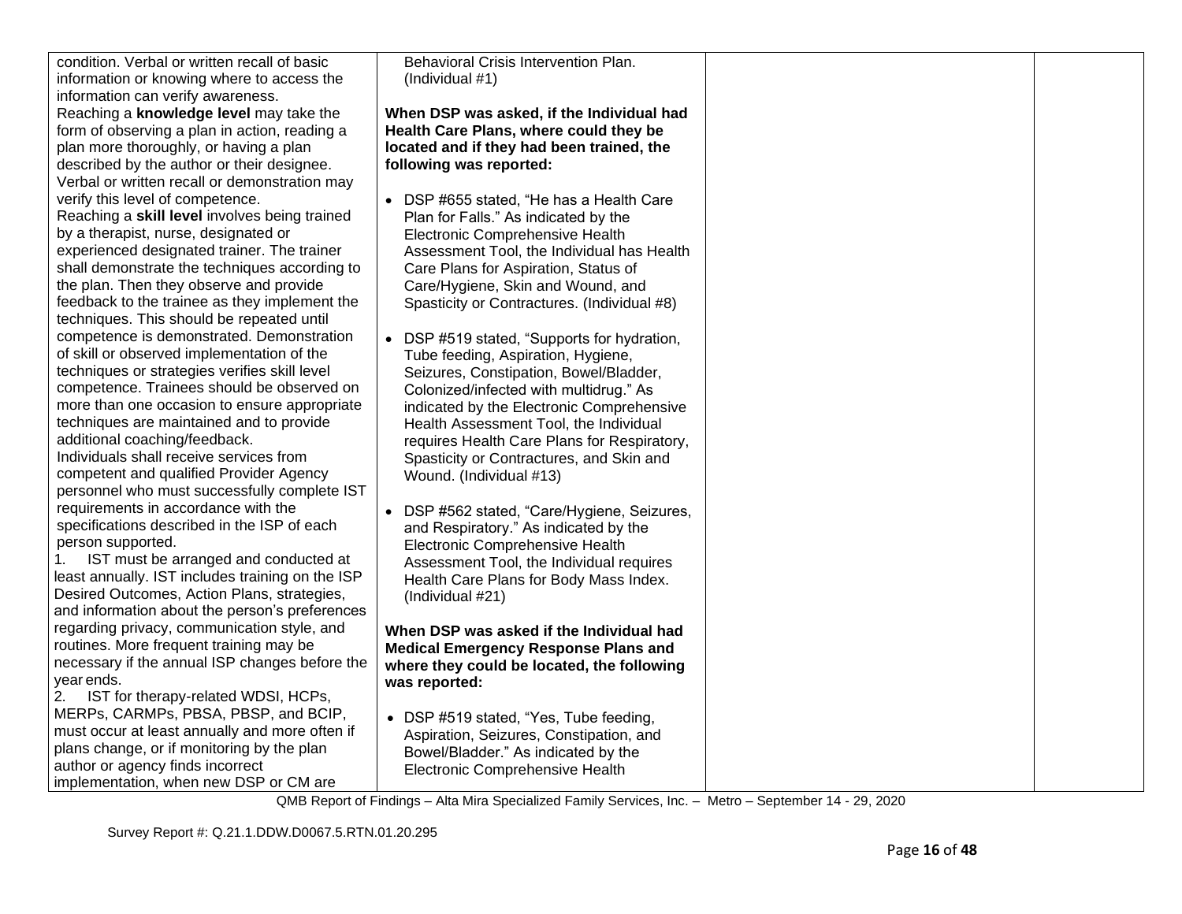| | | | |
|---|---|---|---|
| condition. Verbal or written recall of basic information or knowing where to access the information can verify awareness.<br>Reaching a **knowledge level** may take the form of observing a plan in action, reading a plan more thoroughly, or having a plan described by the author or their designee. Verbal or written recall or demonstration may verify this level of competence.<br>Reaching a **skill level** involves being trained by a therapist, nurse, designated or experienced designated trainer. The trainer shall demonstrate the techniques according to the plan. Then they observe and provide feedback to the trainee as they implement the techniques. This should be repeated until competence is demonstrated. Demonstration of skill or observed implementation of the techniques or strategies verifies skill level competence. Trainees should be observed on more than one occasion to ensure appropriate techniques are maintained and to provide additional coaching/feedback.<br>Individuals shall receive services from competent and qualified Provider Agency personnel who must successfully complete IST requirements in accordance with the specifications described in the ISP of each person supported.<br>1. IST must be arranged and conducted at least annually. IST includes training on the ISP Desired Outcomes, Action Plans, strategies, and information about the person's preferences regarding privacy, communication style, and routines. More frequent training may be necessary if the annual ISP changes before the year ends.<br>2. IST for therapy-related WDSI, HCPs, MERPs, CARMPs, PBSA, PBSP, and BCIP, must occur at least annually and more often if plans change, or if monitoring by the plan author or agency finds incorrect implementation, when new DSP or CM are | Behavioral Crisis Intervention Plan. (Individual #1)<br><br>**When DSP was asked, if the Individual had Health Care Plans, where could they be located and if they had been trained, the following was reported:**<br><br>• DSP #655 stated, "He has a Health Care Plan for Falls." As indicated by the Electronic Comprehensive Health Assessment Tool, the Individual has Health Care Plans for Aspiration, Status of Care/Hygiene, Skin and Wound, and Spasticity or Contractures. (Individual #8)<br><br>• DSP #519 stated, "Supports for hydration, Tube feeding, Aspiration, Hygiene, Seizures, Constipation, Bowel/Bladder, Colonized/infected with multidrug." As indicated by the Electronic Comprehensive Health Assessment Tool, the Individual requires Health Care Plans for Respiratory, Spasticity or Contractures, and Skin and Wound. (Individual #13)<br><br>• DSP #562 stated, "Care/Hygiene, Seizures, and Respiratory." As indicated by the Electronic Comprehensive Health Assessment Tool, the Individual requires Health Care Plans for Body Mass Index. (Individual #21)<br><br>**When DSP was asked if the Individual had Medical Emergency Response Plans and where they could be located, the following was reported:**<br><br>• DSP #519 stated, "Yes, Tube feeding, Aspiration, Seizures, Constipation, and Bowel/Bladder." As indicated by the Electronic Comprehensive Health | | |

QMB Report of Findings – Alta Mira Specialized Family Services, Inc. – Metro – September 14 - 29, 2020

Survey Report #: Q.21.1.DDW.D0067.5.RTN.01.20.295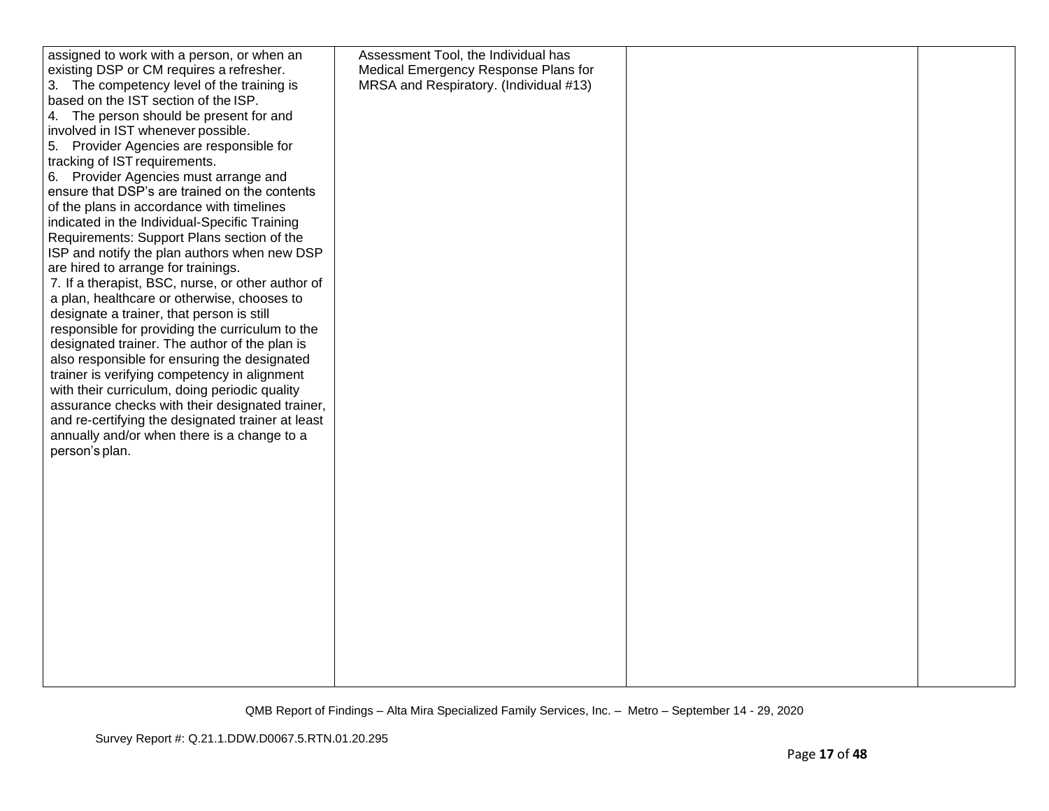| | | | |
|---|---|---|---|
| assigned to work with a person, or when an existing DSP or CM requires a refresher.<br>3. The competency level of the training is based on the IST section of the ISP.<br>4. The person should be present for and involved in IST whenever possible.<br>5. Provider Agencies are responsible for tracking of IST requirements.<br>6. Provider Agencies must arrange and ensure that DSP's are trained on the contents of the plans in accordance with timelines indicated in the Individual-Specific Training Requirements: Support Plans section of the ISP and notify the plan authors when new DSP are hired to arrange for trainings.<br>7. If a therapist, BSC, nurse, or other author of a plan, healthcare or otherwise, chooses to designate a trainer, that person is still responsible for providing the curriculum to the designated trainer. The author of the plan is also responsible for ensuring the designated trainer is verifying competency in alignment with their curriculum, doing periodic quality assurance checks with their designated trainer, and re-certifying the designated trainer at least annually and/or when there is a change to a person's plan. | Assessment Tool, the Individual has Medical Emergency Response Plans for MRSA and Respiratory. (Individual #13) | | |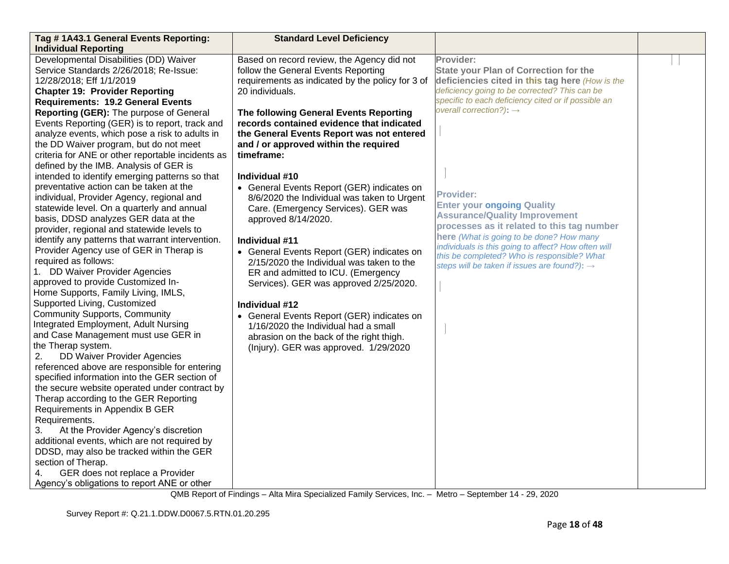| Tag # 1A43.1 General Events Reporting: Individual Reporting | Standard Level Deficiency | | |
|---|---|---|---|
| Developmental Disabilities (DD) Waiver Service Standards 2/26/2018; Re-Issue: 12/28/2018; Eff 1/1/2019<br>**Chapter 19: Provider Reporting Requirements: 19.2 General Events Reporting (GER):** The purpose of General Events Reporting (GER) is to report, track and analyze events, which pose a risk to adults in the DD Waiver program, but do not meet criteria for ANE or other reportable incidents as defined by the IMB. Analysis of GER is intended to identify emerging patterns so that preventative action can be taken at the individual, Provider Agency, regional and statewide level. On a quarterly and annual basis, DDSD analyzes GER data at the provider, regional and statewide levels to identify any patterns that warrant intervention. Provider Agency use of GER in Therap is required as follows:<br>1. DD Waiver Provider Agencies approved to provide Customized In-Home Supports, Family Living, IMLS, Supported Living, Customized Community Supports, Community Integrated Employment, Adult Nursing and Case Management must use GER in the Therap system.<br>2. DD Waiver Provider Agencies referenced above are responsible for entering specified information into the GER section of the secure website operated under contract by Therap according to the GER Reporting Requirements in Appendix B GER Requirements.<br>3. At the Provider Agency's discretion additional events, which are not required by DDSD, may also be tracked within the GER section of Therap.<br>4. GER does not replace a Provider Agency's obligations to report ANE or other | Based on record review, the Agency did not follow the General Events Reporting requirements as indicated by the policy for 3 of 20 individuals.<br><br>**The following General Events Reporting records contained evidence that indicated the General Events Report was not entered and / or approved within the required timeframe:**<br><br>**Individual #10**<br>• General Events Report (GER) indicates on 8/6/2020 the Individual was taken to Urgent Care. (Emergency Services). GER was approved 8/14/2020.<br><br>**Individual #11**<br>• General Events Report (GER) indicates on 2/15/2020 the Individual was taken to the ER and admitted to ICU. (Emergency Services). GER was approved 2/25/2020.<br><br>**Individual #12**<br>• General Events Report (GER) indicates on 1/16/2020 the Individual had a small abrasion on the back of the right thigh. (Injury). GER was approved. 1/29/2020 | **Provider:**<br>**State your Plan of Correction for the deficiencies cited in this tag here** *(How is the deficiency going to be corrected? This can be specific to each deficiency cited or if possible an overall correction?):* →<br><br><br><br>**Provider:**<br>**Enter your ongoing Quality Assurance/Quality Improvement processes as it related to this tag number here** *(What is going to be done? How many individuals is this going to affect? How often will this be completed? Who is responsible? What steps will be taken if issues are found?):* → | |

QMB Report of Findings – Alta Mira Specialized Family Services, Inc. – Metro – September 14 - 29, 2020

Survey Report #: Q.21.1.DDW.D0067.5.RTN.01.20.295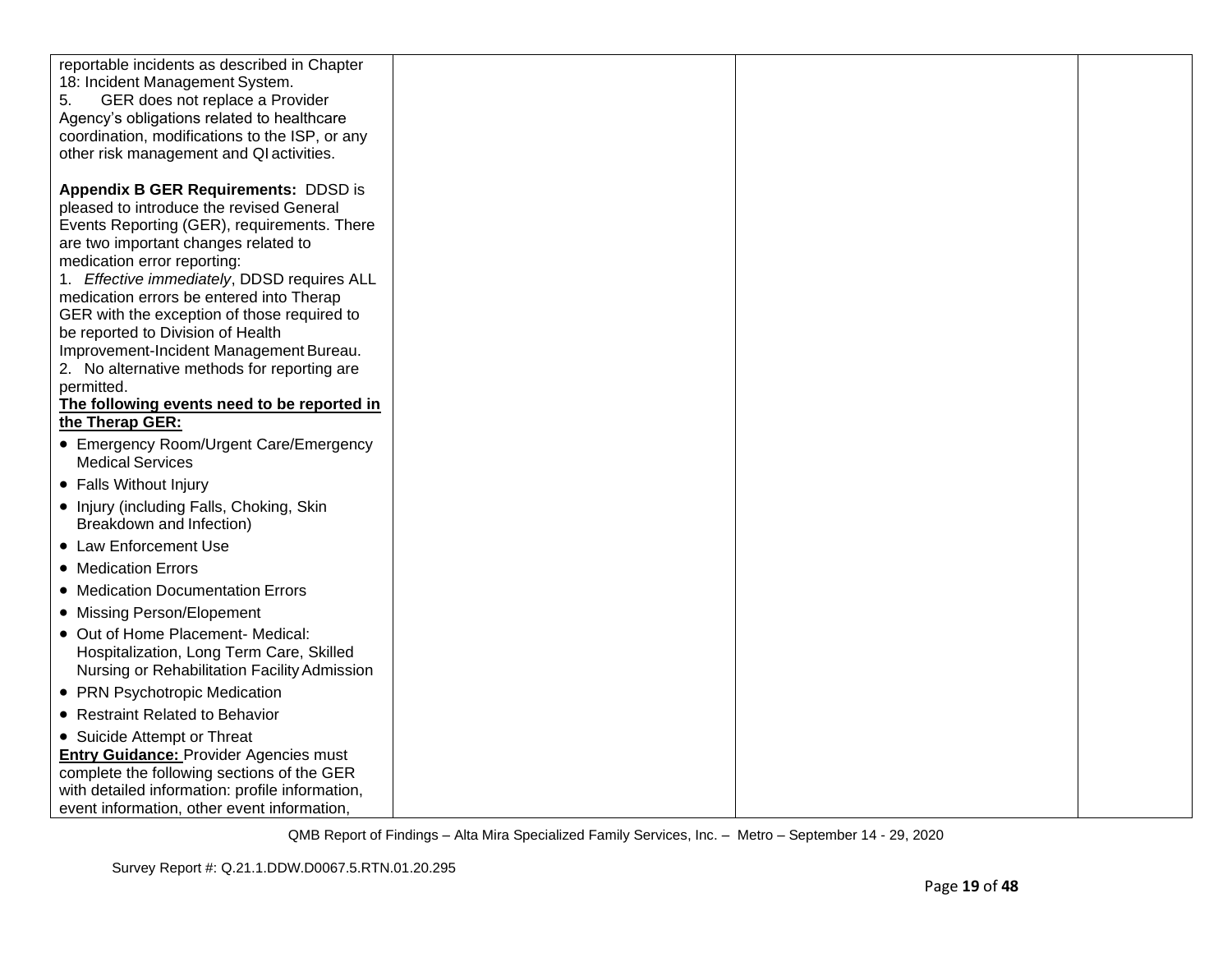| | | | |
|---|---|---|---|
| reportable incidents as described in Chapter 18: Incident Management System.<br>5. GER does not replace a Provider Agency's obligations related to healthcare coordination, modifications to the ISP, or any other risk management and QI activities.<br><br>**Appendix B GER Requirements:** DDSD is pleased to introduce the revised General Events Reporting (GER), requirements. There are two important changes related to medication error reporting:<br>1. *Effective immediately*, DDSD requires ALL medication errors be entered into Therap GER with the exception of those required to be reported to Division of Health Improvement-Incident Management Bureau.<br>2. No alternative methods for reporting are permitted.<br>**The following events need to be reported in the Therap GER:**<br>• Emergency Room/Urgent Care/Emergency Medical Services<br>• Falls Without Injury<br>• Injury (including Falls, Choking, Skin Breakdown and Infection)<br>• Law Enforcement Use<br>• Medication Errors<br>• Medication Documentation Errors<br>• Missing Person/Elopement<br>• Out of Home Placement- Medical: Hospitalization, Long Term Care, Skilled Nursing or Rehabilitation Facility Admission<br>• PRN Psychotropic Medication<br>• Restraint Related to Behavior<br>• Suicide Attempt or Threat<br>**Entry Guidance:** Provider Agencies must complete the following sections of the GER with detailed information: profile information, event information, other event information, | | | |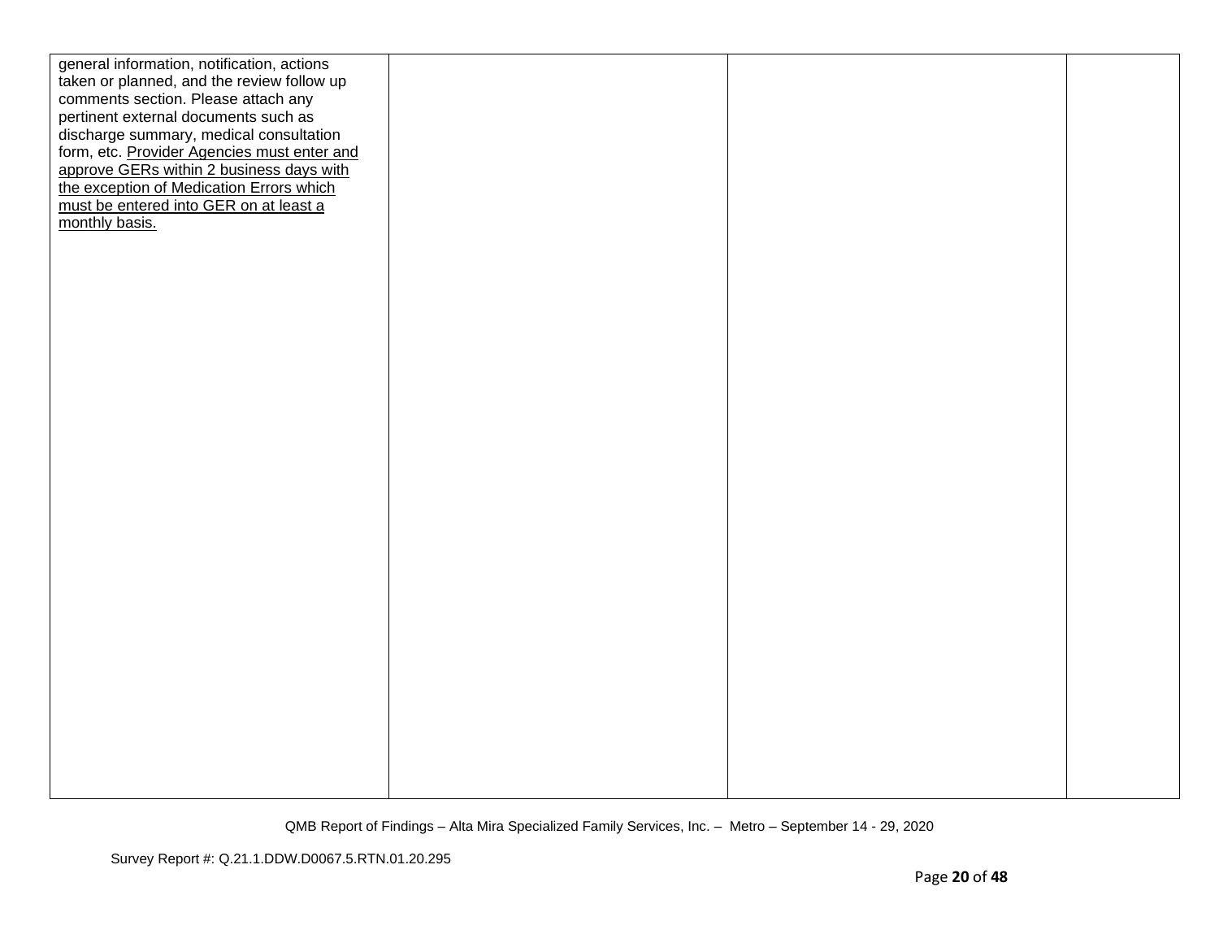| | | | |
|---|---|---|---|
| general information, notification, actions taken or planned, and the review follow up comments section. Please attach any pertinent external documents such as discharge summary, medical consultation form, etc. Provider Agencies must enter and approve GERs within 2 business days with the exception of Medication Errors which must be entered into GER on at least a monthly basis. | | | |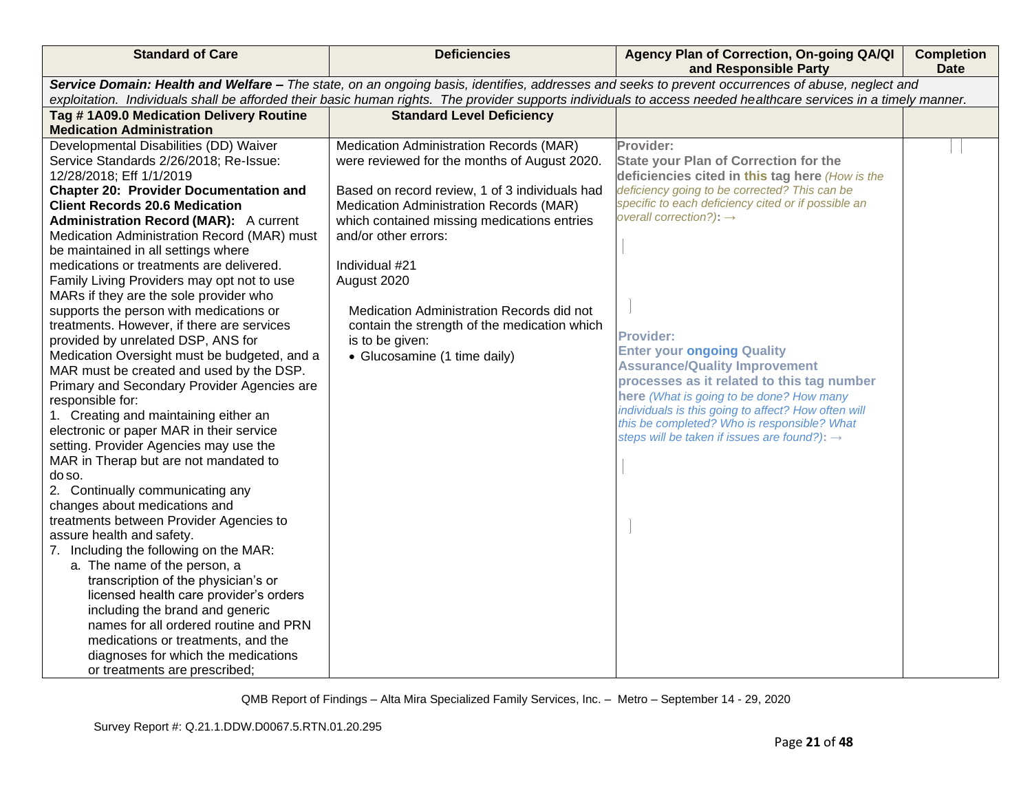| Standard of Care | Deficiencies | Agency Plan of Correction, On-going QA/QI and Responsible Party | Completion Date |
|---|---|---|---|
| ***Service Domain: Health and Welfare –*** *The state, on an ongoing basis, identifies, addresses and seeks to prevent occurrences of abuse, neglect and exploitation. Individuals shall be afforded their basic human rights. The provider supports individuals to access needed healthcare services in a timely manner.* | | | |
| **Tag # 1A09.0 Medication Delivery Routine Medication Administration** | **Standard Level Deficiency** | | |
| Developmental Disabilities (DD) Waiver Service Standards 2/26/2018; Re-Issue: 12/28/2018; Eff 1/1/2019<br>**Chapter 20: Provider Documentation and Client Records 20.6 Medication Administration Record (MAR):** A current Medication Administration Record (MAR) must be maintained in all settings where medications or treatments are delivered. Family Living Providers may opt not to use MARs if they are the sole provider who supports the person with medications or treatments. However, if there are services provided by unrelated DSP, ANS for Medication Oversight must be budgeted, and a MAR must be created and used by the DSP. Primary and Secondary Provider Agencies are responsible for:<br>1. Creating and maintaining either an electronic or paper MAR in their service setting. Provider Agencies may use the MAR in Therap but are not mandated to do so.<br>2. Continually communicating any changes about medications and treatments between Provider Agencies to assure health and safety.<br>7. Including the following on the MAR:<br>a. The name of the person, a transcription of the physician's or licensed health care provider's orders including the brand and generic names for all ordered routine and PRN medications or treatments, and the diagnoses for which the medications or treatments are prescribed; | Medication Administration Records (MAR) were reviewed for the months of August 2020.<br><br>Based on record review, 1 of 3 individuals had Medication Administration Records (MAR) which contained missing medications entries and/or other errors:<br><br>Individual #21<br>August 2020<br><br>Medication Administration Records did not contain the strength of the medication which is to be given:<br>• Glucosamine (1 time daily) | **Provider:**<br>**State your Plan of Correction for the deficiencies cited in this tag here** *(How is the deficiency going to be corrected? This can be specific to each deficiency cited or if possible an overall correction?)*: →<br><br>**Provider:**<br>**Enter your ongoing Quality Assurance/Quality Improvement processes as it related to this tag number here** *(What is going to be done? How many individuals is this going to affect? How often will this be completed? Who is responsible? What steps will be taken if issues are found?)*: → | |

QMB Report of Findings – Alta Mira Specialized Family Services, Inc. – Metro – September 14 - 29, 2020

Survey Report #: Q.21.1.DDW.D0067.5.RTN.01.20.295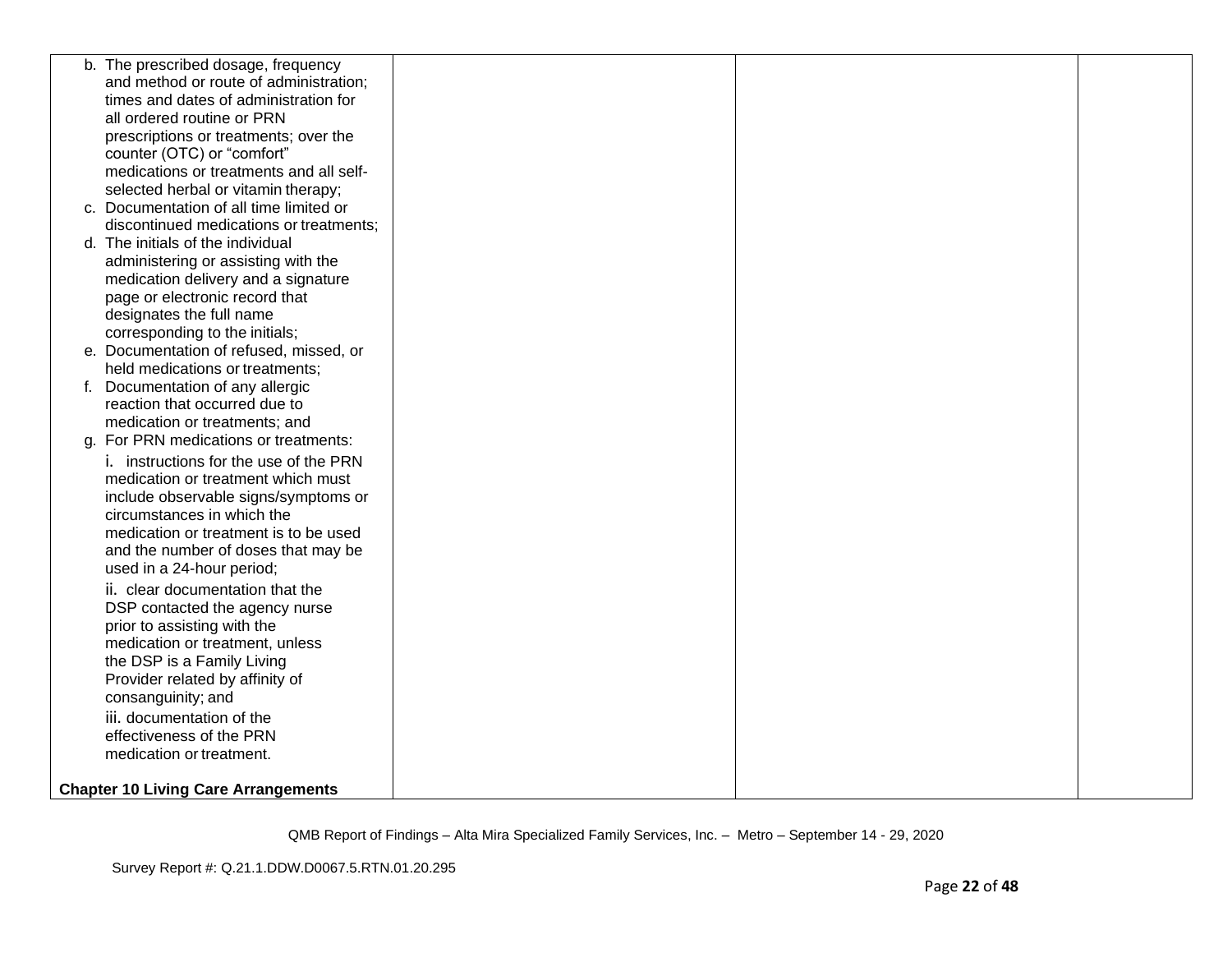| | | | |
|---|---|---|---|
| b. The prescribed dosage, frequency and method or route of administration; times and dates of administration for all ordered routine or PRN prescriptions or treatments; over the counter (OTC) or "comfort" medications or treatments and all self-selected herbal or vitamin therapy;<br>c. Documentation of all time limited or discontinued medications or treatments;<br>d. The initials of the individual administering or assisting with the medication delivery and a signature page or electronic record that designates the full name corresponding to the initials;<br>e. Documentation of refused, missed, or held medications or treatments;<br>f. Documentation of any allergic reaction that occurred due to medication or treatments; and<br>g. For PRN medications or treatments:<br>i. instructions for the use of the PRN medication or treatment which must include observable signs/symptoms or circumstances in which the medication or treatment is to be used and the number of doses that may be used in a 24-hour period;<br>ii. clear documentation that the DSP contacted the agency nurse prior to assisting with the medication or treatment, unless the DSP is a Family Living Provider related by affinity of consanguinity; and<br>iii. documentation of the effectiveness of the PRN medication or treatment.<br><br>**Chapter 10 Living Care Arrangements** | | | |

QMB Report of Findings – Alta Mira Specialized Family Services, Inc. – Metro – September 14 - 29, 2020

Survey Report #: Q.21.1.DDW.D0067.5.RTN.01.20.295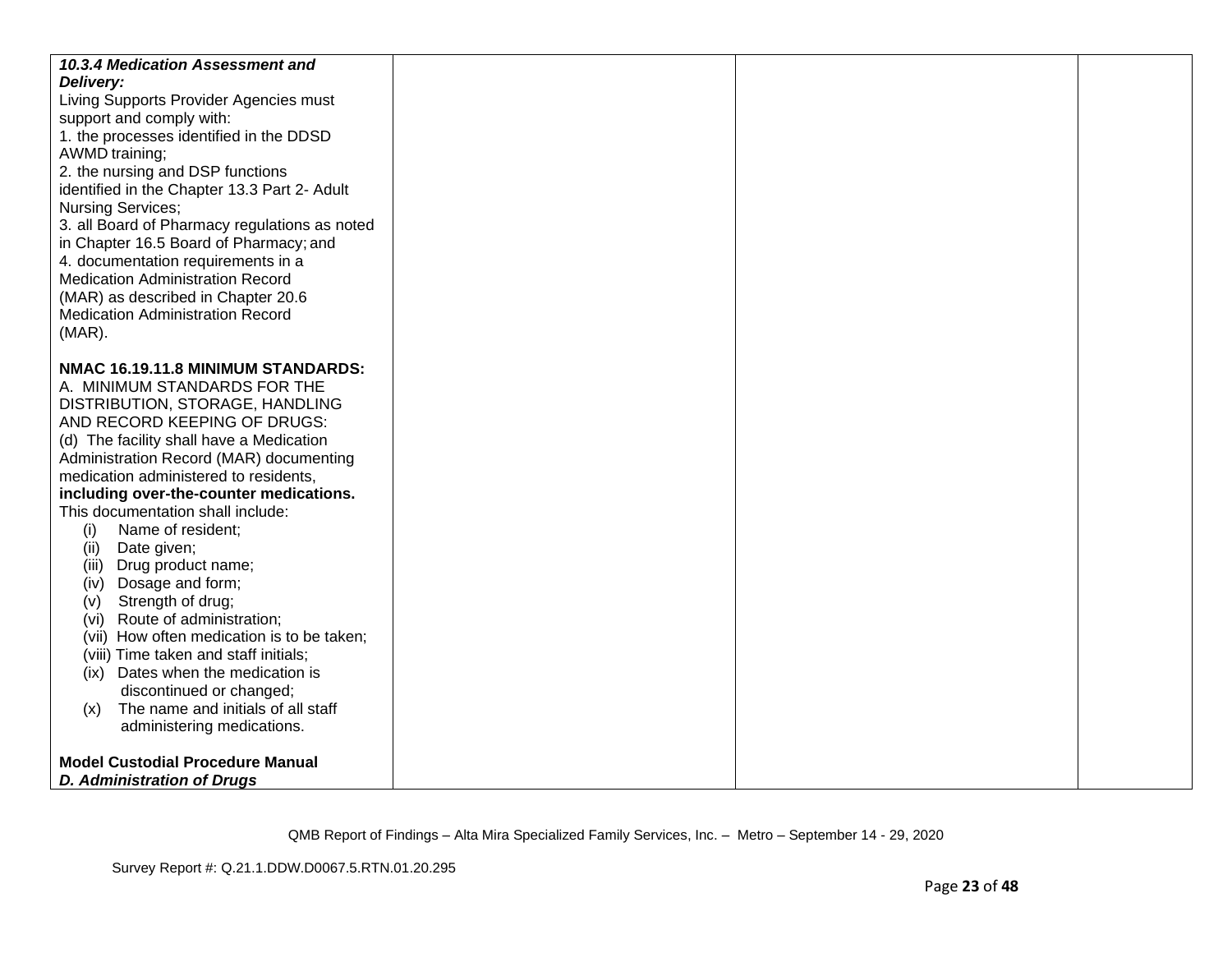| | | | |
|---|---|---|---|
| ***10.3.4 Medication Assessment and Delivery:***<br>Living Supports Provider Agencies must support and comply with:<br>1. the processes identified in the DDSD AWMD training;<br>2. the nursing and DSP functions identified in the Chapter 13.3 Part 2- Adult Nursing Services;<br>3. all Board of Pharmacy regulations as noted in Chapter 16.5 Board of Pharmacy; and<br>4. documentation requirements in a Medication Administration Record (MAR) as described in Chapter 20.6 Medication Administration Record (MAR).<br><br>**NMAC 16.19.11.8 MINIMUM STANDARDS:**<br>A. MINIMUM STANDARDS FOR THE DISTRIBUTION, STORAGE, HANDLING AND RECORD KEEPING OF DRUGS:<br>(d) The facility shall have a Medication Administration Record (MAR) documenting medication administered to residents, **including over-the-counter medications.** This documentation shall include:<br>(i) Name of resident;<br>(ii) Date given;<br>(iii) Drug product name;<br>(iv) Dosage and form;<br>(v) Strength of drug;<br>(vi) Route of administration;<br>(vii) How often medication is to be taken;<br>(viii) Time taken and staff initials;<br>(ix) Dates when the medication is discontinued or changed;<br>(x) The name and initials of all staff administering medications.<br><br>**Model Custodial Procedure Manual**<br>***D. Administration of Drugs*** | | | |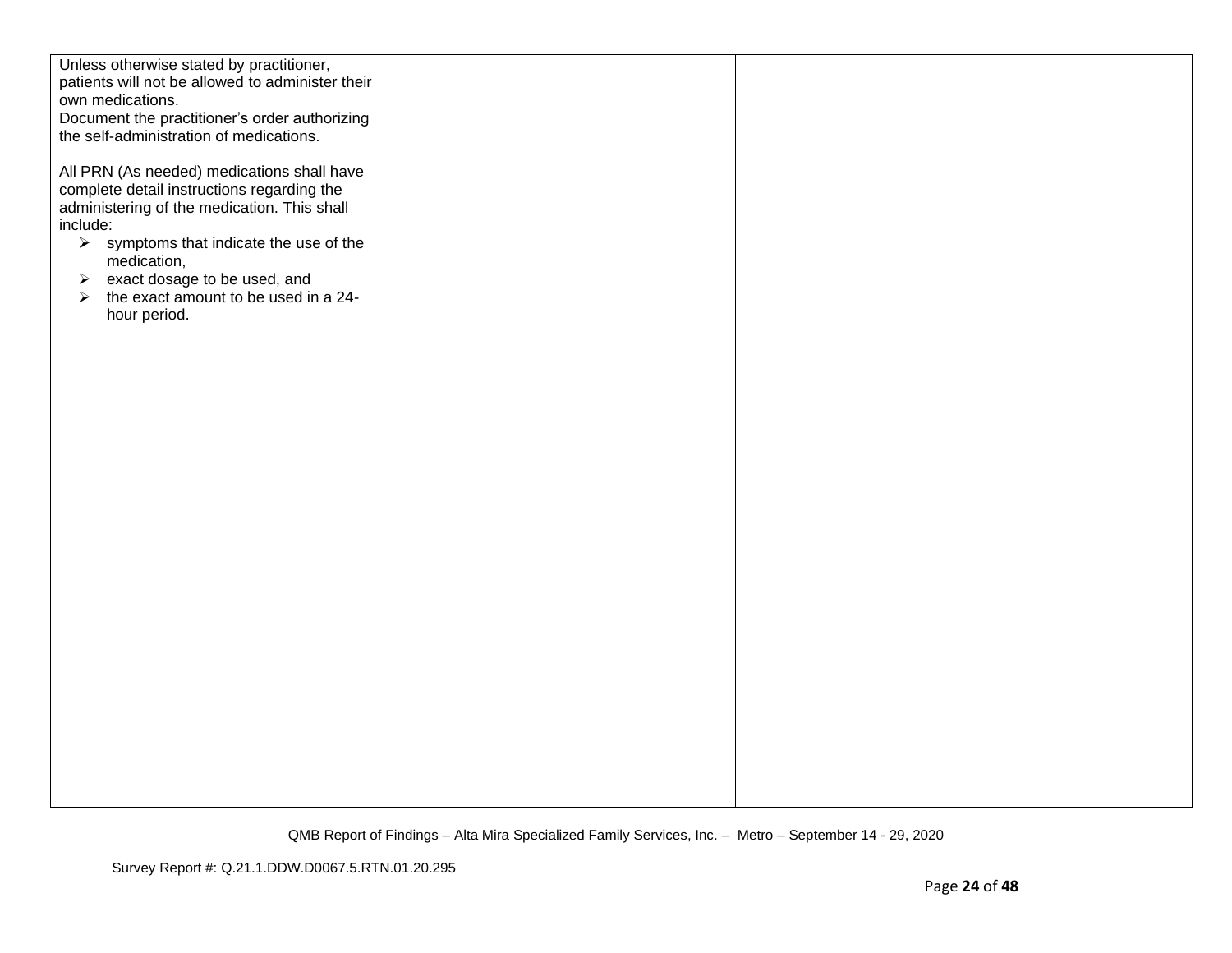| | | | |
|---|---|---|---|
| Unless otherwise stated by practitioner, patients will not be allowed to administer their own medications.<br>Document the practitioner's order authorizing the self-administration of medications.<br><br>All PRN (As needed) medications shall have complete detail instructions regarding the administering of the medication. This shall include:<br>➢ symptoms that indicate the use of the medication,<br>➢ exact dosage to be used, and<br>➢ the exact amount to be used in a 24-hour period. | | | |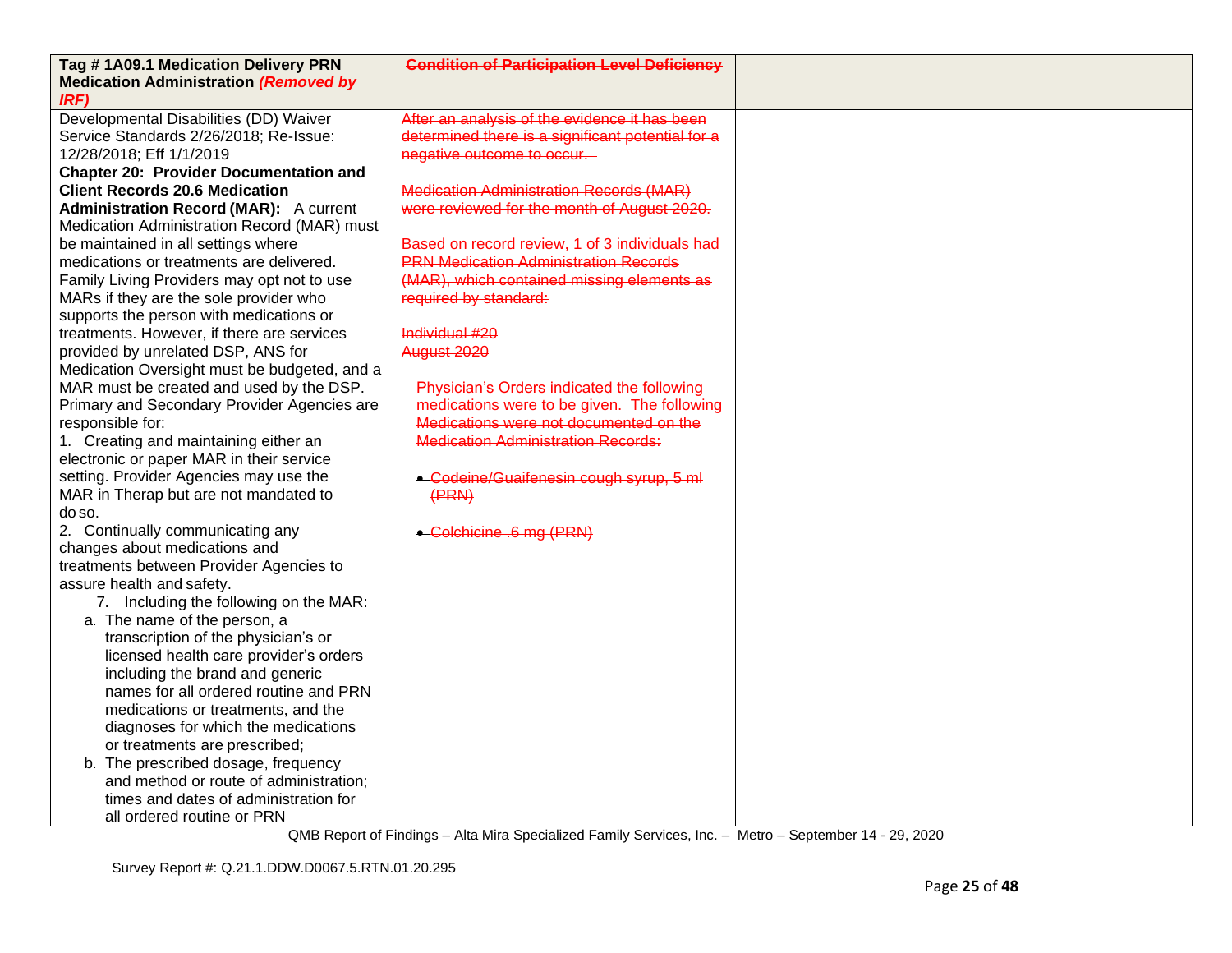| **Tag # 1A09.1 Medication Delivery PRN Medication Administration** ***(Removed by IRF)*** | ~~**Condition of Participation Level Deficiency**~~ | | |
|---|---|---|---|
| Developmental Disabilities (DD) Waiver Service Standards 2/26/2018; Re-Issue: 12/28/2018; Eff 1/1/2019<br>**Chapter 20: Provider Documentation and Client Records 20.6 Medication Administration Record (MAR):** A current Medication Administration Record (MAR) must be maintained in all settings where medications or treatments are delivered. Family Living Providers may opt not to use MARs if they are the sole provider who supports the person with medications or treatments. However, if there are services provided by unrelated DSP, ANS for Medication Oversight must be budgeted, and a MAR must be created and used by the DSP. Primary and Secondary Provider Agencies are responsible for:<br>1. Creating and maintaining either an electronic or paper MAR in their service setting. Provider Agencies may use the MAR in Therap but are not mandated to do so.<br>2. Continually communicating any changes about medications and treatments between Provider Agencies to assure health and safety.<br>7. Including the following on the MAR:<br>a. The name of the person, a transcription of the physician's or licensed health care provider's orders including the brand and generic names for all ordered routine and PRN medications or treatments, and the diagnoses for which the medications or treatments are prescribed;<br>b. The prescribed dosage, frequency and method or route of administration; times and dates of administration for all ordered routine or PRN | ~~After an analysis of the evidence it has been determined there is a significant potential for a negative outcome to occur.~~<br><br>~~Medication Administration Records (MAR) were reviewed for the month of August 2020.~~<br><br>~~Based on record review, 1 of 3 individuals had PRN Medication Administration Records (MAR), which contained missing elements as required by standard:~~<br><br>~~Individual #20~~<br>~~August 2020~~<br><br>~~Physician's Orders indicated the following medications were to be given. The following Medications were not documented on the Medication Administration Records:~~<br><br>• ~~Codeine/Guaifenesin cough syrup, 5 ml (PRN)~~<br><br>• ~~Colchicine .6 mg (PRN)~~ | | |

QMB Report of Findings – Alta Mira Specialized Family Services, Inc. – Metro – September 14 - 29, 2020

Survey Report #: Q.21.1.DDW.D0067.5.RTN.01.20.295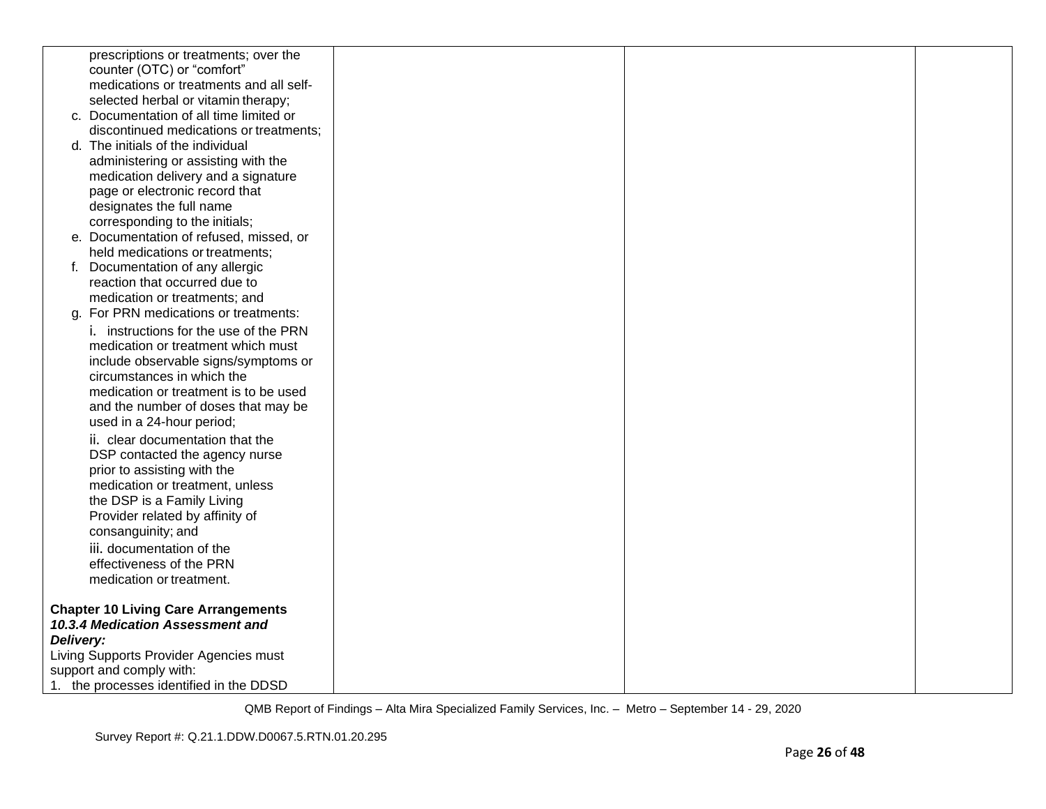| | | | |
|---|---|---|---|
| prescriptions or treatments; over the counter (OTC) or "comfort" medications or treatments and all self-selected herbal or vitamin therapy;<br>c. Documentation of all time limited or discontinued medications or treatments;<br>d. The initials of the individual administering or assisting with the medication delivery and a signature page or electronic record that designates the full name corresponding to the initials;<br>e. Documentation of refused, missed, or held medications or treatments;<br>f. Documentation of any allergic reaction that occurred due to medication or treatments; and<br>g. For PRN medications or treatments:<br>i. instructions for the use of the PRN medication or treatment which must include observable signs/symptoms or circumstances in which the medication or treatment is to be used and the number of doses that may be used in a 24-hour period;<br>ii. clear documentation that the DSP contacted the agency nurse prior to assisting with the medication or treatment, unless the DSP is a Family Living Provider related by affinity of consanguinity; and<br>iii. documentation of the effectiveness of the PRN medication or treatment.<br><br>**Chapter 10 Living Care Arrangements**<br>***10.3.4 Medication Assessment and Delivery:***<br>Living Supports Provider Agencies must support and comply with:<br>1. the processes identified in the DDSD | | | |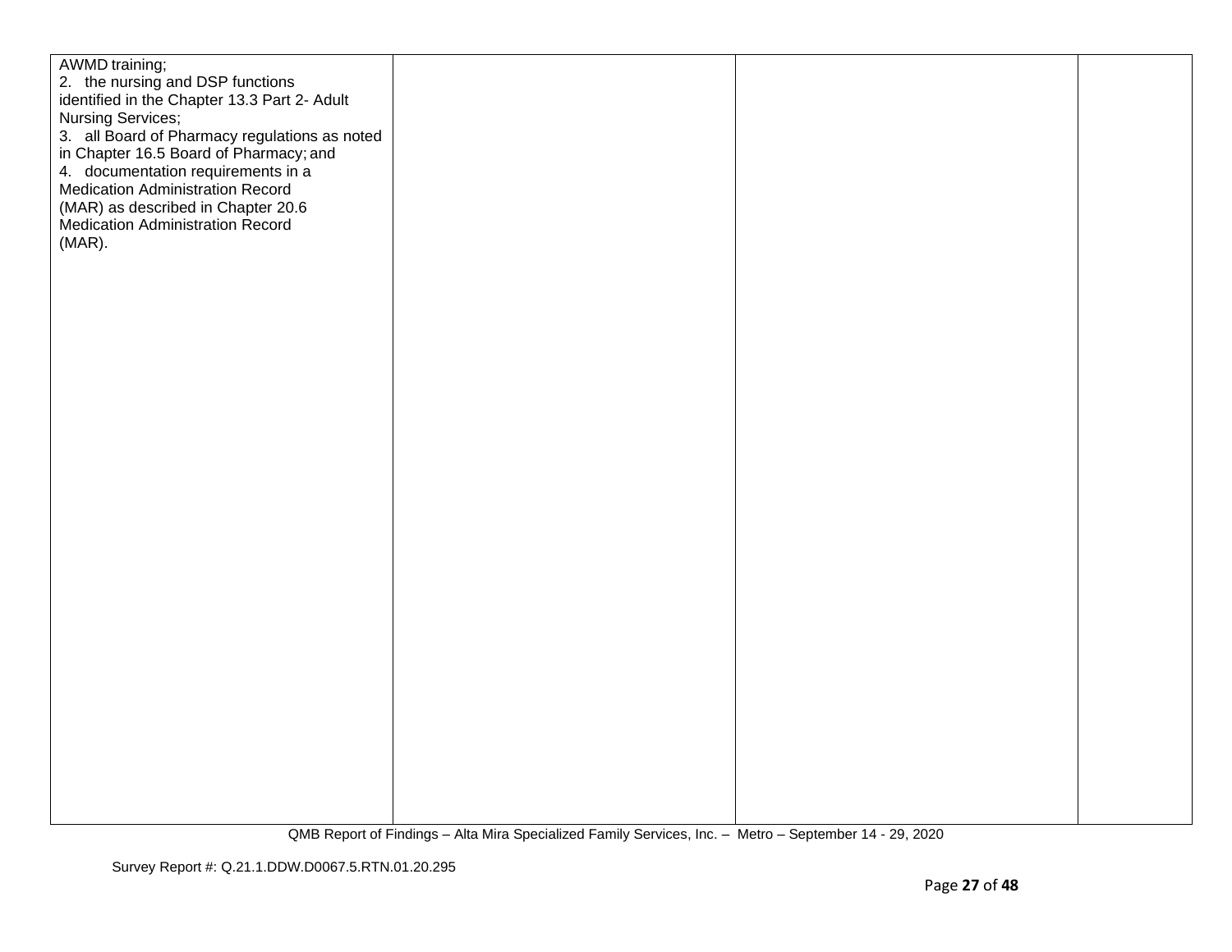| | | | |
|---|---|---|---|
| AWMD training;<br>2. the nursing and DSP functions identified in the Chapter 13.3 Part 2- Adult Nursing Services;<br>3. all Board of Pharmacy regulations as noted in Chapter 16.5 Board of Pharmacy; and<br>4. documentation requirements in a Medication Administration Record (MAR) as described in Chapter 20.6 Medication Administration Record (MAR). | | | |

QMB Report of Findings – Alta Mira Specialized Family Services, Inc. – Metro – September 14 - 29, 2020

Survey Report #: Q.21.1.DDW.D0067.5.RTN.01.20.295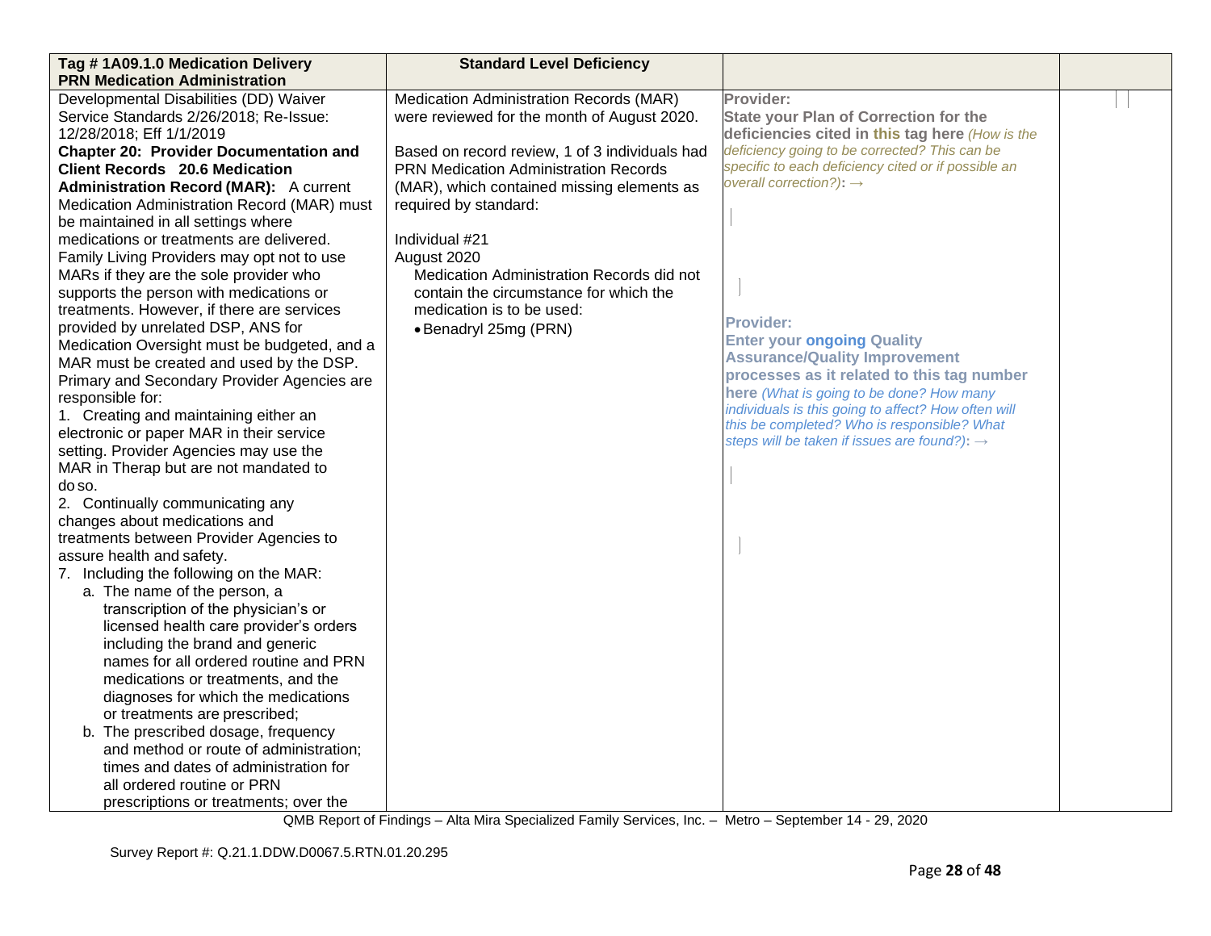| Tag # 1A09.1.0 Medication Delivery PRN Medication Administration | Standard Level Deficiency | | |
|---|---|---|---|
| Developmental Disabilities (DD) Waiver Service Standards 2/26/2018; Re-Issue: 12/28/2018; Eff 1/1/2019<br>**Chapter 20: Provider Documentation and Client Records 20.6 Medication Administration Record (MAR):** A current Medication Administration Record (MAR) must be maintained in all settings where medications or treatments are delivered. Family Living Providers may opt not to use MARs if they are the sole provider who supports the person with medications or treatments. However, if there are services provided by unrelated DSP, ANS for Medication Oversight must be budgeted, and a MAR must be created and used by the DSP. Primary and Secondary Provider Agencies are responsible for:<br>1. Creating and maintaining either an electronic or paper MAR in their service setting. Provider Agencies may use the MAR in Therap but are not mandated to do so.<br>2. Continually communicating any changes about medications and treatments between Provider Agencies to assure health and safety.<br>7. Including the following on the MAR:<br>a. The name of the person, a transcription of the physician's or licensed health care provider's orders including the brand and generic names for all ordered routine and PRN medications or treatments, and the diagnoses for which the medications or treatments are prescribed;<br>b. The prescribed dosage, frequency and method or route of administration; times and dates of administration for all ordered routine or PRN prescriptions or treatments; over the | Medication Administration Records (MAR) were reviewed for the month of August 2020.<br><br>Based on record review, 1 of 3 individuals had PRN Medication Administration Records (MAR), which contained missing elements as required by standard:<br><br>Individual #21<br>August 2020<br>Medication Administration Records did not contain the circumstance for which the medication is to be used:<br>• Benadryl 25mg (PRN) | **Provider:**<br>**State your Plan of Correction for the deficiencies cited in this tag here** *(How is the deficiency going to be corrected? This can be specific to each deficiency cited or if possible an overall correction?)*: →<br><br>**Provider:**<br>**Enter your ongoing Quality Assurance/Quality Improvement processes as it related to this tag number here** *(What is going to be done? How many individuals is this going to affect? How often will this be completed? Who is responsible? What steps will be taken if issues are found?)*: → | |

QMB Report of Findings – Alta Mira Specialized Family Services, Inc. – Metro – September 14 - 29, 2020

Survey Report #: Q.21.1.DDW.D0067.5.RTN.01.20.295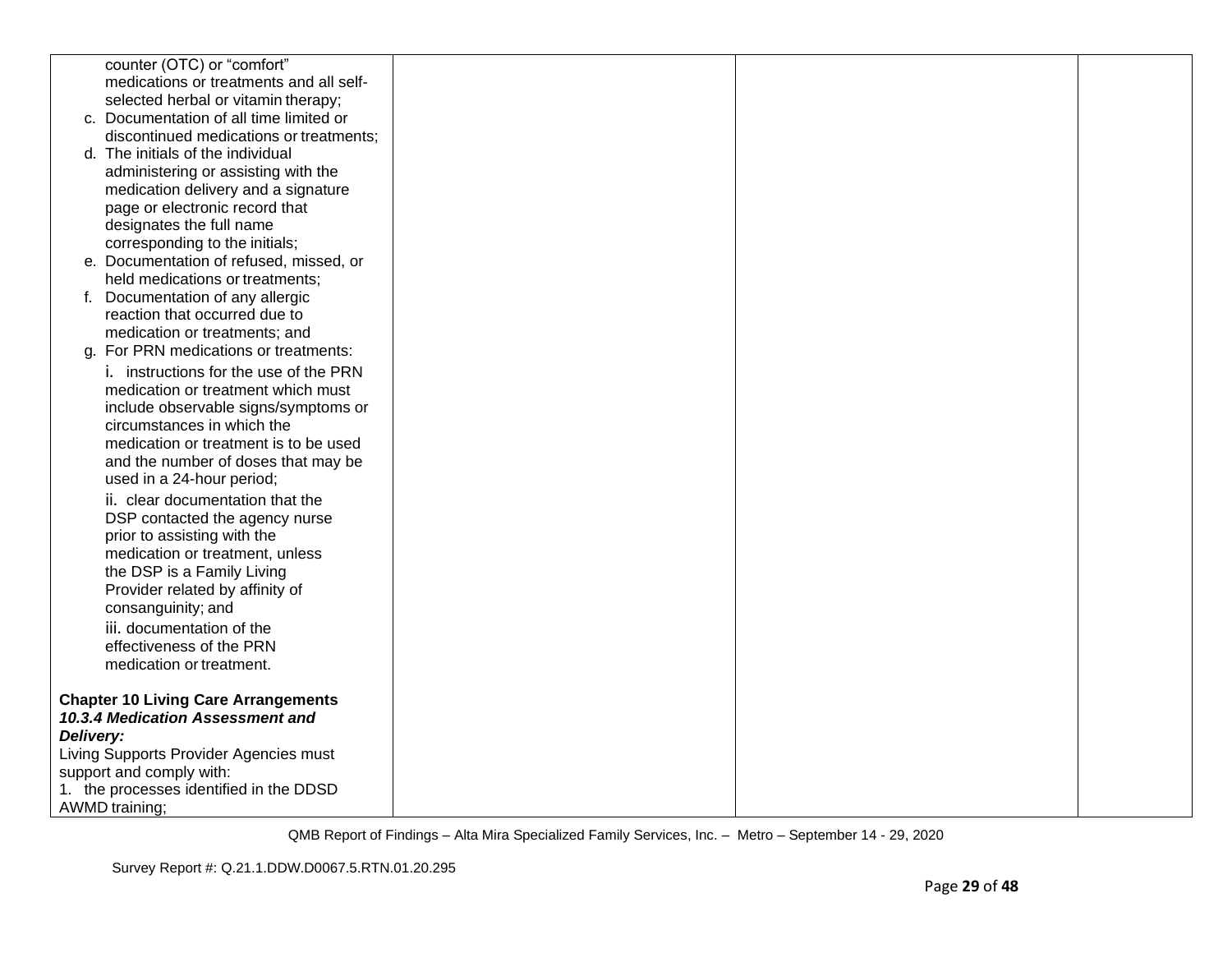| | | | |
|---|---|---|---|
| counter (OTC) or "comfort" medications or treatments and all self-selected herbal or vitamin therapy;<br>c. Documentation of all time limited or discontinued medications or treatments;<br>d. The initials of the individual administering or assisting with the medication delivery and a signature page or electronic record that designates the full name corresponding to the initials;<br>e. Documentation of refused, missed, or held medications or treatments;<br>f. Documentation of any allergic reaction that occurred due to medication or treatments; and<br>g. For PRN medications or treatments:<br>i. instructions for the use of the PRN medication or treatment which must include observable signs/symptoms or circumstances in which the medication or treatment is to be used and the number of doses that may be used in a 24-hour period;<br>ii. clear documentation that the DSP contacted the agency nurse prior to assisting with the medication or treatment, unless the DSP is a Family Living Provider related by affinity of consanguinity; and<br>iii. documentation of the effectiveness of the PRN medication or treatment.<br><br>**Chapter 10 Living Care Arrangements**<br>***10.3.4 Medication Assessment and Delivery:***<br>Living Supports Provider Agencies must support and comply with:<br>1. the processes identified in the DDSD AWMD training; | | | |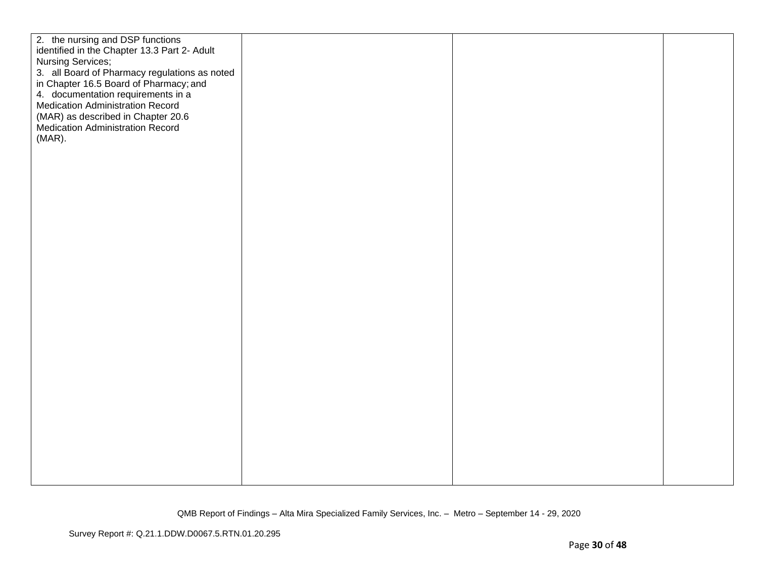| | | | |
|---|---|---|---|
| 2. the nursing and DSP functions identified in the Chapter 13.3 Part 2- Adult Nursing Services;<br>3. all Board of Pharmacy regulations as noted in Chapter 16.5 Board of Pharmacy; and<br>4. documentation requirements in a Medication Administration Record (MAR) as described in Chapter 20.6 Medication Administration Record (MAR). | | | |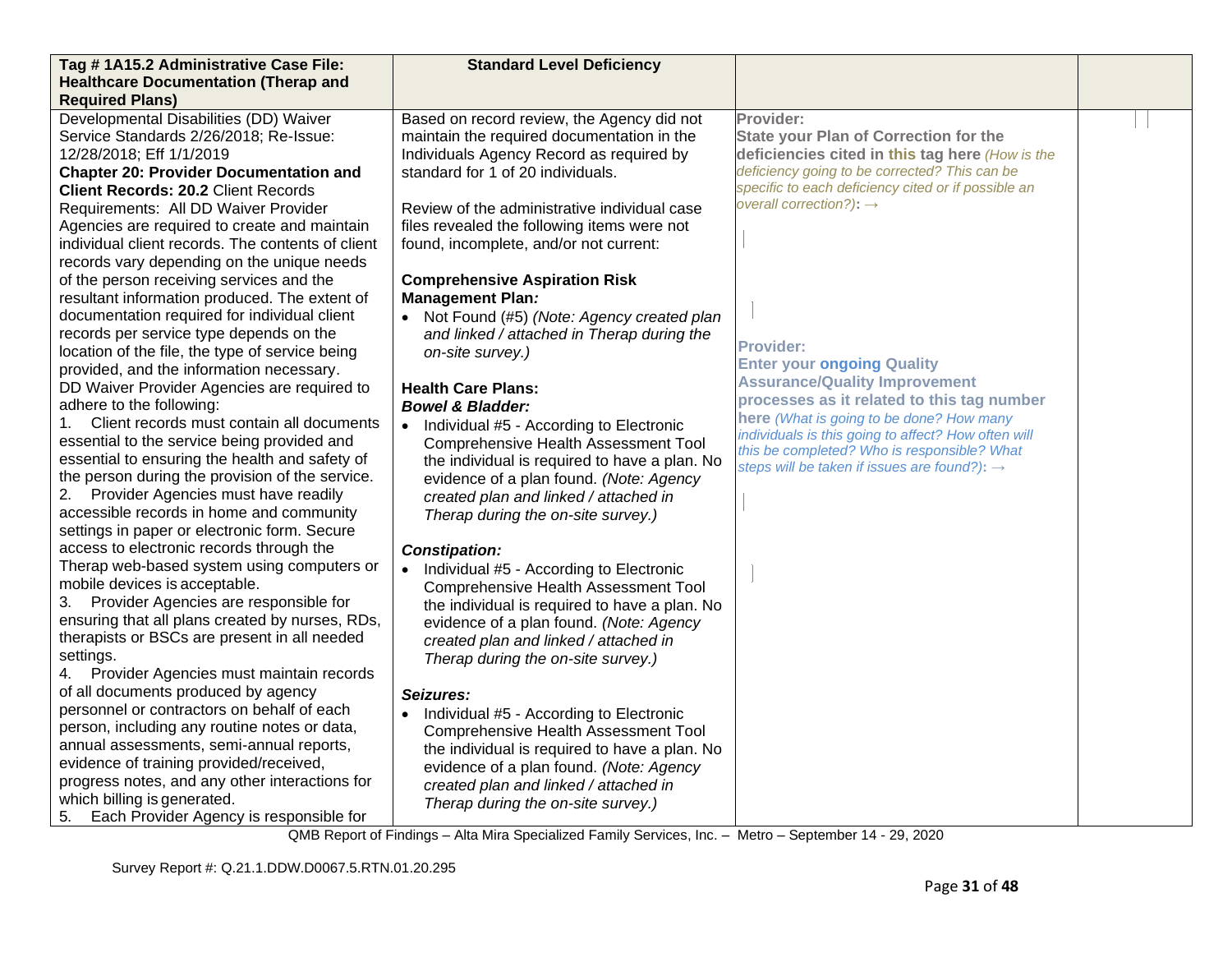| Tag # 1A15.2 Administrative Case File: Healthcare Documentation (Therap and Required Plans) | Standard Level Deficiency | | |
|---|---|---|---|
| Developmental Disabilities (DD) Waiver Service Standards 2/26/2018; Re-Issue: 12/28/2018; Eff 1/1/2019<br>**Chapter 20: Provider Documentation and Client Records: 20.2** Client Records Requirements: All DD Waiver Provider Agencies are required to create and maintain individual client records. The contents of client records vary depending on the unique needs of the person receiving services and the resultant information produced. The extent of documentation required for individual client records per service type depends on the location of the file, the type of service being provided, and the information necessary.<br>DD Waiver Provider Agencies are required to adhere to the following:<br>1. Client records must contain all documents essential to the service being provided and essential to ensuring the health and safety of the person during the provision of the service.<br>2. Provider Agencies must have readily accessible records in home and community settings in paper or electronic form. Secure access to electronic records through the Therap web-based system using computers or mobile devices is acceptable.<br>3. Provider Agencies are responsible for ensuring that all plans created by nurses, RDs, therapists or BSCs are present in all needed settings.<br>4. Provider Agencies must maintain records of all documents produced by agency personnel or contractors on behalf of each person, including any routine notes or data, annual assessments, semi-annual reports, evidence of training provided/received, progress notes, and any other interactions for which billing is generated.<br>5. Each Provider Agency is responsible for | Based on record review, the Agency did not maintain the required documentation in the Individuals Agency Record as required by standard for 1 of 20 individuals.<br><br>Review of the administrative individual case files revealed the following items were not found, incomplete, and/or not current:<br><br>**Comprehensive Aspiration Risk Management Plan*:***<br>• Not Found (#5) *(Note: Agency created plan and linked / attached in Therap during the on-site survey.)*<br><br>**Health Care Plans:**<br>***Bowel & Bladder:***<br>• Individual #5 - According to Electronic Comprehensive Health Assessment Tool the individual is required to have a plan. No evidence of a plan found. *(Note: Agency created plan and linked / attached in Therap during the on-site survey.)*<br><br>***Constipation:***<br>• Individual #5 - According to Electronic Comprehensive Health Assessment Tool the individual is required to have a plan. No evidence of a plan found. *(Note: Agency created plan and linked / attached in Therap during the on-site survey.)*<br><br>***Seizures:***<br>• Individual #5 - According to Electronic Comprehensive Health Assessment Tool the individual is required to have a plan. No evidence of a plan found. *(Note: Agency created plan and linked / attached in Therap during the on-site survey.)* | **Provider:**<br>**State your Plan of Correction for the deficiencies cited in this tag here** *(How is the deficiency going to be corrected? This can be specific to each deficiency cited or if possible an overall correction?)*: →<br><br>**Provider:**<br>**Enter your ongoing Quality Assurance/Quality Improvement processes as it related to this tag number here** *(What is going to be done? How many individuals is this going to affect? How often will this be completed? Who is responsible? What steps will be taken if issues are found?)*: → | |

QMB Report of Findings – Alta Mira Specialized Family Services, Inc. – Metro – September 14 - 29, 2020

Survey Report #: Q.21.1.DDW.D0067.5.RTN.01.20.295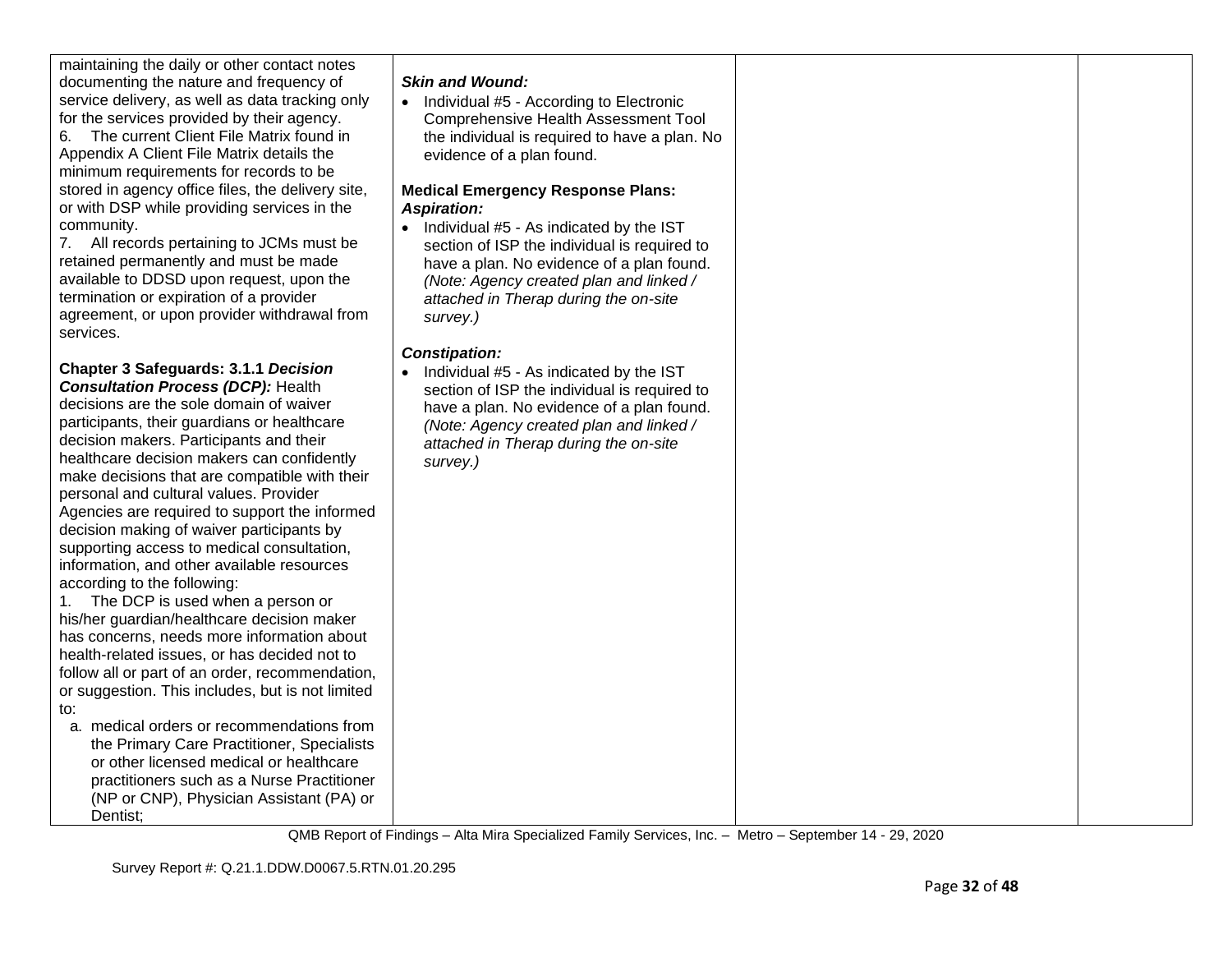| | | | |
|---|---|---|---|
| maintaining the daily or other contact notes documenting the nature and frequency of service delivery, as well as data tracking only for the services provided by their agency.<br>6. The current Client File Matrix found in Appendix A Client File Matrix details the minimum requirements for records to be stored in agency office files, the delivery site, or with DSP while providing services in the community.<br>7. All records pertaining to JCMs must be retained permanently and must be made available to DDSD upon request, upon the termination or expiration of a provider agreement, or upon provider withdrawal from services.<br><br>**Chapter 3 Safeguards: 3.1.1 *Decision Consultation Process (DCP):*** Health decisions are the sole domain of waiver participants, their guardians or healthcare decision makers. Participants and their healthcare decision makers can confidently make decisions that are compatible with their personal and cultural values. Provider Agencies are required to support the informed decision making of waiver participants by supporting access to medical consultation, information, and other available resources according to the following:<br>1. The DCP is used when a person or his/her guardian/healthcare decision maker has concerns, needs more information about health-related issues, or has decided not to follow all or part of an order, recommendation, or suggestion. This includes, but is not limited to:<br>a. medical orders or recommendations from the Primary Care Practitioner, Specialists or other licensed medical or healthcare practitioners such as a Nurse Practitioner (NP or CNP), Physician Assistant (PA) or Dentist; | ***Skin and Wound:***<br>• Individual #5 - According to Electronic Comprehensive Health Assessment Tool the individual is required to have a plan. No evidence of a plan found.<br><br>**Medical Emergency Response Plans:**<br>***Aspiration:***<br>• Individual #5 - As indicated by the IST section of ISP the individual is required to have a plan. No evidence of a plan found. *(Note: Agency created plan and linked / attached in Therap during the on-site survey.)*<br><br>***Constipation:***<br>• Individual #5 - As indicated by the IST section of ISP the individual is required to have a plan. No evidence of a plan found. *(Note: Agency created plan and linked / attached in Therap during the on-site survey.)* | | |

QMB Report of Findings – Alta Mira Specialized Family Services, Inc. – Metro – September 14 - 29, 2020

Survey Report #: Q.21.1.DDW.D0067.5.RTN.01.20.295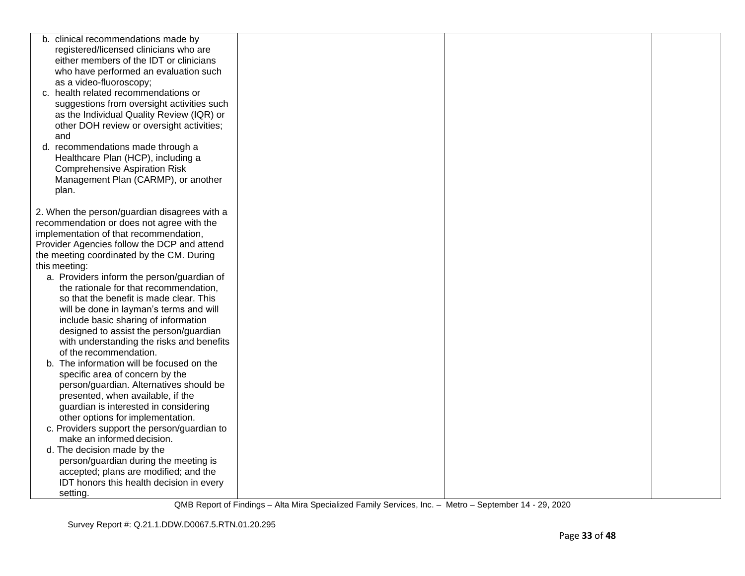| | | | |
|---|---|---|---|
| b. clinical recommendations made by registered/licensed clinicians who are either members of the IDT or clinicians who have performed an evaluation such as a video-fluoroscopy;<br>c. health related recommendations or suggestions from oversight activities such as the Individual Quality Review (IQR) or other DOH review or oversight activities; and<br>d. recommendations made through a Healthcare Plan (HCP), including a Comprehensive Aspiration Risk Management Plan (CARMP), or another plan.<br><br>2. When the person/guardian disagrees with a recommendation or does not agree with the implementation of that recommendation, Provider Agencies follow the DCP and attend the meeting coordinated by the CM. During this meeting:<br>a. Providers inform the person/guardian of the rationale for that recommendation, so that the benefit is made clear. This will be done in layman's terms and will include basic sharing of information designed to assist the person/guardian with understanding the risks and benefits of the recommendation.<br>b. The information will be focused on the specific area of concern by the person/guardian. Alternatives should be presented, when available, if the guardian is interested in considering other options for implementation.<br>c. Providers support the person/guardian to make an informed decision.<br>d. The decision made by the person/guardian during the meeting is accepted; plans are modified; and the IDT honors this health decision in every setting. | | | |

QMB Report of Findings – Alta Mira Specialized Family Services, Inc. – Metro – September 14 - 29, 2020

Survey Report #: Q.21.1.DDW.D0067.5.RTN.01.20.295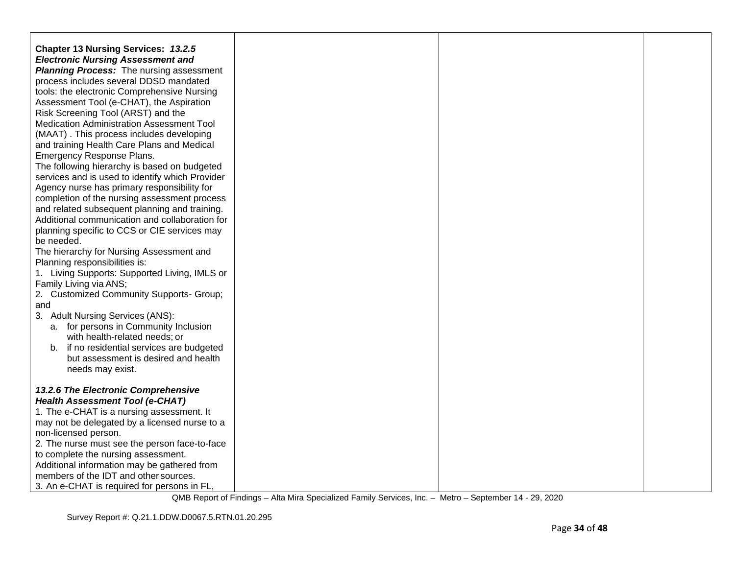| | | | |
|---|---|---|---|
| **Chapter 13 Nursing Services:** ***13.2.5 Electronic Nursing Assessment and Planning Process:*** The nursing assessment process includes several DDSD mandated tools: the electronic Comprehensive Nursing Assessment Tool (e-CHAT), the Aspiration Risk Screening Tool (ARST) and the Medication Administration Assessment Tool (MAAT) . This process includes developing and training Health Care Plans and Medical Emergency Response Plans.<br>The following hierarchy is based on budgeted services and is used to identify which Provider Agency nurse has primary responsibility for completion of the nursing assessment process and related subsequent planning and training. Additional communication and collaboration for planning specific to CCS or CIE services may be needed.<br>The hierarchy for Nursing Assessment and Planning responsibilities is:<br>1. Living Supports: Supported Living, IMLS or Family Living via ANS;<br>2. Customized Community Supports- Group; and<br>3. Adult Nursing Services (ANS):<br>a. for persons in Community Inclusion with health-related needs; or<br>b. if no residential services are budgeted but assessment is desired and health needs may exist.<br><br>***13.2.6 The Electronic Comprehensive Health Assessment Tool (e-CHAT)***<br>1. The e-CHAT is a nursing assessment. It may not be delegated by a licensed nurse to a non-licensed person.<br>2. The nurse must see the person face-to-face to complete the nursing assessment. Additional information may be gathered from members of the IDT and other sources.<br>3. An e-CHAT is required for persons in FL, | | | |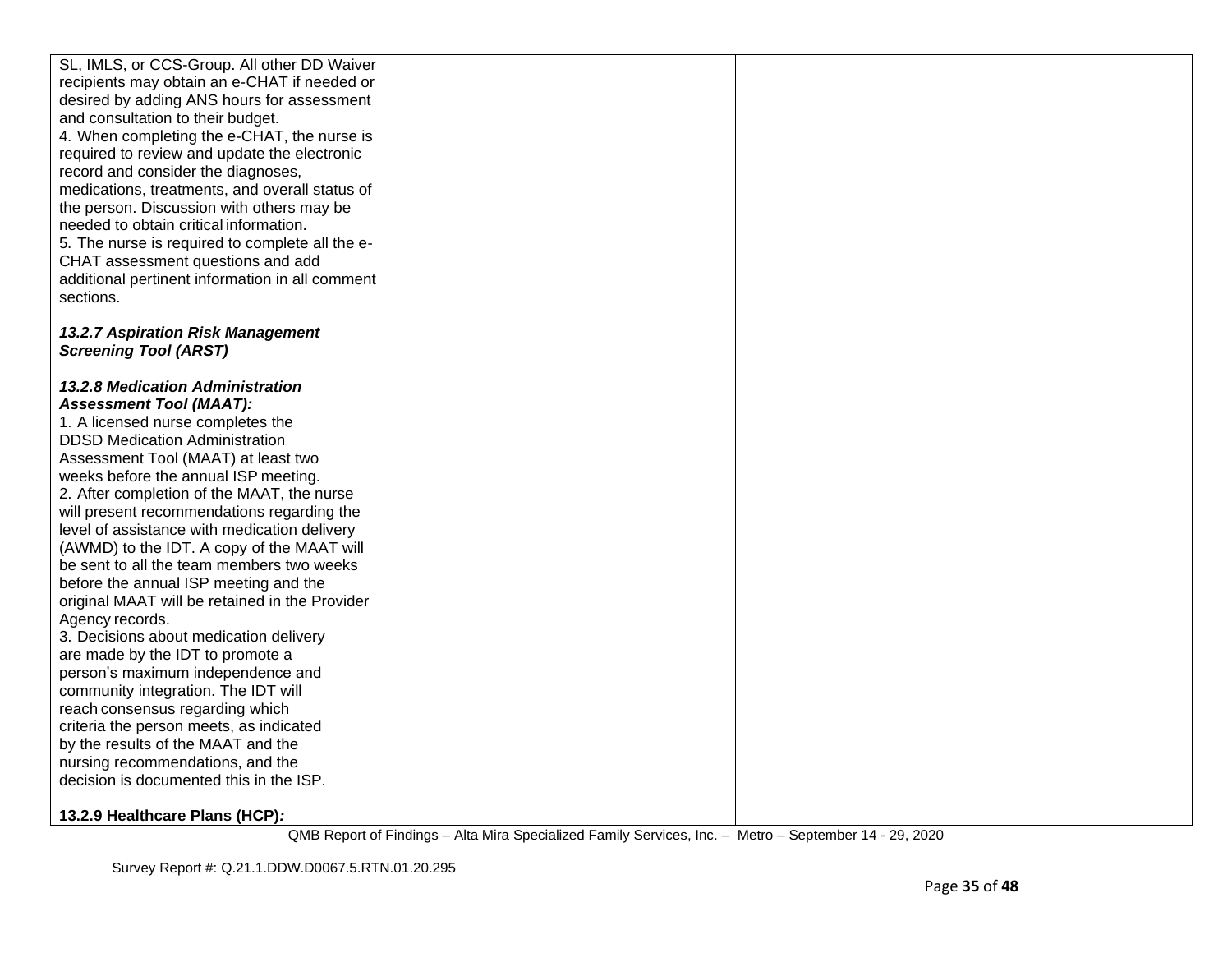| | | | |
|---|---|---|---|
| SL, IMLS, or CCS-Group. All other DD Waiver recipients may obtain an e-CHAT if needed or desired by adding ANS hours for assessment and consultation to their budget.<br>4. When completing the e-CHAT, the nurse is required to review and update the electronic record and consider the diagnoses, medications, treatments, and overall status of the person. Discussion with others may be needed to obtain critical information.<br>5. The nurse is required to complete all the e-CHAT assessment questions and add additional pertinent information in all comment sections.<br><br>***13.2.7 Aspiration Risk Management Screening Tool (ARST)***<br><br>***13.2.8 Medication Administration Assessment Tool (MAAT):***<br>1. A licensed nurse completes the DDSD Medication Administration Assessment Tool (MAAT) at least two weeks before the annual ISP meeting.<br>2. After completion of the MAAT, the nurse will present recommendations regarding the level of assistance with medication delivery (AWMD) to the IDT. A copy of the MAAT will be sent to all the team members two weeks before the annual ISP meeting and the original MAAT will be retained in the Provider Agency records.<br>3. Decisions about medication delivery are made by the IDT to promote a person's maximum independence and community integration. The IDT will reach consensus regarding which criteria the person meets, as indicated by the results of the MAAT and the nursing recommendations, and the decision is documented this in the ISP.<br><br>**13.2.9 Healthcare Plans (HCP)*:*** | | | |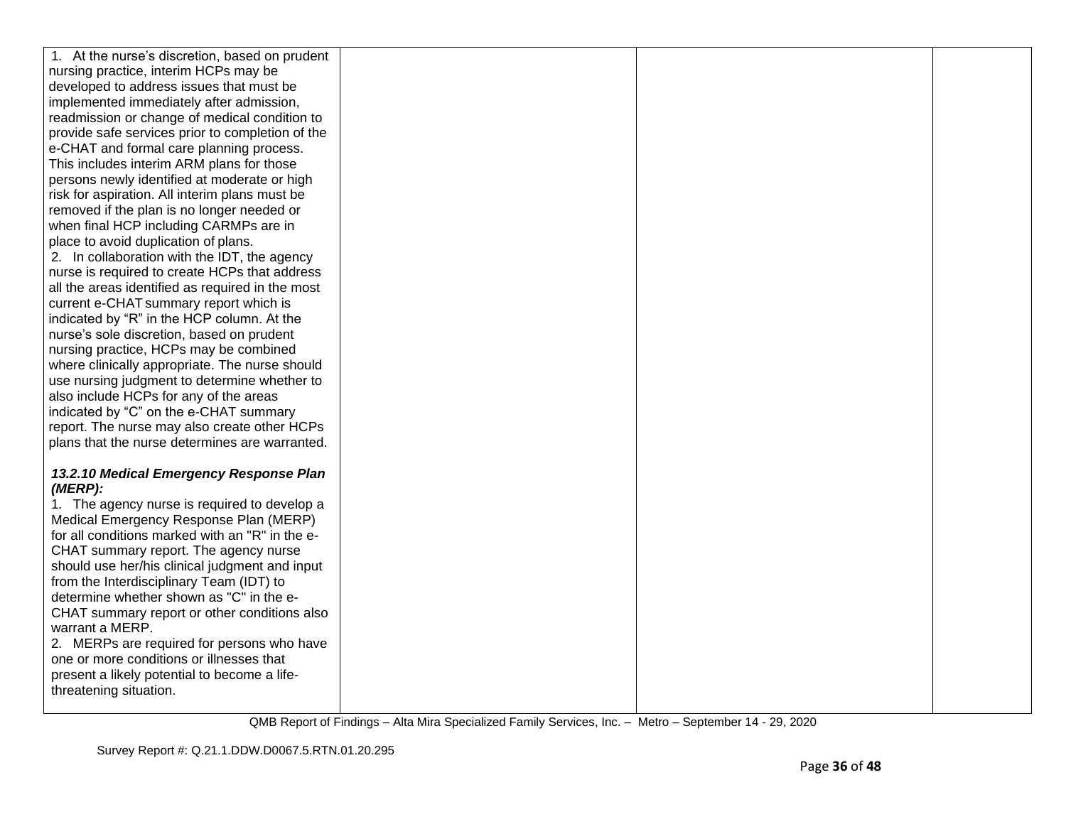| | | | |
|---|---|---|---|
| 1. At the nurse's discretion, based on prudent nursing practice, interim HCPs may be developed to address issues that must be implemented immediately after admission, readmission or change of medical condition to provide safe services prior to completion of the e-CHAT and formal care planning process. This includes interim ARM plans for those persons newly identified at moderate or high risk for aspiration. All interim plans must be removed if the plan is no longer needed or when final HCP including CARMPs are in place to avoid duplication of plans.<br>2. In collaboration with the IDT, the agency nurse is required to create HCPs that address all the areas identified as required in the most current e-CHAT summary report which is indicated by "R" in the HCP column. At the nurse's sole discretion, based on prudent nursing practice, HCPs may be combined where clinically appropriate. The nurse should use nursing judgment to determine whether to also include HCPs for any of the areas indicated by "C" on the e-CHAT summary report. The nurse may also create other HCPs plans that the nurse determines are warranted.<br><br>***13.2.10 Medical Emergency Response Plan (MERP):***<br>1. The agency nurse is required to develop a Medical Emergency Response Plan (MERP) for all conditions marked with an "R" in the e-CHAT summary report. The agency nurse should use her/his clinical judgment and input from the Interdisciplinary Team (IDT) to determine whether shown as "C" in the e-CHAT summary report or other conditions also warrant a MERP.<br>2. MERPs are required for persons who have one or more conditions or illnesses that present a likely potential to become a life-threatening situation. | | | |

QMB Report of Findings – Alta Mira Specialized Family Services, Inc. – Metro – September 14 - 29, 2020

Survey Report #: Q.21.1.DDW.D0067.5.RTN.01.20.295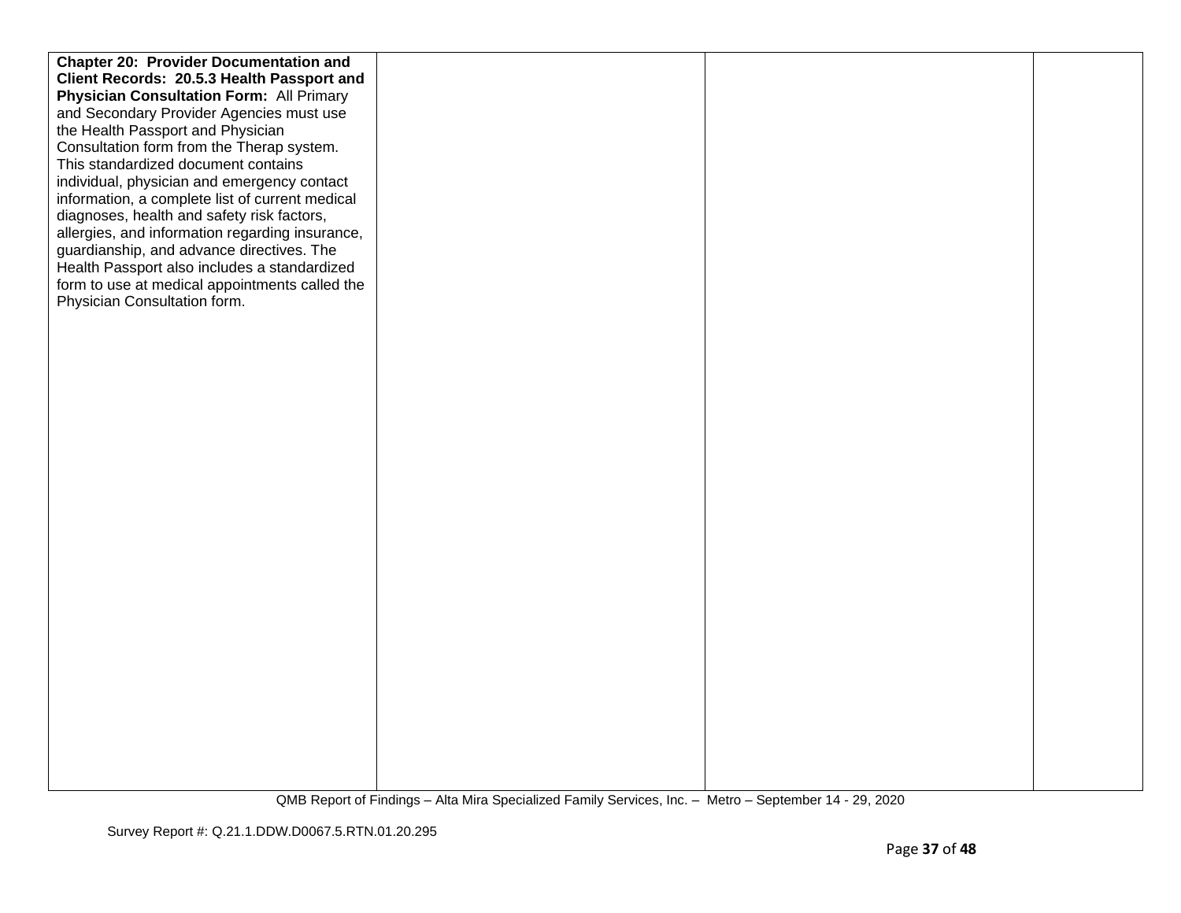| | | | |
|---|---|---|---|
| **Chapter 20: Provider Documentation and Client Records: 20.5.3 Health Passport and Physician Consultation Form:** All Primary and Secondary Provider Agencies must use the Health Passport and Physician Consultation form from the Therap system. This standardized document contains individual, physician and emergency contact information, a complete list of current medical diagnoses, health and safety risk factors, allergies, and information regarding insurance, guardianship, and advance directives. The Health Passport also includes a standardized form to use at medical appointments called the Physician Consultation form. | | | |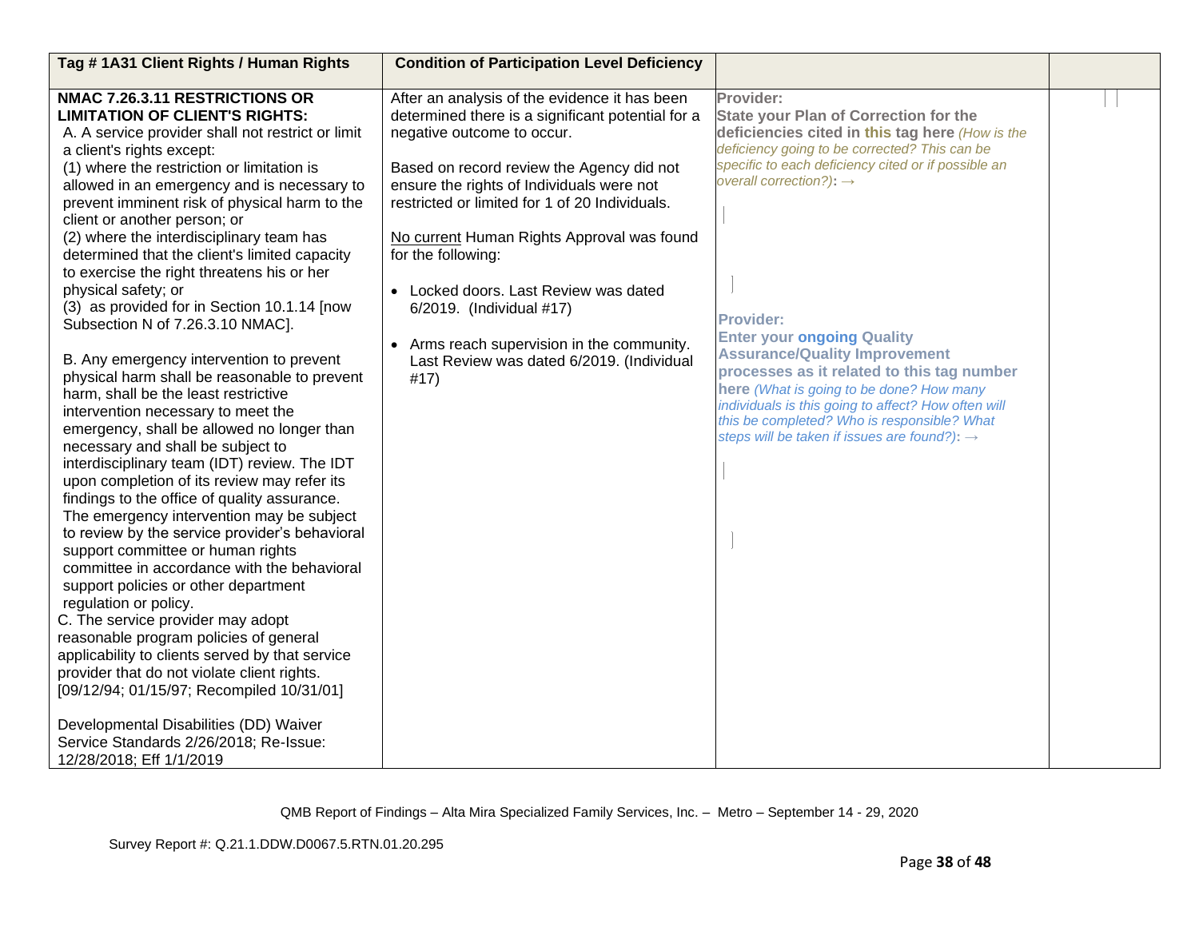| Tag # 1A31 Client Rights / Human Rights | Condition of Participation Level Deficiency | | |
|---|---|---|---|
| **NMAC 7.26.3.11 RESTRICTIONS OR LIMITATION OF CLIENT'S RIGHTS:**<br>A. A service provider shall not restrict or limit a client's rights except:<br>(1) where the restriction or limitation is allowed in an emergency and is necessary to prevent imminent risk of physical harm to the client or another person; or<br>(2) where the interdisciplinary team has determined that the client's limited capacity to exercise the right threatens his or her physical safety; or<br>(3) as provided for in Section 10.1.14 [now Subsection N of 7.26.3.10 NMAC].<br><br>B. Any emergency intervention to prevent physical harm shall be reasonable to prevent harm, shall be the least restrictive intervention necessary to meet the emergency, shall be allowed no longer than necessary and shall be subject to interdisciplinary team (IDT) review. The IDT upon completion of its review may refer its findings to the office of quality assurance. The emergency intervention may be subject to review by the service provider's behavioral support committee or human rights committee in accordance with the behavioral support policies or other department regulation or policy.<br>C. The service provider may adopt reasonable program policies of general applicability to clients served by that service provider that do not violate client rights.<br>[09/12/94; 01/15/97; Recompiled 10/31/01]<br><br>Developmental Disabilities (DD) Waiver Service Standards 2/26/2018; Re-Issue: 12/28/2018; Eff 1/1/2019 | After an analysis of the evidence it has been determined there is a significant potential for a negative outcome to occur.<br><br>Based on record review the Agency did not ensure the rights of Individuals were not restricted or limited for 1 of 20 Individuals.<br><br>No current Human Rights Approval was found for the following:<br><br>• Locked doors. Last Review was dated 6/2019. (Individual #17)<br><br>• Arms reach supervision in the community. Last Review was dated 6/2019. (Individual #17) | **Provider:**<br>**State your Plan of Correction for the deficiencies cited in this tag here** *(How is the deficiency going to be corrected? This can be specific to each deficiency cited or if possible an overall correction?)*: →<br><br>**Provider:**<br>**Enter your ongoing Quality Assurance/Quality Improvement processes as it related to this tag number here** *(What is going to be done? How many individuals is this going to affect? How often will this be completed? Who is responsible? What steps will be taken if issues are found?)*: → | |

QMB Report of Findings – Alta Mira Specialized Family Services, Inc. – Metro – September 14 - 29, 2020

Survey Report #: Q.21.1.DDW.D0067.5.RTN.01.20.295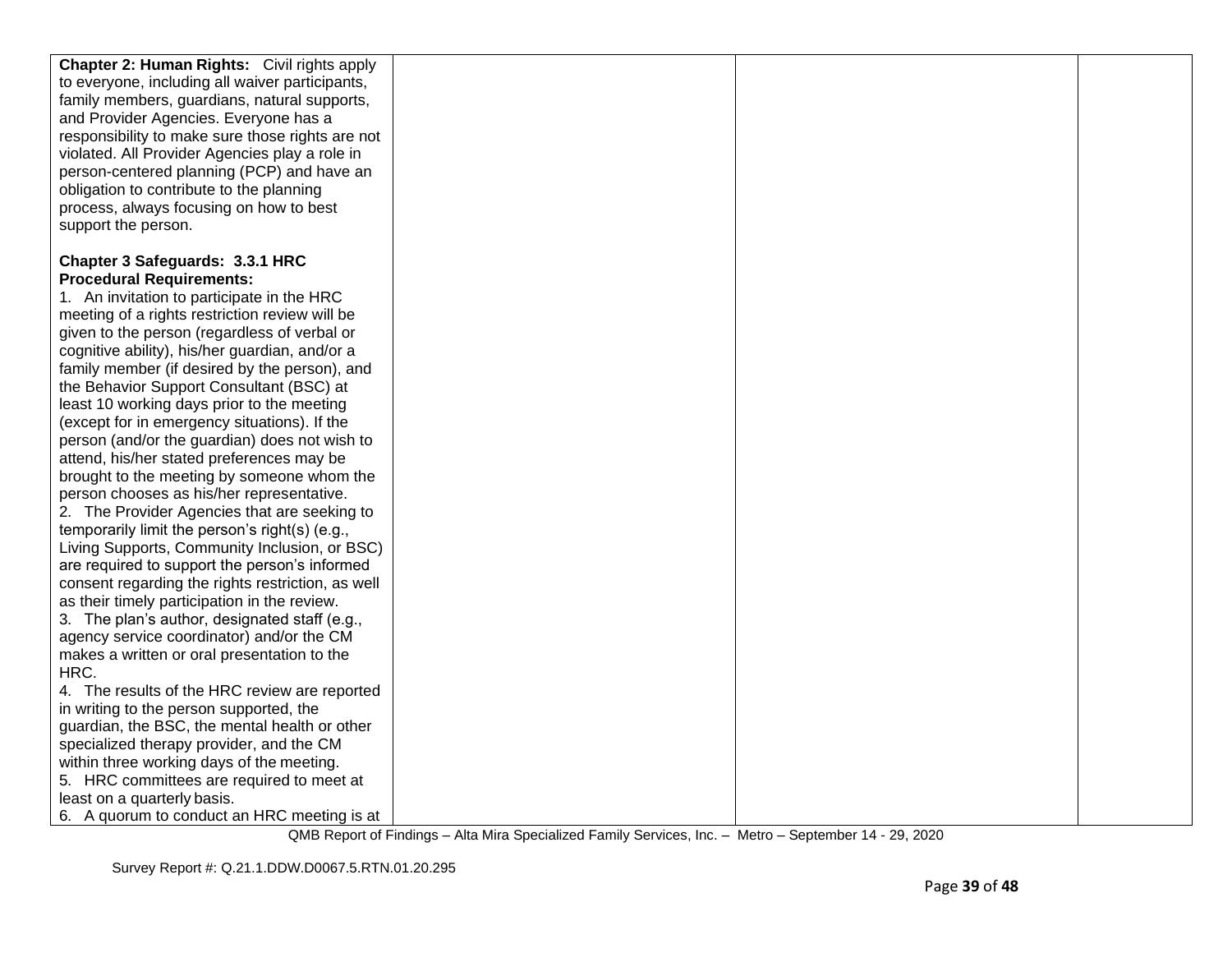| | | | |
|---|---|---|---|
| **Chapter 2: Human Rights:** Civil rights apply to everyone, including all waiver participants, family members, guardians, natural supports, and Provider Agencies. Everyone has a responsibility to make sure those rights are not violated. All Provider Agencies play a role in person-centered planning (PCP) and have an obligation to contribute to the planning process, always focusing on how to best support the person.<br><br>**Chapter 3 Safeguards: 3.3.1 HRC Procedural Requirements:**<br>1. An invitation to participate in the HRC meeting of a rights restriction review will be given to the person (regardless of verbal or cognitive ability), his/her guardian, and/or a family member (if desired by the person), and the Behavior Support Consultant (BSC) at least 10 working days prior to the meeting (except for in emergency situations). If the person (and/or the guardian) does not wish to attend, his/her stated preferences may be brought to the meeting by someone whom the person chooses as his/her representative.<br>2. The Provider Agencies that are seeking to temporarily limit the person's right(s) (e.g., Living Supports, Community Inclusion, or BSC) are required to support the person's informed consent regarding the rights restriction, as well as their timely participation in the review.<br>3. The plan's author, designated staff (e.g., agency service coordinator) and/or the CM makes a written or oral presentation to the HRC.<br>4. The results of the HRC review are reported in writing to the person supported, the guardian, the BSC, the mental health or other specialized therapy provider, and the CM within three working days of the meeting.<br>5. HRC committees are required to meet at least on a quarterly basis.<br>6. A quorum to conduct an HRC meeting is at | | | |

QMB Report of Findings – Alta Mira Specialized Family Services, Inc. – Metro – September 14 - 29, 2020

Survey Report #: Q.21.1.DDW.D0067.5.RTN.01.20.295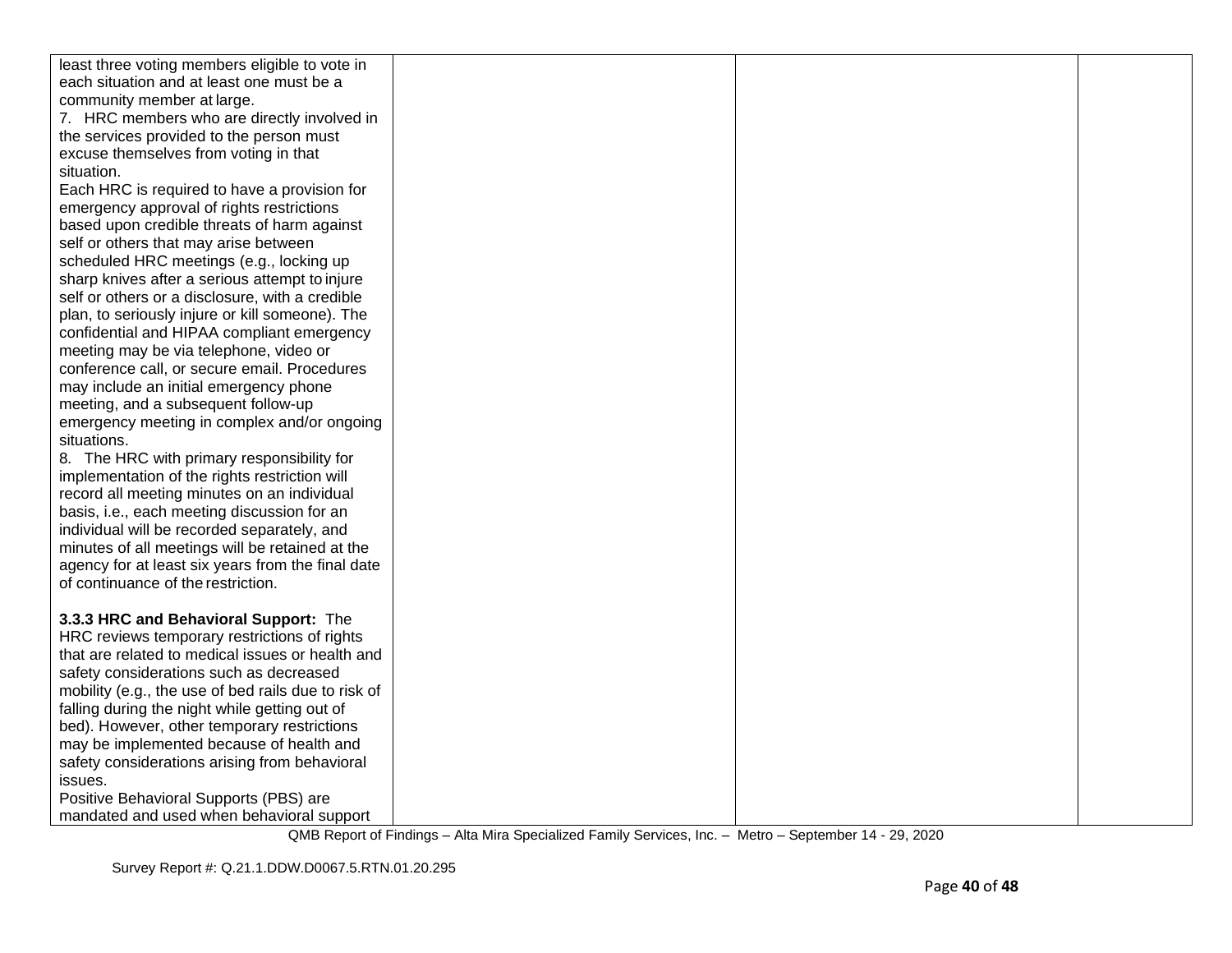| | | | |
|---|---|---|---|
| least three voting members eligible to vote in each situation and at least one must be a community member at large.<br>7. HRC members who are directly involved in the services provided to the person must excuse themselves from voting in that situation.<br>Each HRC is required to have a provision for emergency approval of rights restrictions based upon credible threats of harm against self or others that may arise between scheduled HRC meetings (e.g., locking up sharp knives after a serious attempt to injure self or others or a disclosure, with a credible plan, to seriously injure or kill someone). The confidential and HIPAA compliant emergency meeting may be via telephone, video or conference call, or secure email. Procedures may include an initial emergency phone meeting, and a subsequent follow-up emergency meeting in complex and/or ongoing situations.<br>8. The HRC with primary responsibility for implementation of the rights restriction will record all meeting minutes on an individual basis, i.e., each meeting discussion for an individual will be recorded separately, and minutes of all meetings will be retained at the agency for at least six years from the final date of continuance of the restriction.<br><br>**3.3.3 HRC and Behavioral Support:** The HRC reviews temporary restrictions of rights that are related to medical issues or health and safety considerations such as decreased mobility (e.g., the use of bed rails due to risk of falling during the night while getting out of bed). However, other temporary restrictions may be implemented because of health and safety considerations arising from behavioral issues.<br>Positive Behavioral Supports (PBS) are mandated and used when behavioral support | | | |

QMB Report of Findings – Alta Mira Specialized Family Services, Inc. – Metro – September 14 - 29, 2020

Survey Report #: Q.21.1.DDW.D0067.5.RTN.01.20.295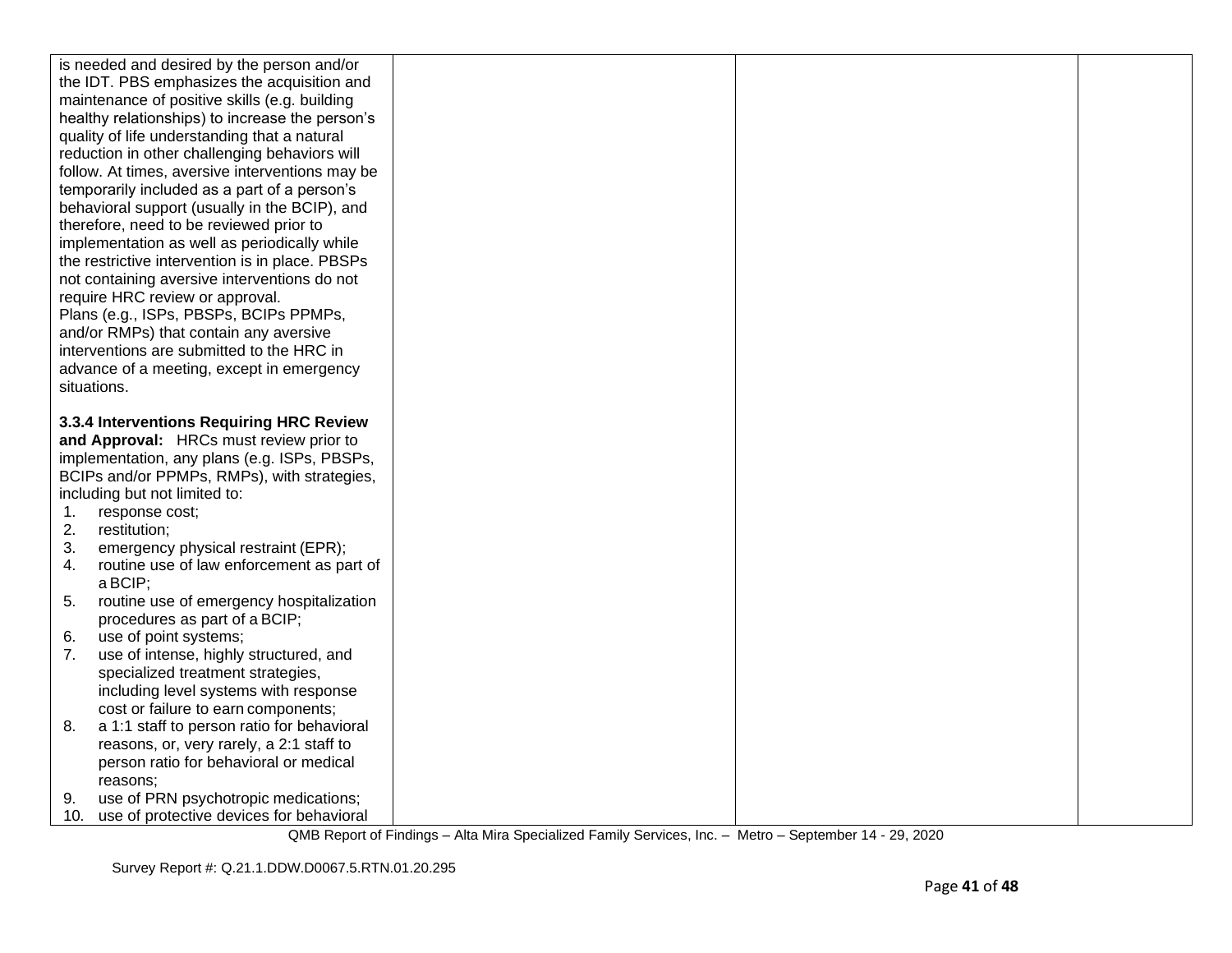| | | | |
|---|---|---|---|
| is needed and desired by the person and/or the IDT. PBS emphasizes the acquisition and maintenance of positive skills (e.g. building healthy relationships) to increase the person's quality of life understanding that a natural reduction in other challenging behaviors will follow. At times, aversive interventions may be temporarily included as a part of a person's behavioral support (usually in the BCIP), and therefore, need to be reviewed prior to implementation as well as periodically while the restrictive intervention is in place. PBSPs not containing aversive interventions do not require HRC review or approval.<br>Plans (e.g., ISPs, PBSPs, BCIPs PPMPs, and/or RMPs) that contain any aversive interventions are submitted to the HRC in advance of a meeting, except in emergency situations.<br><br>**3.3.4 Interventions Requiring HRC Review and Approval:** HRCs must review prior to implementation, any plans (e.g. ISPs, PBSPs, BCIPs and/or PPMPs, RMPs), with strategies, including but not limited to:<br>1. response cost;<br>2. restitution;<br>3. emergency physical restraint (EPR);<br>4. routine use of law enforcement as part of a BCIP;<br>5. routine use of emergency hospitalization procedures as part of a BCIP;<br>6. use of point systems;<br>7. use of intense, highly structured, and specialized treatment strategies, including level systems with response cost or failure to earn components;<br>8. a 1:1 staff to person ratio for behavioral reasons, or, very rarely, a 2:1 staff to person ratio for behavioral or medical reasons;<br>9. use of PRN psychotropic medications;<br>10. use of protective devices for behavioral | | | |

QMB Report of Findings – Alta Mira Specialized Family Services, Inc. – Metro – September 14 - 29, 2020

Survey Report #: Q.21.1.DDW.D0067.5.RTN.01.20.295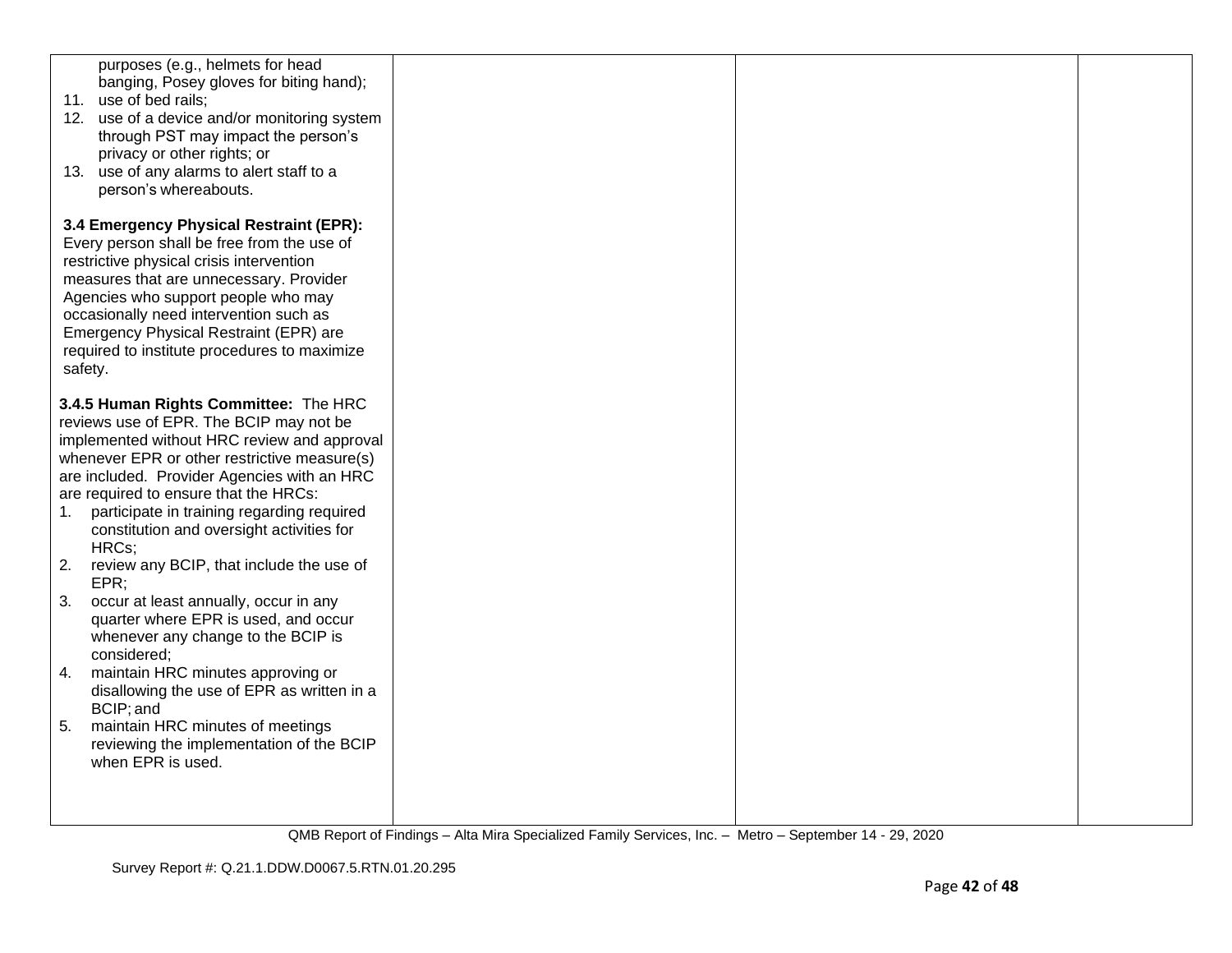| | | | |
|---|---|---|---|
| purposes (e.g., helmets for head banging, Posey gloves for biting hand);<br>11. use of bed rails;<br>12. use of a device and/or monitoring system through PST may impact the person's privacy or other rights; or<br>13. use of any alarms to alert staff to a person's whereabouts.<br><br>**3.4 Emergency Physical Restraint (EPR):** Every person shall be free from the use of restrictive physical crisis intervention measures that are unnecessary. Provider Agencies who support people who may occasionally need intervention such as Emergency Physical Restraint (EPR) are required to institute procedures to maximize safety.<br><br>**3.4.5 Human Rights Committee:** The HRC reviews use of EPR. The BCIP may not be implemented without HRC review and approval whenever EPR or other restrictive measure(s) are included. Provider Agencies with an HRC are required to ensure that the HRCs:<br>1. participate in training regarding required constitution and oversight activities for HRCs;<br>2. review any BCIP, that include the use of EPR;<br>3. occur at least annually, occur in any quarter where EPR is used, and occur whenever any change to the BCIP is considered;<br>4. maintain HRC minutes approving or disallowing the use of EPR as written in a BCIP; and<br>5. maintain HRC minutes of meetings reviewing the implementation of the BCIP when EPR is used. | | | |

QMB Report of Findings – Alta Mira Specialized Family Services, Inc. – Metro – September 14 - 29, 2020

Survey Report #: Q.21.1.DDW.D0067.5.RTN.01.20.295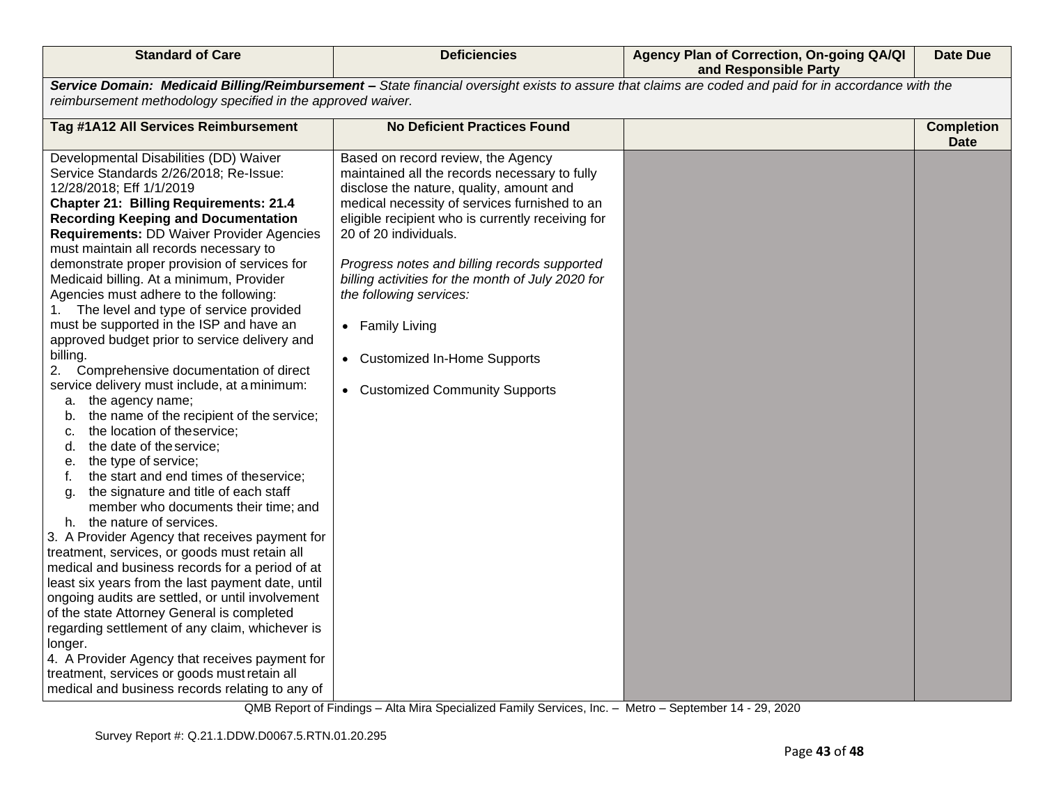| Standard of Care | Deficiencies | Agency Plan of Correction, On-going QA/QI and Responsible Party | Date Due |
|---|---|---|---|
| ***Service Domain: Medicaid Billing/Reimbursement –*** *State financial oversight exists to assure that claims are coded and paid for in accordance with the reimbursement methodology specified in the approved waiver.* | | | |
| **Tag #1A12 All Services Reimbursement** | **No Deficient Practices Found** | | **Completion Date** |
| Developmental Disabilities (DD) Waiver Service Standards 2/26/2018; Re-Issue: 12/28/2018; Eff 1/1/2019<br>**Chapter 21: Billing Requirements: 21.4 Recording Keeping and Documentation Requirements:** DD Waiver Provider Agencies must maintain all records necessary to demonstrate proper provision of services for Medicaid billing. At a minimum, Provider Agencies must adhere to the following:<br>1. The level and type of service provided must be supported in the ISP and have an approved budget prior to service delivery and billing.<br>2. Comprehensive documentation of direct service delivery must include, at a minimum:<br>a. the agency name;<br>b. the name of the recipient of the service;<br>c. the location of the service;<br>d. the date of the service;<br>e. the type of service;<br>f. the start and end times of the service;<br>g. the signature and title of each staff member who documents their time; and<br>h. the nature of services.<br>3. A Provider Agency that receives payment for treatment, services, or goods must retain all medical and business records for a period of at least six years from the last payment date, until ongoing audits are settled, or until involvement of the state Attorney General is completed regarding settlement of any claim, whichever is longer.<br>4. A Provider Agency that receives payment for treatment, services or goods must retain all medical and business records relating to any of | Based on record review, the Agency maintained all the records necessary to fully disclose the nature, quality, amount and medical necessity of services furnished to an eligible recipient who is currently receiving for 20 of 20 individuals.<br><br>*Progress notes and billing records supported billing activities for the month of July 2020 for the following services:*<br><br>• Family Living<br><br>• Customized In-Home Supports<br><br>• Customized Community Supports | | |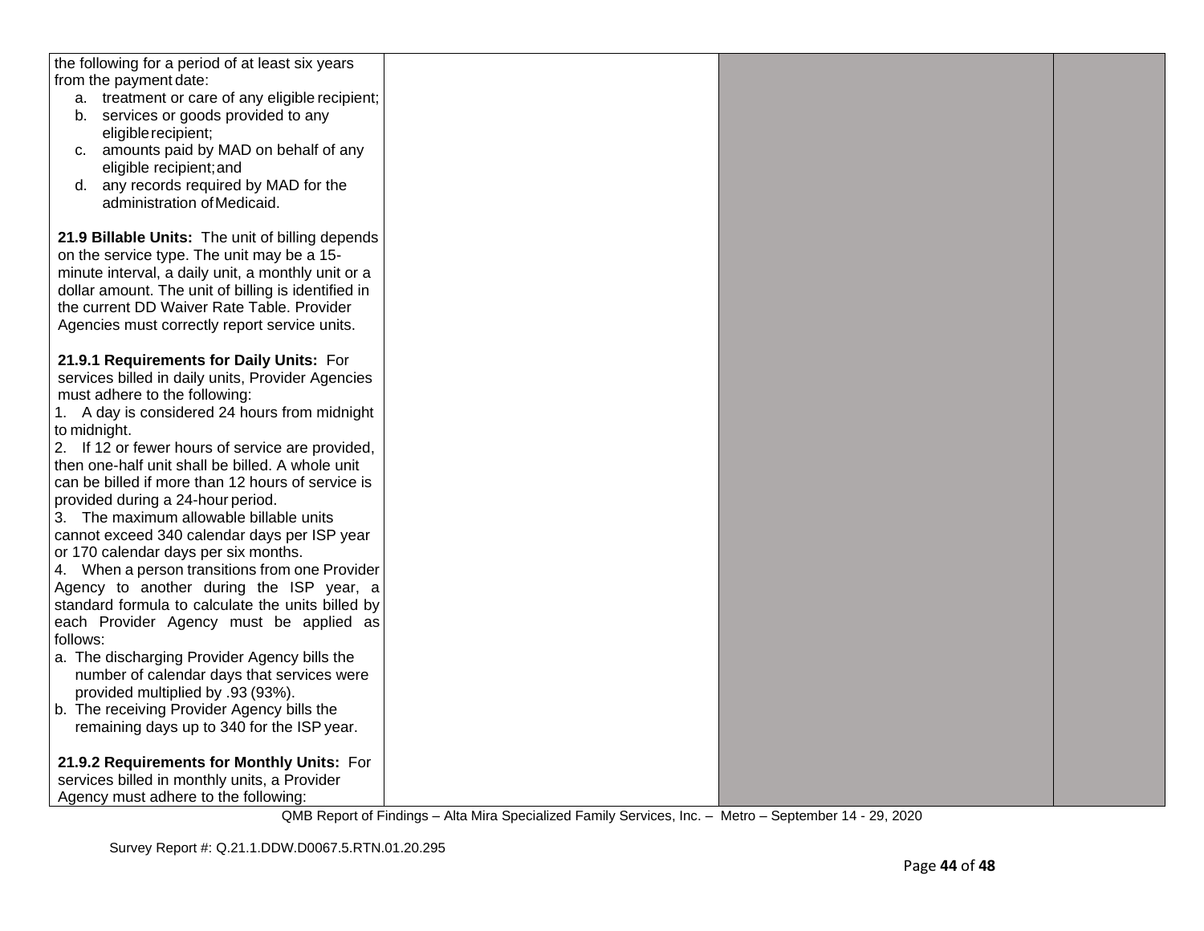| | | | |
|---|---|---|---|
| the following for a period of at least six years from the payment date:<br>a. treatment or care of any eligible recipient;<br>b. services or goods provided to any eligible recipient;<br>c. amounts paid by MAD on behalf of any eligible recipient; and<br>d. any records required by MAD for the administration of Medicaid.<br><br>**21.9 Billable Units:** The unit of billing depends on the service type. The unit may be a 15-minute interval, a daily unit, a monthly unit or a dollar amount. The unit of billing is identified in the current DD Waiver Rate Table. Provider Agencies must correctly report service units.<br><br>**21.9.1 Requirements for Daily Units:** For services billed in daily units, Provider Agencies must adhere to the following:<br>1. A day is considered 24 hours from midnight to midnight.<br>2. If 12 or fewer hours of service are provided, then one-half unit shall be billed. A whole unit can be billed if more than 12 hours of service is provided during a 24-hour period.<br>3. The maximum allowable billable units cannot exceed 340 calendar days per ISP year or 170 calendar days per six months.<br>4. When a person transitions from one Provider Agency to another during the ISP year, a standard formula to calculate the units billed by each Provider Agency must be applied as follows:<br>a. The discharging Provider Agency bills the number of calendar days that services were provided multiplied by .93 (93%).<br>b. The receiving Provider Agency bills the remaining days up to 340 for the ISP year.<br><br>**21.9.2 Requirements for Monthly Units:** For services billed in monthly units, a Provider Agency must adhere to the following: | | | |

QMB Report of Findings – Alta Mira Specialized Family Services, Inc. – Metro – September 14 - 29, 2020

Survey Report #: Q.21.1.DDW.D0067.5.RTN.01.20.295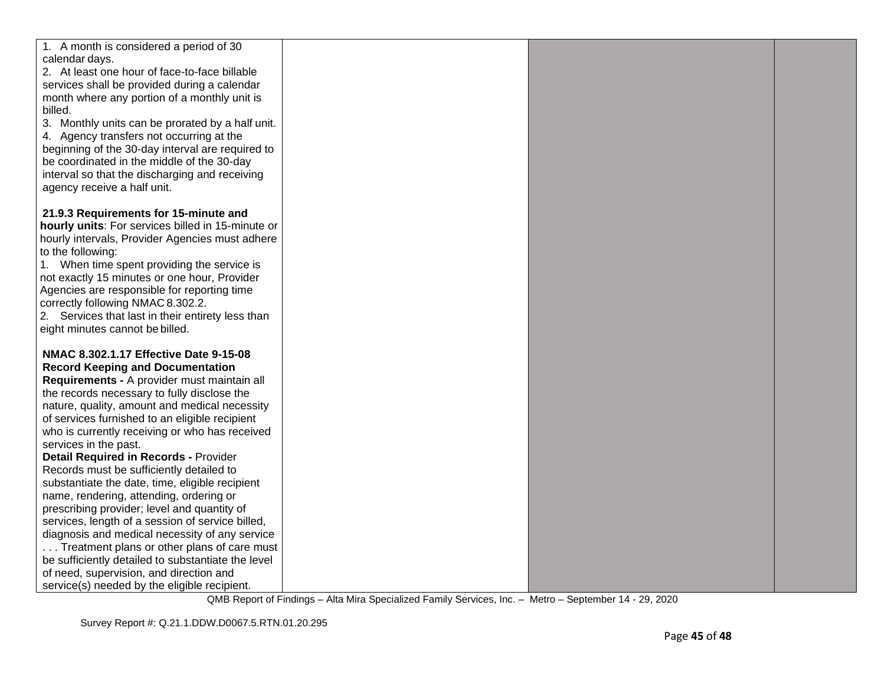| | | | |
|---|---|---|---|
| 1. A month is considered a period of 30 calendar days.<br>2. At least one hour of face-to-face billable services shall be provided during a calendar month where any portion of a monthly unit is billed.<br>3. Monthly units can be prorated by a half unit.<br>4. Agency transfers not occurring at the beginning of the 30-day interval are required to be coordinated in the middle of the 30-day interval so that the discharging and receiving agency receive a half unit.<br><br>**21.9.3 Requirements for 15-minute and hourly units**: For services billed in 15-minute or hourly intervals, Provider Agencies must adhere to the following:<br>1. When time spent providing the service is not exactly 15 minutes or one hour, Provider Agencies are responsible for reporting time correctly following NMAC 8.302.2.<br>2. Services that last in their entirety less than eight minutes cannot be billed.<br><br>**NMAC 8.302.1.17 Effective Date 9-15-08 Record Keeping and Documentation Requirements -** A provider must maintain all the records necessary to fully disclose the nature, quality, amount and medical necessity of services furnished to an eligible recipient who is currently receiving or who has received services in the past.<br>**Detail Required in Records -** Provider Records must be sufficiently detailed to substantiate the date, time, eligible recipient name, rendering, attending, ordering or prescribing provider; level and quantity of services, length of a session of service billed, diagnosis and medical necessity of any service . . . Treatment plans or other plans of care must be sufficiently detailed to substantiate the level of need, supervision, and direction and service(s) needed by the eligible recipient. | | | |

QMB Report of Findings – Alta Mira Specialized Family Services, Inc. – Metro – September 14 - 29, 2020

Survey Report #: Q.21.1.DDW.D0067.5.RTN.01.20.295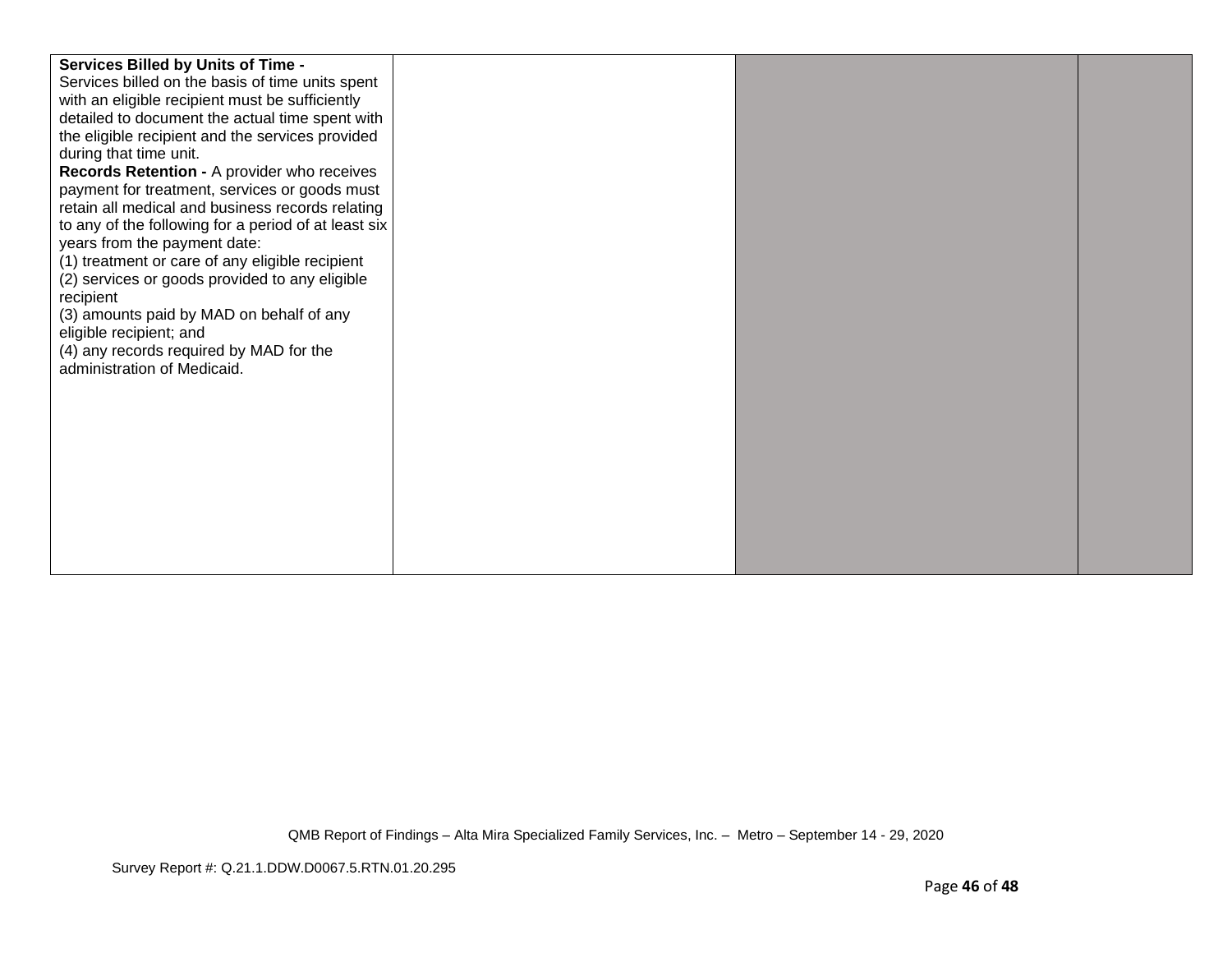| | | | |
|---|---|---|---|
| **Services Billed by Units of Time -** Services billed on the basis of time units spent with an eligible recipient must be sufficiently detailed to document the actual time spent with the eligible recipient and the services provided during that time unit.<br>**Records Retention -** A provider who receives payment for treatment, services or goods must retain all medical and business records relating to any of the following for a period of at least six years from the payment date:<br>(1) treatment or care of any eligible recipient<br>(2) services or goods provided to any eligible recipient<br>(3) amounts paid by MAD on behalf of any eligible recipient; and<br>(4) any records required by MAD for the administration of Medicaid. | | | |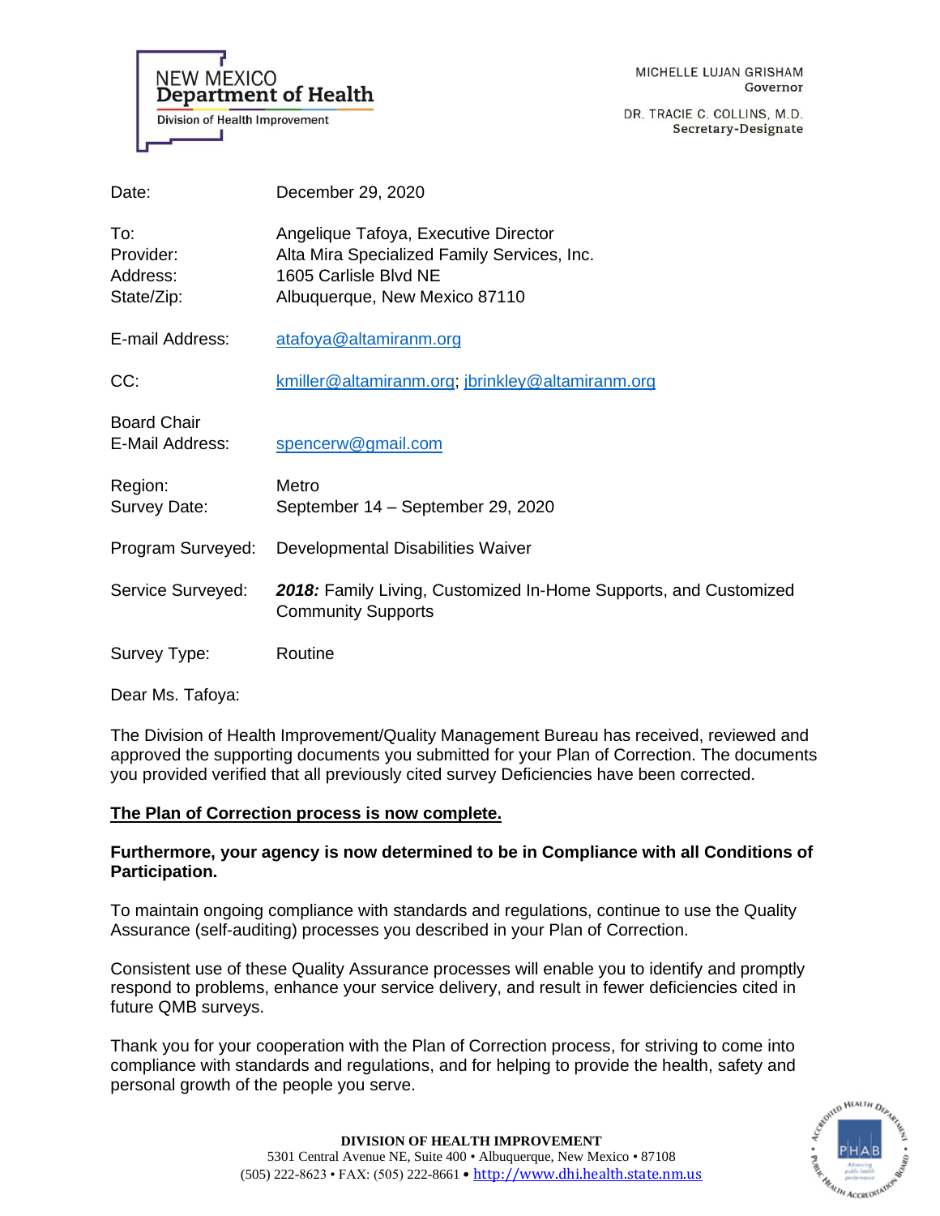NEW MEXICO
**Department of Health**
Division of Health Improvement

MICHELLE LUJAN GRISHAM
Governor

DR. TRACIE C. COLLINS, M.D.
Secretary-Designate

| | |
|---|---|
| Date: | December 29, 2020 |
| To: | Angelique Tafoya, Executive Director |
| Provider: | Alta Mira Specialized Family Services, Inc. |
| Address: | 1605 Carlisle Blvd NE |
| State/Zip: | Albuquerque, New Mexico 87110 |
| E-mail Address: | atafoya@altamiranm.org |
| CC: | kmiller@altamiranm.org; jbrinkley@altamiranm.org |
| Board Chair E-Mail Address: | spencerw@gmail.com |
| Region: | Metro |
| Survey Date: | September 14 – September 29, 2020 |
| Program Surveyed: | Developmental Disabilities Waiver |
| Service Surveyed: | ***2018:*** Family Living, Customized In-Home Supports, and Customized Community Supports |
| Survey Type: | Routine |

Dear Ms. Tafoya:

The Division of Health Improvement/Quality Management Bureau has received, reviewed and approved the supporting documents you submitted for your Plan of Correction. The documents you provided verified that all previously cited survey Deficiencies have been corrected.

**<u>The Plan of Correction process is now complete.</u>**

**Furthermore, your agency is now determined to be in Compliance with all Conditions of Participation.**

To maintain ongoing compliance with standards and regulations, continue to use the Quality Assurance (self-auditing) processes you described in your Plan of Correction.

Consistent use of these Quality Assurance processes will enable you to identify and promptly respond to problems, enhance your service delivery, and result in fewer deficiencies cited in future QMB surveys.

Thank you for your cooperation with the Plan of Correction process, for striving to come into compliance with standards and regulations, and for helping to provide the health, safety and personal growth of the people you serve.

**DIVISION OF HEALTH IMPROVEMENT**
5301 Central Avenue NE, Suite 400 • Albuquerque, New Mexico • 87108
(505) 222-8623 • FAX: (505) 222-8661 • http://www.dhi.health.state.nm.us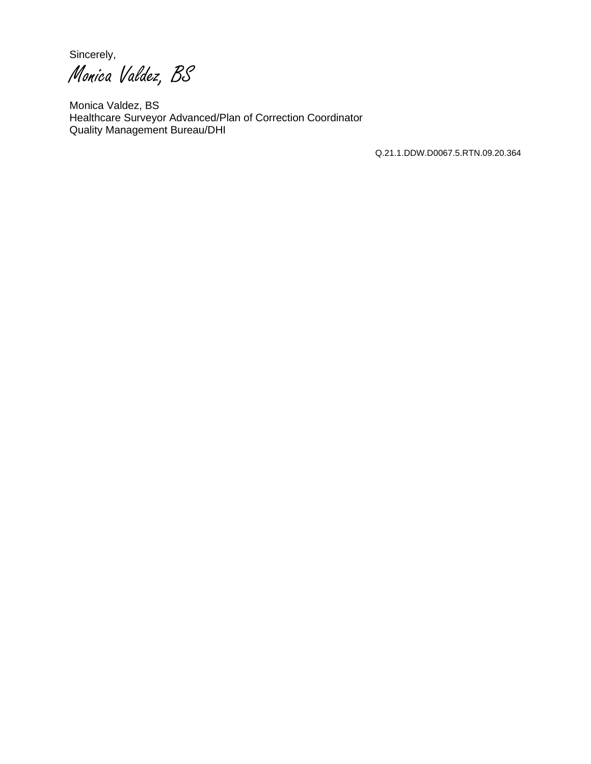Sincerely,

*Monica Valdez, BS*

Monica Valdez, BS
Healthcare Surveyor Advanced/Plan of Correction Coordinator
Quality Management Bureau/DHI

Q.21.1.DDW.D0067.5.RTN.09.20.364